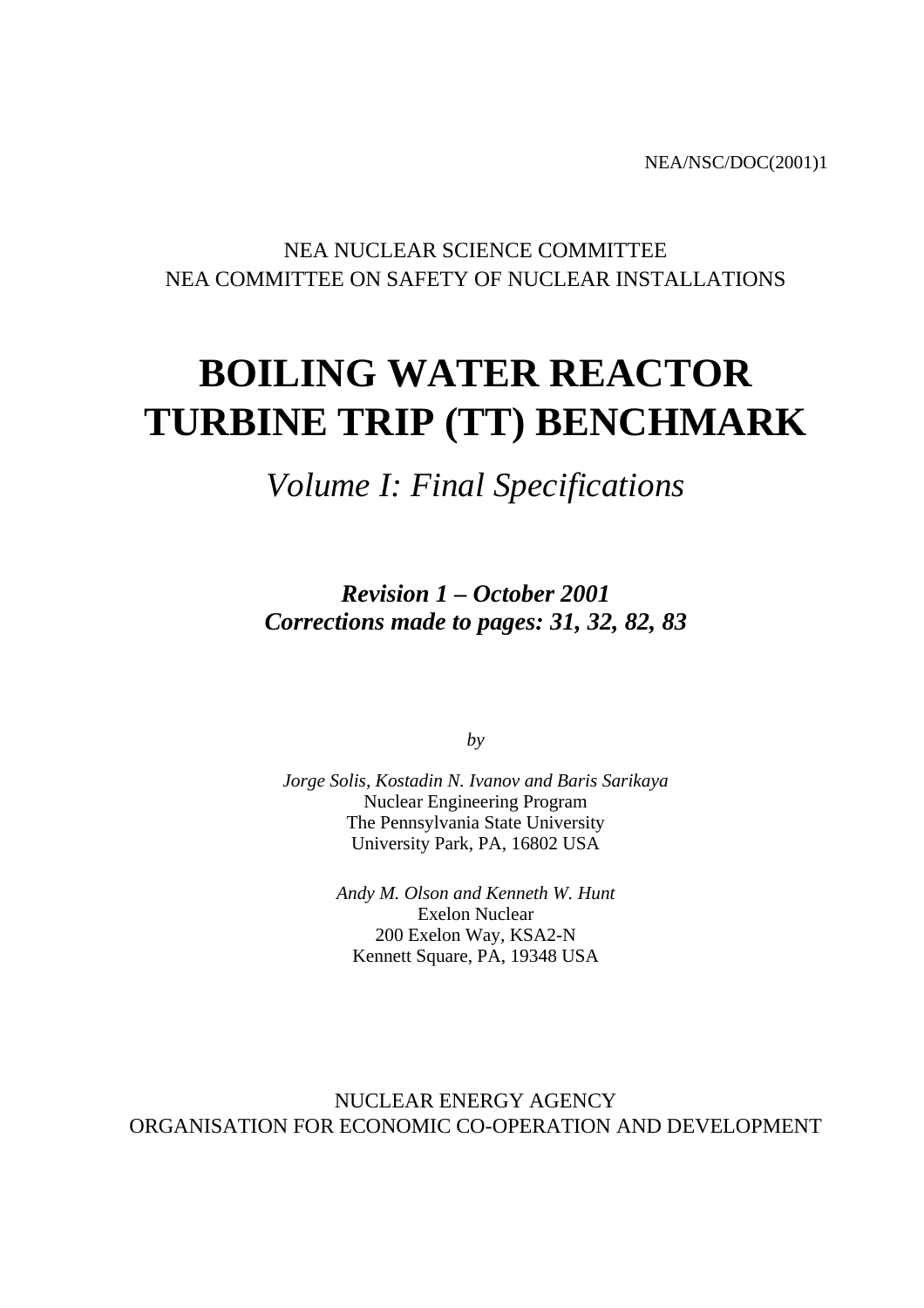NEA/NSC/DOC(2001)1

NEA NUCLEAR SCIENCE COMMITTEE
NEA COMMITTEE ON SAFETY OF NUCLEAR INSTALLATIONS

# BOILING WATER REACTOR TURBINE TRIP (TT) BENCHMARK

## *Volume I: Final Specifications*

***Revision 1 – October 2001***
***Corrections made to pages: 31, 32, 82, 83***

*by*

*Jorge Solis, Kostadin N. Ivanov and Baris Sarikaya*
Nuclear Engineering Program
The Pennsylvania State University
University Park, PA, 16802 USA

*Andy M. Olson and Kenneth W. Hunt*
Exelon Nuclear
200 Exelon Way, KSA2-N
Kennett Square, PA, 19348 USA

NUCLEAR ENERGY AGENCY
ORGANISATION FOR ECONOMIC CO-OPERATION AND DEVELOPMENT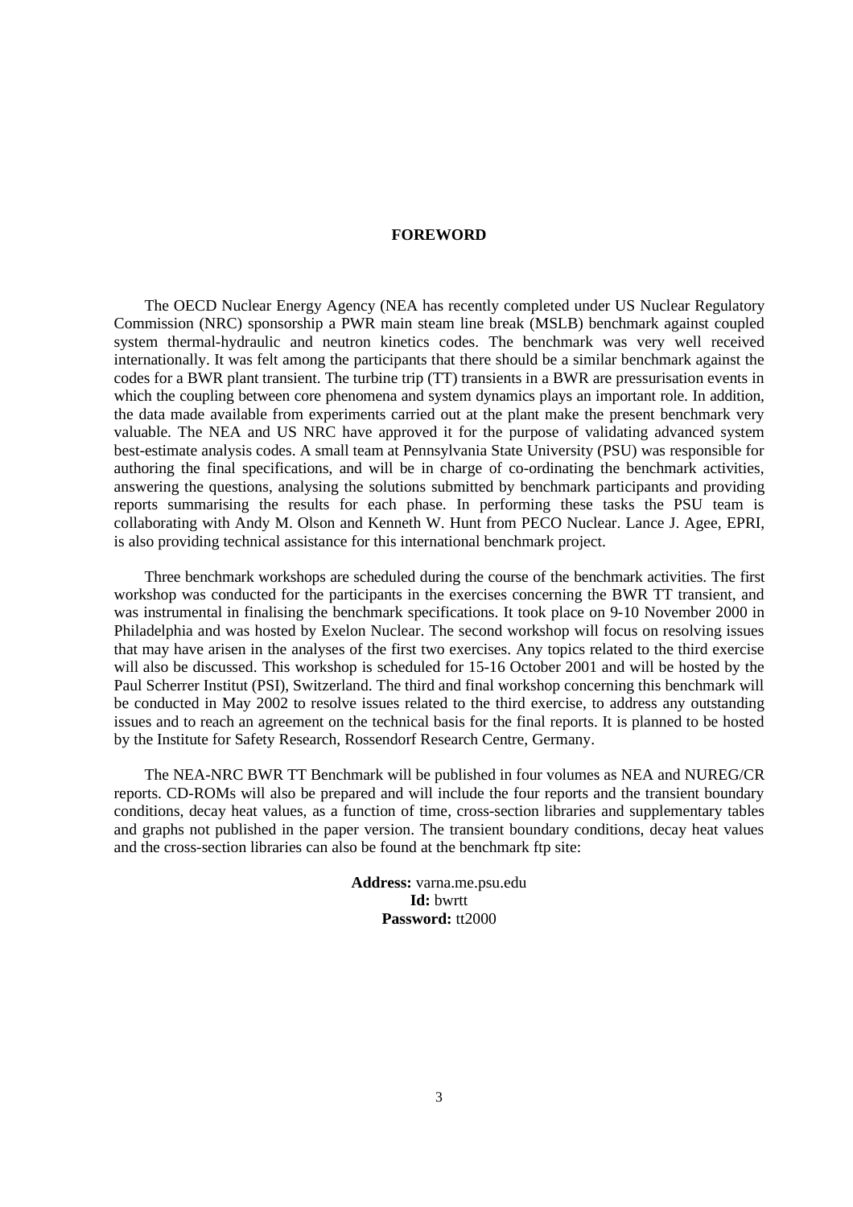# FOREWORD

The OECD Nuclear Energy Agency (NEA has recently completed under US Nuclear Regulatory Commission (NRC) sponsorship a PWR main steam line break (MSLB) benchmark against coupled system thermal-hydraulic and neutron kinetics codes. The benchmark was very well received internationally. It was felt among the participants that there should be a similar benchmark against the codes for a BWR plant transient. The turbine trip (TT) transients in a BWR are pressurisation events in which the coupling between core phenomena and system dynamics plays an important role. In addition, the data made available from experiments carried out at the plant make the present benchmark very valuable. The NEA and US NRC have approved it for the purpose of validating advanced system best-estimate analysis codes. A small team at Pennsylvania State University (PSU) was responsible for authoring the final specifications, and will be in charge of co-ordinating the benchmark activities, answering the questions, analysing the solutions submitted by benchmark participants and providing reports summarising the results for each phase. In performing these tasks the PSU team is collaborating with Andy M. Olson and Kenneth W. Hunt from PECO Nuclear. Lance J. Agee, EPRI, is also providing technical assistance for this international benchmark project.

Three benchmark workshops are scheduled during the course of the benchmark activities. The first workshop was conducted for the participants in the exercises concerning the BWR TT transient, and was instrumental in finalising the benchmark specifications. It took place on 9-10 November 2000 in Philadelphia and was hosted by Exelon Nuclear. The second workshop will focus on resolving issues that may have arisen in the analyses of the first two exercises. Any topics related to the third exercise will also be discussed. This workshop is scheduled for 15-16 October 2001 and will be hosted by the Paul Scherrer Institut (PSI), Switzerland. The third and final workshop concerning this benchmark will be conducted in May 2002 to resolve issues related to the third exercise, to address any outstanding issues and to reach an agreement on the technical basis for the final reports. It is planned to be hosted by the Institute for Safety Research, Rossendorf Research Centre, Germany.

The NEA-NRC BWR TT Benchmark will be published in four volumes as NEA and NUREG/CR reports. CD-ROMs will also be prepared and will include the four reports and the transient boundary conditions, decay heat values, as a function of time, cross-section libraries and supplementary tables and graphs not published in the paper version. The transient boundary conditions, decay heat values and the cross-section libraries can also be found at the benchmark ftp site:

**Address:** varna.me.psu.edu
**Id:** bwrtt
**Password:** tt2000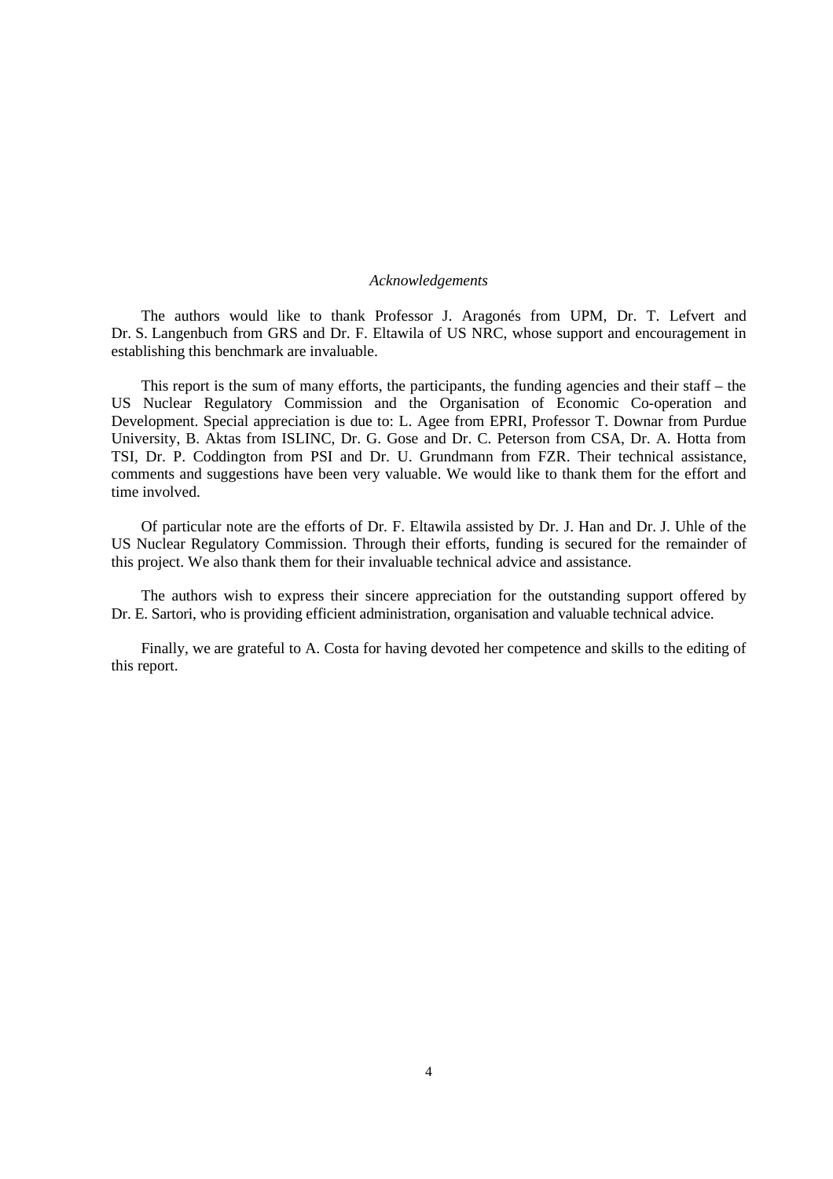*Acknowledgements*

The authors would like to thank Professor J. Aragonés from UPM, Dr. T. Lefvert and Dr. S. Langenbuch from GRS and Dr. F. Eltawila of US NRC, whose support and encouragement in establishing this benchmark are invaluable.

This report is the sum of many efforts, the participants, the funding agencies and their staff – the US Nuclear Regulatory Commission and the Organisation of Economic Co-operation and Development. Special appreciation is due to: L. Agee from EPRI, Professor T. Downar from Purdue University, B. Aktas from ISLINC, Dr. G. Gose and Dr. C. Peterson from CSA, Dr. A. Hotta from TSI, Dr. P. Coddington from PSI and Dr. U. Grundmann from FZR. Their technical assistance, comments and suggestions have been very valuable. We would like to thank them for the effort and time involved.

Of particular note are the efforts of Dr. F. Eltawila assisted by Dr. J. Han and Dr. J. Uhle of the US Nuclear Regulatory Commission. Through their efforts, funding is secured for the remainder of this project. We also thank them for their invaluable technical advice and assistance.

The authors wish to express their sincere appreciation for the outstanding support offered by Dr. E. Sartori, who is providing efficient administration, organisation and valuable technical advice.

Finally, we are grateful to A. Costa for having devoted her competence and skills to the editing of this report.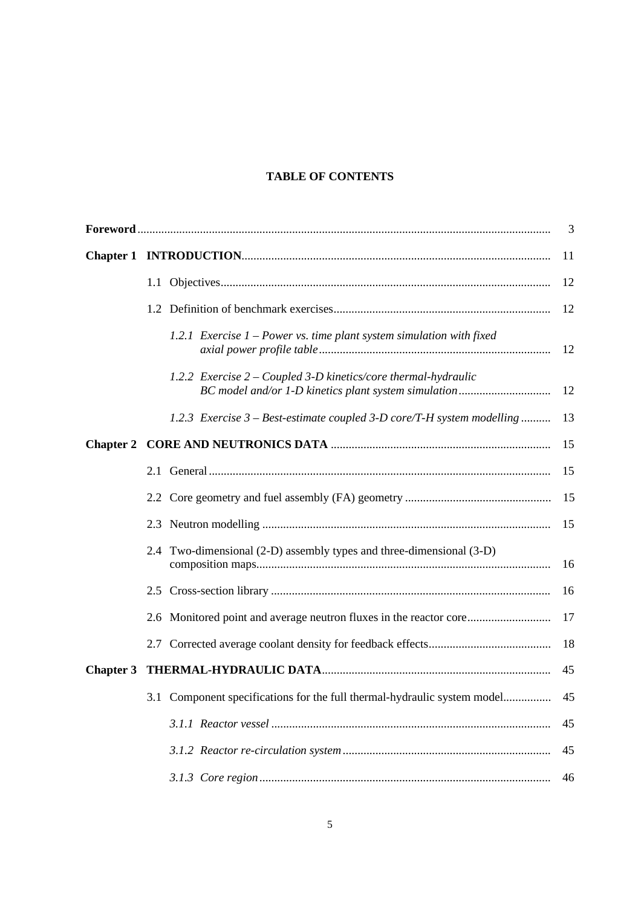# TABLE OF CONTENTS

| | | |
|---|---|---|
| **Foreword** | | 3 |
| **Chapter 1** | **INTRODUCTION** | 11 |
| | 1.1 Objectives | 12 |
| | 1.2 Definition of benchmark exercises | 12 |
| | *1.2.1 Exercise 1 – Power vs. time plant system simulation with fixed axial power profile table* | 12 |
| | *1.2.2 Exercise 2 – Coupled 3-D kinetics/core thermal-hydraulic BC model and/or 1-D kinetics plant system simulation* | 12 |
| | *1.2.3 Exercise 3 – Best-estimate coupled 3-D core/T-H system modelling* | 13 |
| **Chapter 2** | **CORE AND NEUTRONICS DATA** | 15 |
| | 2.1 General | 15 |
| | 2.2 Core geometry and fuel assembly (FA) geometry | 15 |
| | 2.3 Neutron modelling | 15 |
| | 2.4 Two-dimensional (2-D) assembly types and three-dimensional (3-D) composition maps | 16 |
| | 2.5 Cross-section library | 16 |
| | 2.6 Monitored point and average neutron fluxes in the reactor core | 17 |
| | 2.7 Corrected average coolant density for feedback effects | 18 |
| **Chapter 3** | **THERMAL-HYDRAULIC DATA** | 45 |
| | 3.1 Component specifications for the full thermal-hydraulic system model | 45 |
| | *3.1.1 Reactor vessel* | 45 |
| | *3.1.2 Reactor re-circulation system* | 45 |
| | *3.1.3 Core region* | 46 |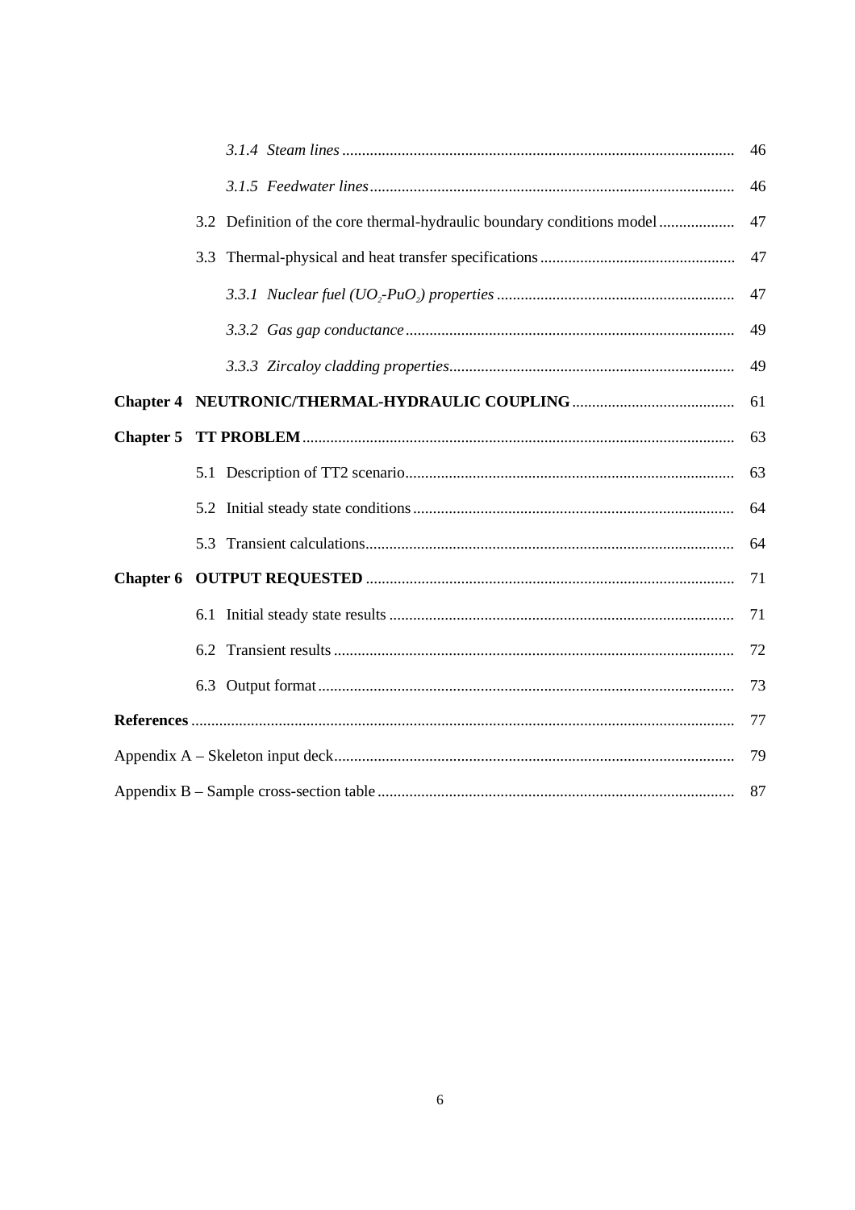*3.1.4 Steam lines* .................................................................................................. 46

*3.1.5 Feedwater lines* .......................................................................................... 46

3.2 Definition of the core thermal-hydraulic boundary conditions model .................. 47

3.3 Thermal-physical and heat transfer specifications ................................................ 47

*3.3.1 Nuclear fuel ($UO_2$-$PuO_2$) properties* ........................................................... 47

*3.3.2 Gas gap conductance* ................................................................................. 49

*3.3.3 Zircaloy cladding properties* ....................................................................... 49

**Chapter 4 NEUTRONIC/THERMAL-HYDRAULIC COUPLING** ........................................ 61

**Chapter 5 TT PROBLEM** ........................................................................................... 63

5.1 Description of TT2 scenario .................................................................................. 63

5.2 Initial steady state conditions ................................................................................ 64

5.3 Transient calculations ............................................................................................ 64

**Chapter 6 OUTPUT REQUESTED** ............................................................................ 71

6.1 Initial steady state results ...................................................................................... 71

6.2 Transient results .................................................................................................... 72

6.3 Output format ........................................................................................................ 73

**References** ................................................................................................................ 77

Appendix A – Skeleton input deck ................................................................................... 79

Appendix B – Sample cross-section table ........................................................................ 87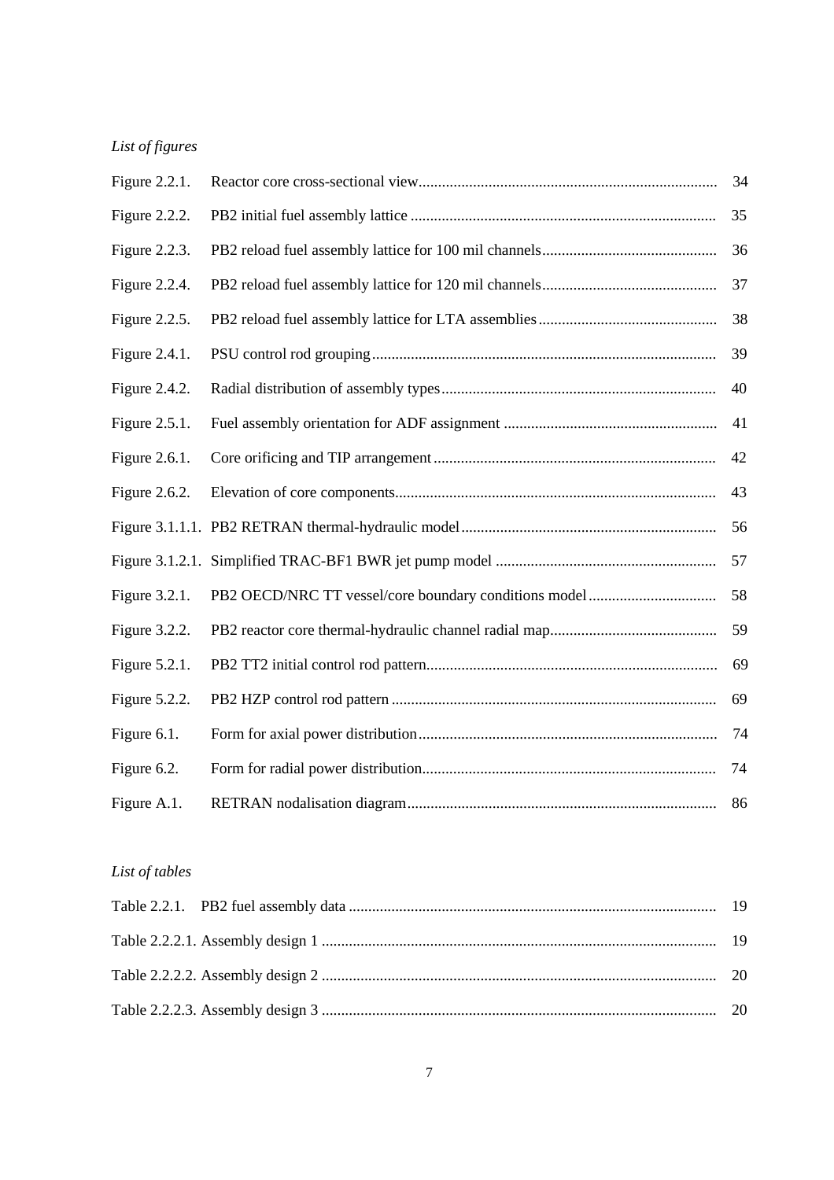*List of figures*

| | | |
|---|---|---|
| Figure 2.2.1. | Reactor core cross-sectional view | 34 |
| Figure 2.2.2. | PB2 initial fuel assembly lattice | 35 |
| Figure 2.2.3. | PB2 reload fuel assembly lattice for 100 mil channels | 36 |
| Figure 2.2.4. | PB2 reload fuel assembly lattice for 120 mil channels | 37 |
| Figure 2.2.5. | PB2 reload fuel assembly lattice for LTA assemblies | 38 |
| Figure 2.4.1. | PSU control rod grouping | 39 |
| Figure 2.4.2. | Radial distribution of assembly types | 40 |
| Figure 2.5.1. | Fuel assembly orientation for ADF assignment | 41 |
| Figure 2.6.1. | Core orificing and TIP arrangement | 42 |
| Figure 2.6.2. | Elevation of core components | 43 |
| Figure 3.1.1.1. | PB2 RETRAN thermal-hydraulic model | 56 |
| Figure 3.1.2.1. | Simplified TRAC-BF1 BWR jet pump model | 57 |
| Figure 3.2.1. | PB2 OECD/NRC TT vessel/core boundary conditions model | 58 |
| Figure 3.2.2. | PB2 reactor core thermal-hydraulic channel radial map | 59 |
| Figure 5.2.1. | PB2 TT2 initial control rod pattern | 69 |
| Figure 5.2.2. | PB2 HZP control rod pattern | 69 |
| Figure 6.1. | Form for axial power distribution | 74 |
| Figure 6.2. | Form for radial power distribution | 74 |
| Figure A.1. | RETRAN nodalisation diagram | 86 |

*List of tables*

| | | |
|---|---|---|
| Table 2.2.1. | PB2 fuel assembly data | 19 |
| Table 2.2.2.1. | Assembly design 1 | 19 |
| Table 2.2.2.2. | Assembly design 2 | 20 |
| Table 2.2.2.3. | Assembly design 3 | 20 |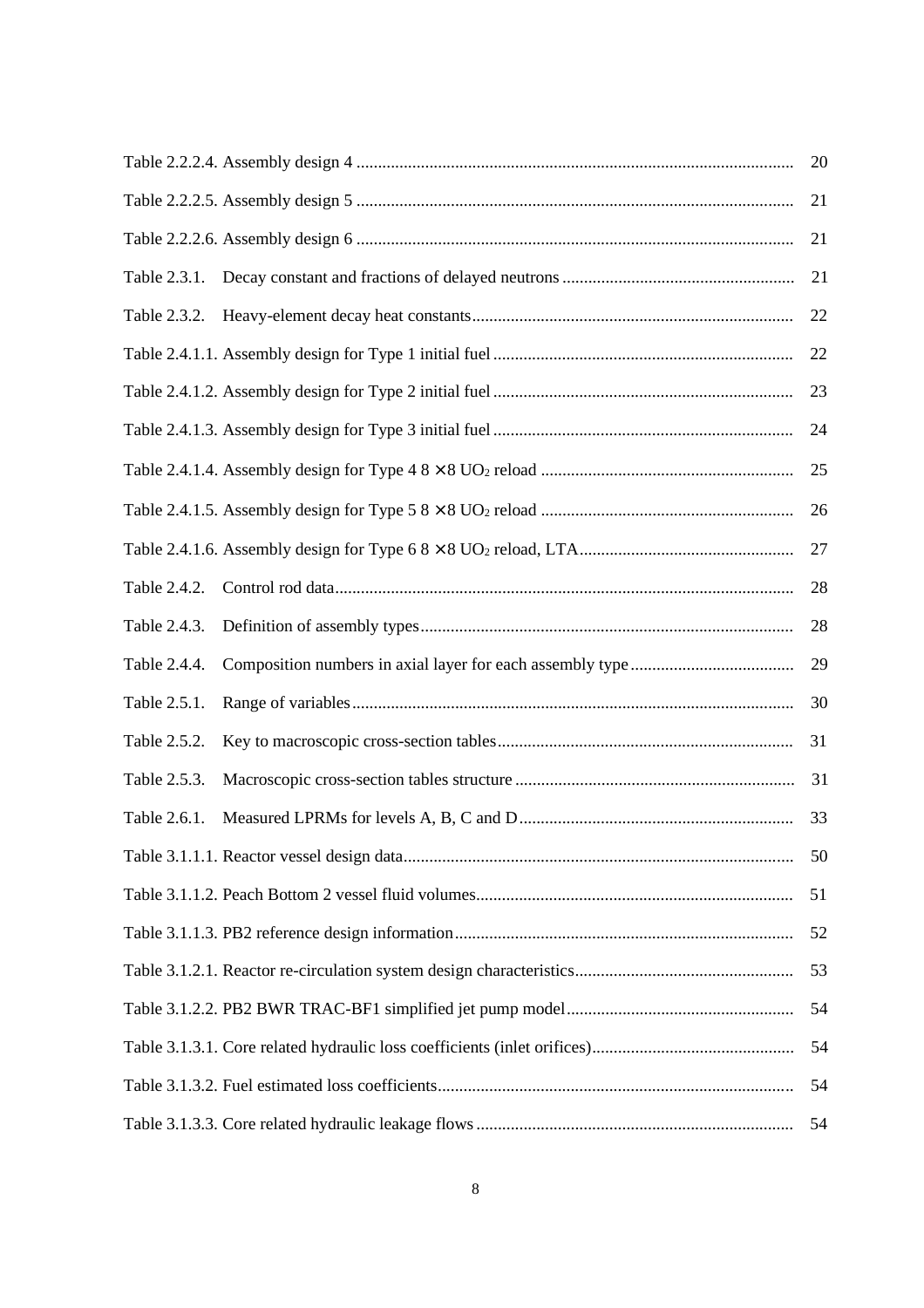Table 2.2.2.4. Assembly design 4 ..................................................................................................... 20

Table 2.2.2.5. Assembly design 5 ..................................................................................................... 21

Table 2.2.2.6. Assembly design 6 ..................................................................................................... 21

Table 2.3.1. Decay constant and fractions of delayed neutrons ..................................................... 21

Table 2.3.2. Heavy-element decay heat constants.......................................................................... 22

Table 2.4.1.1. Assembly design for Type 1 initial fuel ..................................................................... 22

Table 2.4.1.2. Assembly design for Type 2 initial fuel ..................................................................... 23

Table 2.4.1.3. Assembly design for Type 3 initial fuel ..................................................................... 24

Table 2.4.1.4. Assembly design for Type 4 8 × 8 $UO_2$ reload .......................................................... 25

Table 2.4.1.5. Assembly design for Type 5 8 × 8 $UO_2$ reload .......................................................... 26

Table 2.4.1.6. Assembly design for Type 6 8 × 8 $UO_2$ reload, LTA................................................. 27

Table 2.4.2. Control rod data.......................................................................................................... 28

Table 2.4.3. Definition of assembly types...................................................................................... 28

Table 2.4.4. Composition numbers in axial layer for each assembly type ...................................... 29

Table 2.5.1. Range of variables...................................................................................................... 30

Table 2.5.2. Key to macroscopic cross-section tables..................................................................... 31

Table 2.5.3. Macroscopic cross-section tables structure ................................................................ 31

Table 2.6.1. Measured LPRMs for levels A, B, C and D ............................................................... 33

Table 3.1.1.1. Reactor vessel design data.......................................................................................... 50

Table 3.1.1.2. Peach Bottom 2 vessel fluid volumes......................................................................... 51

Table 3.1.1.3. PB2 reference design information .............................................................................. 52

Table 3.1.2.1. Reactor re-circulation system design characteristics.................................................. 53

Table 3.1.2.2. PB2 BWR TRAC-BF1 simplified jet pump model .................................................... 54

Table 3.1.3.1. Core related hydraulic loss coefficients (inlet orifices).............................................. 54

Table 3.1.3.2. Fuel estimated loss coefficients.................................................................................. 54

Table 3.1.3.3. Core related hydraulic leakage flows ......................................................................... 54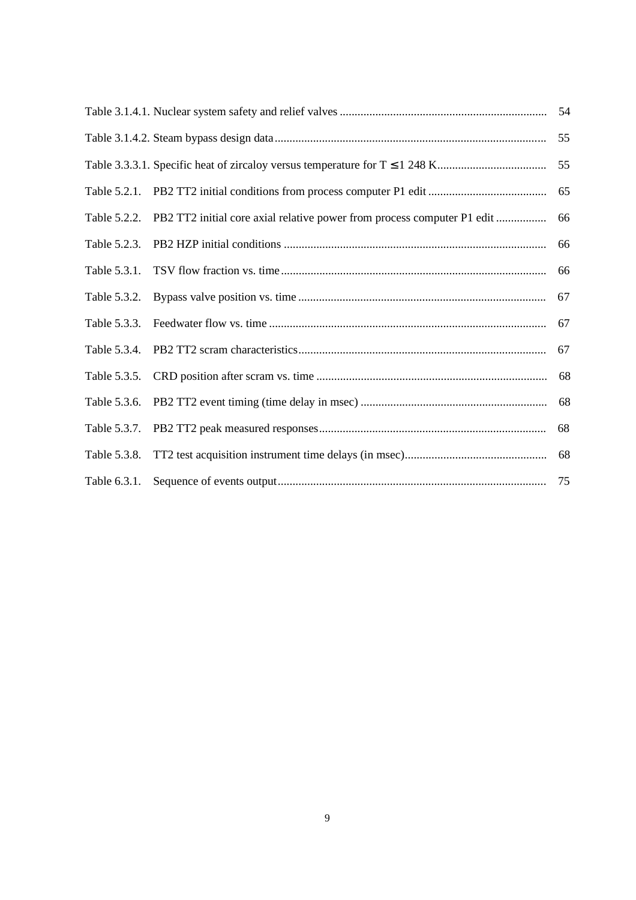Table 3.1.4.1. Nuclear system safety and relief valves ..................................................................... 54

Table 3.1.4.2. Steam bypass design data........................................................................................... 55

Table 3.3.3.1. Specific heat of zircaloy versus temperature for $T \leq 1\,248$ K..................................... 55

Table 5.2.1. PB2 TT2 initial conditions from process computer P1 edit ........................................ 65

Table 5.2.2. PB2 TT2 initial core axial relative power from process computer P1 edit ................. 66

Table 5.2.3. PB2 HZP initial conditions ........................................................................................ 66

Table 5.3.1. TSV flow fraction vs. time......................................................................................... 66

Table 5.3.2. Bypass valve position vs. time ................................................................................... 67

Table 5.3.3. Feedwater flow vs. time ............................................................................................. 67

Table 5.3.4. PB2 TT2 scram characteristics................................................................................... 67

Table 5.3.5. CRD position after scram vs. time ............................................................................. 68

Table 5.3.6. PB2 TT2 event timing (time delay in msec) ............................................................... 68

Table 5.3.7. PB2 TT2 peak measured responses............................................................................ 68

Table 5.3.8. TT2 test acquisition instrument time delays (in msec)................................................ 68

Table 6.3.1. Sequence of events output.......................................................................................... 75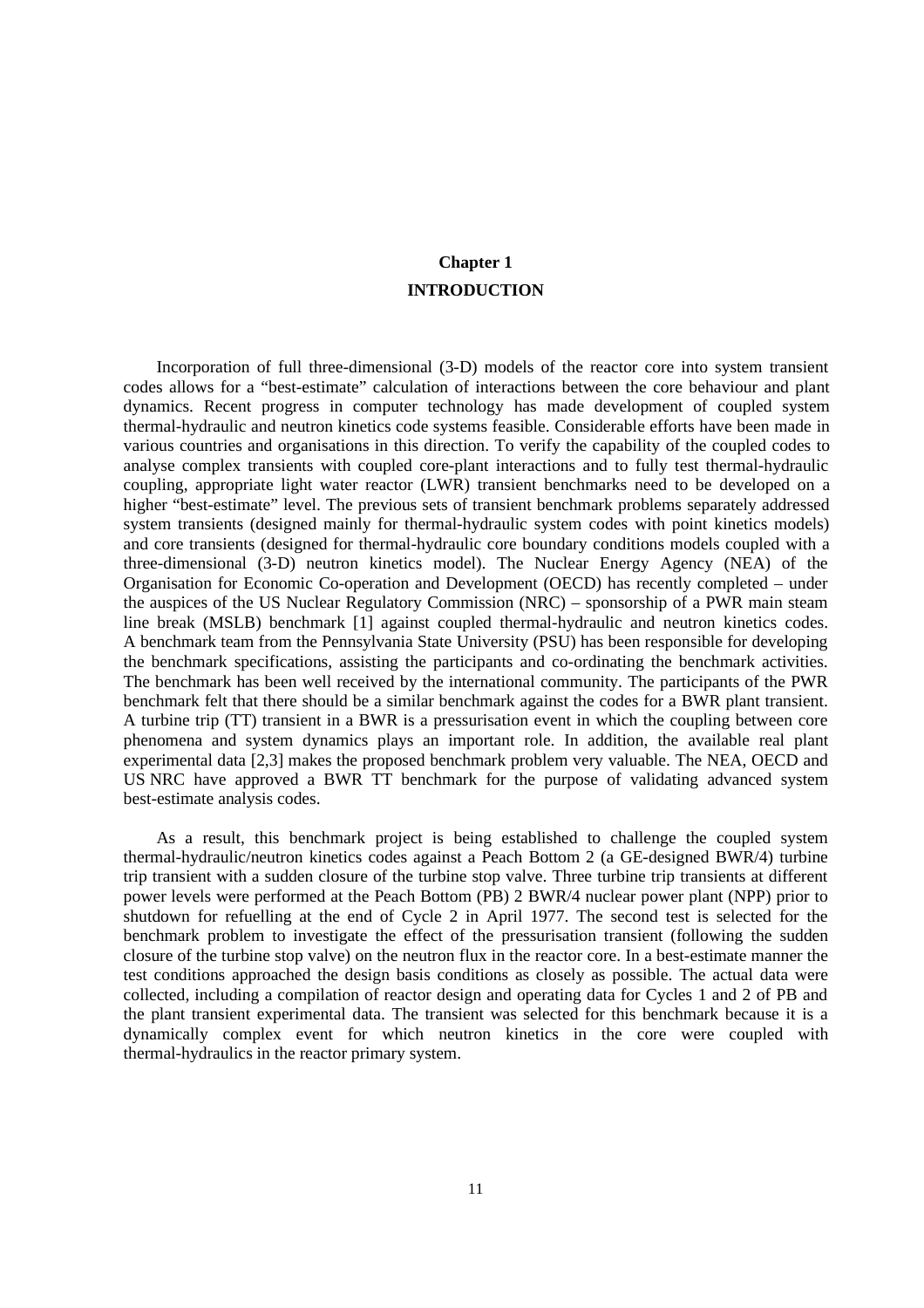# Chapter 1

# INTRODUCTION

Incorporation of full three-dimensional (3-D) models of the reactor core into system transient codes allows for a "best-estimate" calculation of interactions between the core behaviour and plant dynamics. Recent progress in computer technology has made development of coupled system thermal-hydraulic and neutron kinetics code systems feasible. Considerable efforts have been made in various countries and organisations in this direction. To verify the capability of the coupled codes to analyse complex transients with coupled core-plant interactions and to fully test thermal-hydraulic coupling, appropriate light water reactor (LWR) transient benchmarks need to be developed on a higher "best-estimate" level. The previous sets of transient benchmark problems separately addressed system transients (designed mainly for thermal-hydraulic system codes with point kinetics models) and core transients (designed for thermal-hydraulic core boundary conditions models coupled with a three-dimensional (3-D) neutron kinetics model). The Nuclear Energy Agency (NEA) of the Organisation for Economic Co-operation and Development (OECD) has recently completed – under the auspices of the US Nuclear Regulatory Commission (NRC) – sponsorship of a PWR main steam line break (MSLB) benchmark [1] against coupled thermal-hydraulic and neutron kinetics codes. A benchmark team from the Pennsylvania State University (PSU) has been responsible for developing the benchmark specifications, assisting the participants and co-ordinating the benchmark activities. The benchmark has been well received by the international community. The participants of the PWR benchmark felt that there should be a similar benchmark against the codes for a BWR plant transient. A turbine trip (TT) transient in a BWR is a pressurisation event in which the coupling between core phenomena and system dynamics plays an important role. In addition, the available real plant experimental data [2,3] makes the proposed benchmark problem very valuable. The NEA, OECD and US NRC have approved a BWR TT benchmark for the purpose of validating advanced system best-estimate analysis codes.

As a result, this benchmark project is being established to challenge the coupled system thermal-hydraulic/neutron kinetics codes against a Peach Bottom 2 (a GE-designed BWR/4) turbine trip transient with a sudden closure of the turbine stop valve. Three turbine trip transients at different power levels were performed at the Peach Bottom (PB) 2 BWR/4 nuclear power plant (NPP) prior to shutdown for refuelling at the end of Cycle 2 in April 1977. The second test is selected for the benchmark problem to investigate the effect of the pressurisation transient (following the sudden closure of the turbine stop valve) on the neutron flux in the reactor core. In a best-estimate manner the test conditions approached the design basis conditions as closely as possible. The actual data were collected, including a compilation of reactor design and operating data for Cycles 1 and 2 of PB and the plant transient experimental data. The transient was selected for this benchmark because it is a dynamically complex event for which neutron kinetics in the core were coupled with thermal-hydraulics in the reactor primary system.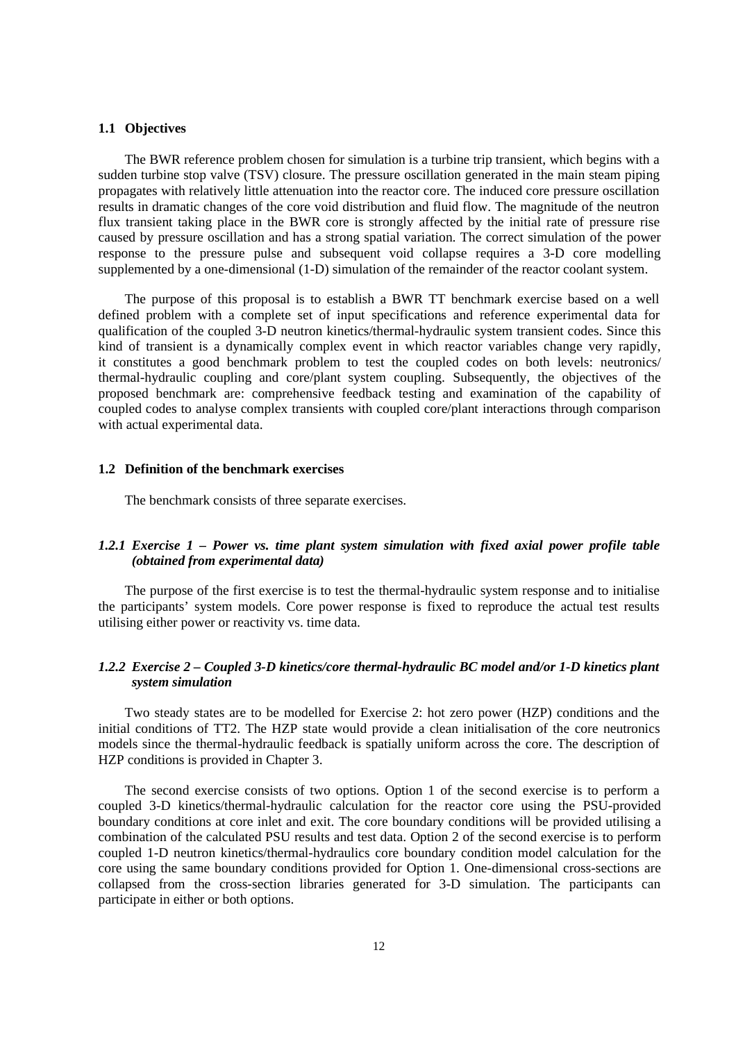### 1.1 Objectives

The BWR reference problem chosen for simulation is a turbine trip transient, which begins with a sudden turbine stop valve (TSV) closure. The pressure oscillation generated in the main steam piping propagates with relatively little attenuation into the reactor core. The induced core pressure oscillation results in dramatic changes of the core void distribution and fluid flow. The magnitude of the neutron flux transient taking place in the BWR core is strongly affected by the initial rate of pressure rise caused by pressure oscillation and has a strong spatial variation. The correct simulation of the power response to the pressure pulse and subsequent void collapse requires a 3-D core modelling supplemented by a one-dimensional (1-D) simulation of the remainder of the reactor coolant system.

The purpose of this proposal is to establish a BWR TT benchmark exercise based on a well defined problem with a complete set of input specifications and reference experimental data for qualification of the coupled 3-D neutron kinetics/thermal-hydraulic system transient codes. Since this kind of transient is a dynamically complex event in which reactor variables change very rapidly, it constitutes a good benchmark problem to test the coupled codes on both levels: neutronics/ thermal-hydraulic coupling and core/plant system coupling. Subsequently, the objectives of the proposed benchmark are: comprehensive feedback testing and examination of the capability of coupled codes to analyse complex transients with coupled core/plant interactions through comparison with actual experimental data.

### 1.2 Definition of the benchmark exercises

The benchmark consists of three separate exercises.

#### *1.2.1 Exercise 1 – Power vs. time plant system simulation with fixed axial power profile table (obtained from experimental data)*

The purpose of the first exercise is to test the thermal-hydraulic system response and to initialise the participants' system models. Core power response is fixed to reproduce the actual test results utilising either power or reactivity vs. time data.

#### *1.2.2 Exercise 2 – Coupled 3-D kinetics/core thermal-hydraulic BC model and/or 1-D kinetics plant system simulation*

Two steady states are to be modelled for Exercise 2: hot zero power (HZP) conditions and the initial conditions of TT2. The HZP state would provide a clean initialisation of the core neutronics models since the thermal-hydraulic feedback is spatially uniform across the core. The description of HZP conditions is provided in Chapter 3.

The second exercise consists of two options. Option 1 of the second exercise is to perform a coupled 3-D kinetics/thermal-hydraulic calculation for the reactor core using the PSU-provided boundary conditions at core inlet and exit. The core boundary conditions will be provided utilising a combination of the calculated PSU results and test data. Option 2 of the second exercise is to perform coupled 1-D neutron kinetics/thermal-hydraulics core boundary condition model calculation for the core using the same boundary conditions provided for Option 1. One-dimensional cross-sections are collapsed from the cross-section libraries generated for 3-D simulation. The participants can participate in either or both options.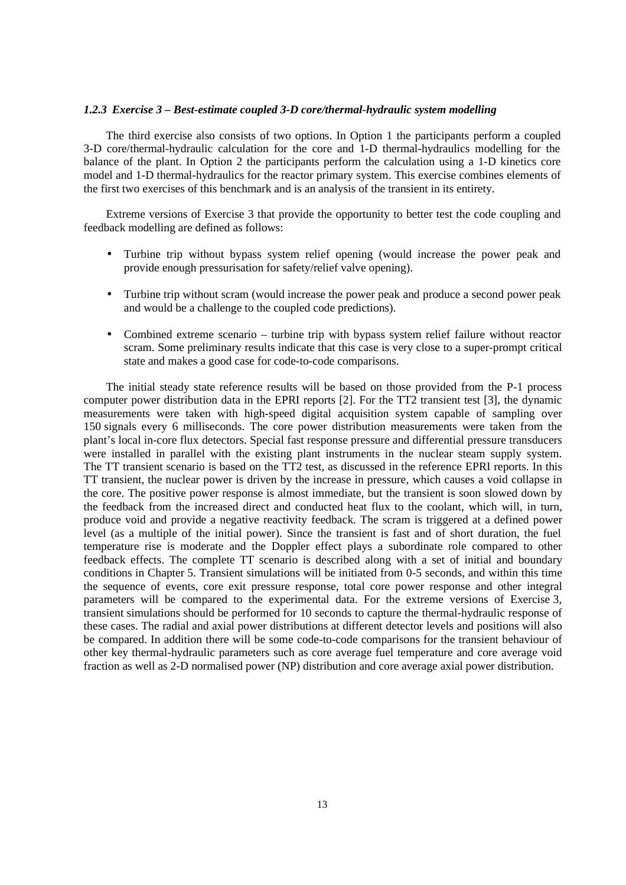### *1.2.3 Exercise 3 – Best-estimate coupled 3-D core/thermal-hydraulic system modelling*

The third exercise also consists of two options. In Option 1 the participants perform a coupled 3-D core/thermal-hydraulic calculation for the core and 1-D thermal-hydraulics modelling for the balance of the plant. In Option 2 the participants perform the calculation using a 1-D kinetics core model and 1-D thermal-hydraulics for the reactor primary system. This exercise combines elements of the first two exercises of this benchmark and is an analysis of the transient in its entirety.

Extreme versions of Exercise 3 that provide the opportunity to better test the code coupling and feedback modelling are defined as follows:

- Turbine trip without bypass system relief opening (would increase the power peak and provide enough pressurisation for safety/relief valve opening).
- Turbine trip without scram (would increase the power peak and produce a second power peak and would be a challenge to the coupled code predictions).
- Combined extreme scenario – turbine trip with bypass system relief failure without reactor scram. Some preliminary results indicate that this case is very close to a super-prompt critical state and makes a good case for code-to-code comparisons.

The initial steady state reference results will be based on those provided from the P-1 process computer power distribution data in the EPRI reports [2]. For the TT2 transient test [3], the dynamic measurements were taken with high-speed digital acquisition system capable of sampling over 150 signals every 6 milliseconds. The core power distribution measurements were taken from the plant's local in-core flux detectors. Special fast response pressure and differential pressure transducers were installed in parallel with the existing plant instruments in the nuclear steam supply system. The TT transient scenario is based on the TT2 test, as discussed in the reference EPRI reports. In this TT transient, the nuclear power is driven by the increase in pressure, which causes a void collapse in the core. The positive power response is almost immediate, but the transient is soon slowed down by the feedback from the increased direct and conducted heat flux to the coolant, which will, in turn, produce void and provide a negative reactivity feedback. The scram is triggered at a defined power level (as a multiple of the initial power). Since the transient is fast and of short duration, the fuel temperature rise is moderate and the Doppler effect plays a subordinate role compared to other feedback effects. The complete TT scenario is described along with a set of initial and boundary conditions in Chapter 5. Transient simulations will be initiated from 0-5 seconds, and within this time the sequence of events, core exit pressure response, total core power response and other integral parameters will be compared to the experimental data. For the extreme versions of Exercise 3, transient simulations should be performed for 10 seconds to capture the thermal-hydraulic response of these cases. The radial and axial power distributions at different detector levels and positions will also be compared. In addition there will be some code-to-code comparisons for the transient behaviour of other key thermal-hydraulic parameters such as core average fuel temperature and core average void fraction as well as 2-D normalised power (NP) distribution and core average axial power distribution.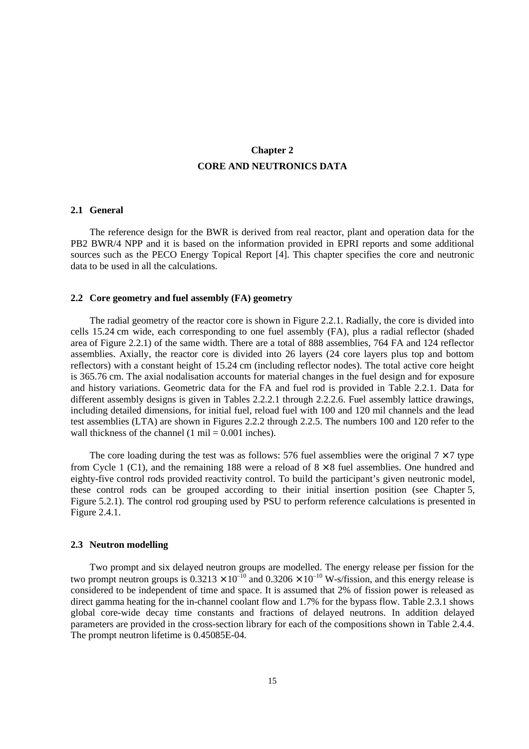# Chapter 2

# CORE AND NEUTRONICS DATA

## 2.1 General

The reference design for the BWR is derived from real reactor, plant and operation data for the PB2 BWR/4 NPP and it is based on the information provided in EPRI reports and some additional sources such as the PECO Energy Topical Report [4]. This chapter specifies the core and neutronic data to be used in all the calculations.

## 2.2 Core geometry and fuel assembly (FA) geometry

The radial geometry of the reactor core is shown in Figure 2.2.1. Radially, the core is divided into cells 15.24 cm wide, each corresponding to one fuel assembly (FA), plus a radial reflector (shaded area of Figure 2.2.1) of the same width. There are a total of 888 assemblies, 764 FA and 124 reflector assemblies. Axially, the reactor core is divided into 26 layers (24 core layers plus top and bottom reflectors) with a constant height of 15.24 cm (including reflector nodes). The total active core height is 365.76 cm. The axial nodalisation accounts for material changes in the fuel design and for exposure and history variations. Geometric data for the FA and fuel rod is provided in Table 2.2.1. Data for different assembly designs is given in Tables 2.2.2.1 through 2.2.2.6. Fuel assembly lattice drawings, including detailed dimensions, for initial fuel, reload fuel with 100 and 120 mil channels and the lead test assemblies (LTA) are shown in Figures 2.2.2 through 2.2.5. The numbers 100 and 120 refer to the wall thickness of the channel (1 mil = 0.001 inches).

The core loading during the test was as follows: 576 fuel assemblies were the original $7 \times 7$ type from Cycle 1 (C1), and the remaining 188 were a reload of $8 \times 8$ fuel assemblies. One hundred and eighty-five control rods provided reactivity control. To build the participant's given neutronic model, these control rods can be grouped according to their initial insertion position (see Chapter 5, Figure 5.2.1). The control rod grouping used by PSU to perform reference calculations is presented in Figure 2.4.1.

## 2.3 Neutron modelling

Two prompt and six delayed neutron groups are modelled. The energy release per fission for the two prompt neutron groups is $0.3213 \times 10^{-10}$ and $0.3206 \times 10^{-10}$ W-s/fission, and this energy release is considered to be independent of time and space. It is assumed that 2% of fission power is released as direct gamma heating for the in-channel coolant flow and 1.7% for the bypass flow. Table 2.3.1 shows global core-wide decay time constants and fractions of delayed neutrons. In addition delayed parameters are provided in the cross-section library for each of the compositions shown in Table 2.4.4. The prompt neutron lifetime is 0.45085E-04.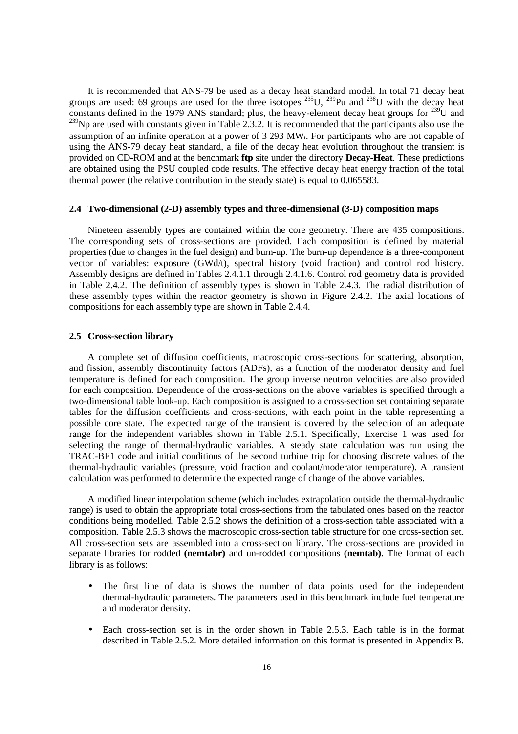It is recommended that ANS-79 be used as a decay heat standard model. In total 71 decay heat groups are used: 69 groups are used for the three isotopes $^{235}U$, $^{239}Pu$ and $^{238}U$ with the decay heat constants defined in the 1979 ANS standard; plus, the heavy-element decay heat groups for $^{239}U$ and $^{239}Np$ are used with constants given in Table 2.3.2. It is recommended that the participants also use the assumption of an infinite operation at a power of 3 293 $MW_t$. For participants who are not capable of using the ANS-79 decay heat standard, a file of the decay heat evolution throughout the transient is provided on CD-ROM and at the benchmark **ftp** site under the directory **Decay-Heat**. These predictions are obtained using the PSU coupled code results. The effective decay heat energy fraction of the total thermal power (the relative contribution in the steady state) is equal to 0.065583.

## 2.4 Two-dimensional (2-D) assembly types and three-dimensional (3-D) composition maps

Nineteen assembly types are contained within the core geometry. There are 435 compositions. The corresponding sets of cross-sections are provided. Each composition is defined by material properties (due to changes in the fuel design) and burn-up. The burn-up dependence is a three-component vector of variables: exposure (GWd/t), spectral history (void fraction) and control rod history. Assembly designs are defined in Tables 2.4.1.1 through 2.4.1.6. Control rod geometry data is provided in Table 2.4.2. The definition of assembly types is shown in Table 2.4.3. The radial distribution of these assembly types within the reactor geometry is shown in Figure 2.4.2. The axial locations of compositions for each assembly type are shown in Table 2.4.4.

## 2.5 Cross-section library

A complete set of diffusion coefficients, macroscopic cross-sections for scattering, absorption, and fission, assembly discontinuity factors (ADFs), as a function of the moderator density and fuel temperature is defined for each composition. The group inverse neutron velocities are also provided for each composition. Dependence of the cross-sections on the above variables is specified through a two-dimensional table look-up. Each composition is assigned to a cross-section set containing separate tables for the diffusion coefficients and cross-sections, with each point in the table representing a possible core state. The expected range of the transient is covered by the selection of an adequate range for the independent variables shown in Table 2.5.1. Specifically, Exercise 1 was used for selecting the range of thermal-hydraulic variables. A steady state calculation was run using the TRAC-BF1 code and initial conditions of the second turbine trip for choosing discrete values of the thermal-hydraulic variables (pressure, void fraction and coolant/moderator temperature). A transient calculation was performed to determine the expected range of change of the above variables.

A modified linear interpolation scheme (which includes extrapolation outside the thermal-hydraulic range) is used to obtain the appropriate total cross-sections from the tabulated ones based on the reactor conditions being modelled. Table 2.5.2 shows the definition of a cross-section table associated with a composition. Table 2.5.3 shows the macroscopic cross-section table structure for one cross-section set. All cross-section sets are assembled into a cross-section library. The cross-sections are provided in separate libraries for rodded **(nemtabr)** and un-rodded compositions **(nemtab)**. The format of each library is as follows:

- The first line of data is shows the number of data points used for the independent thermal-hydraulic parameters. The parameters used in this benchmark include fuel temperature and moderator density.
- Each cross-section set is in the order shown in Table 2.5.3. Each table is in the format described in Table 2.5.2. More detailed information on this format is presented in Appendix B.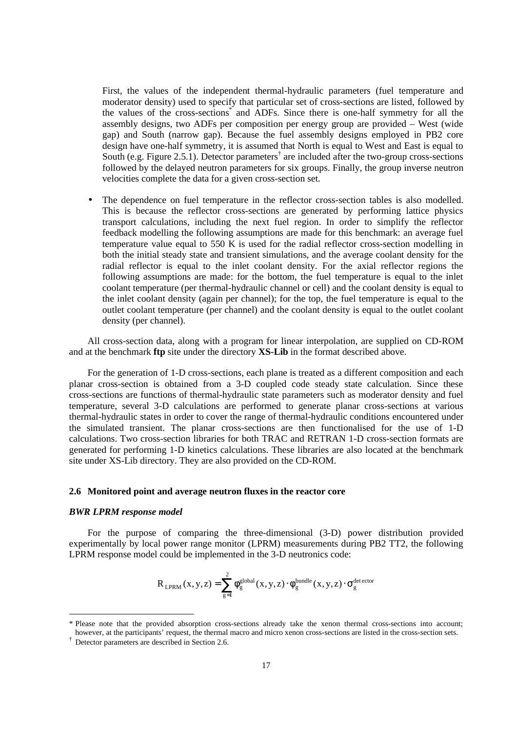First, the values of the independent thermal-hydraulic parameters (fuel temperature and moderator density) used to specify that particular set of cross-sections are listed, followed by the values of the cross-sections* and ADFs. Since there is one-half symmetry for all the assembly designs, two ADFs per composition per energy group are provided – West (wide gap) and South (narrow gap). Because the fuel assembly designs employed in PB2 core design have one-half symmetry, it is assumed that North is equal to West and East is equal to South (e.g. Figure 2.5.1). Detector parameters† are included after the two-group cross-sections followed by the delayed neutron parameters for six groups. Finally, the group inverse neutron velocities complete the data for a given cross-section set.

- The dependence on fuel temperature in the reflector cross-section tables is also modelled. This is because the reflector cross-sections are generated by performing lattice physics transport calculations, including the next fuel region. In order to simplify the reflector feedback modelling the following assumptions are made for this benchmark: an average fuel temperature value equal to 550 K is used for the radial reflector cross-section modelling in both the initial steady state and transient simulations, and the average coolant density for the radial reflector is equal to the inlet coolant density. For the axial reflector regions the following assumptions are made: for the bottom, the fuel temperature is equal to the inlet coolant temperature (per thermal-hydraulic channel or cell) and the coolant density is equal to the inlet coolant density (again per channel); for the top, the fuel temperature is equal to the outlet coolant temperature (per channel) and the coolant density is equal to the outlet coolant density (per channel).

All cross-section data, along with a program for linear interpolation, are supplied on CD-ROM and at the benchmark **ftp** site under the directory **XS-Lib** in the format described above.

For the generation of 1-D cross-sections, each plane is treated as a different composition and each planar cross-section is obtained from a 3-D coupled code steady state calculation. Since these cross-sections are functions of thermal-hydraulic state parameters such as moderator density and fuel temperature, several 3-D calculations are performed to generate planar cross-sections at various thermal-hydraulic states in order to cover the range of thermal-hydraulic conditions encountered under the simulated transient. The planar cross-sections are then functionalised for the use of 1-D calculations. Two cross-section libraries for both TRAC and RETRAN 1-D cross-section formats are generated for performing 1-D kinetics calculations. These libraries are also located at the benchmark site under XS-Lib directory. They are also provided on the CD-ROM.

## 2.6 Monitored point and average neutron fluxes in the reactor core

### *BWR LPRM response model*

For the purpose of comparing the three-dimensional (3-D) power distribution provided experimentally by local power range monitor (LPRM) measurements during PB2 TT2, the following LPRM response model could be implemented in the 3-D neutronics code:

$$R_{LPRM}(x,y,z) = \sum_{g=1}^{2} \phi_g^{global}(x,y,z) \cdot \phi_g^{bundle}(x,y,z) \cdot \sigma_g^{detector}$$

---

\* Please note that the provided absorption cross-sections already take the xenon thermal cross-sections into account; however, at the participants' request, the thermal macro and micro xenon cross-sections are listed in the cross-section sets.

† Detector parameters are described in Section 2.6.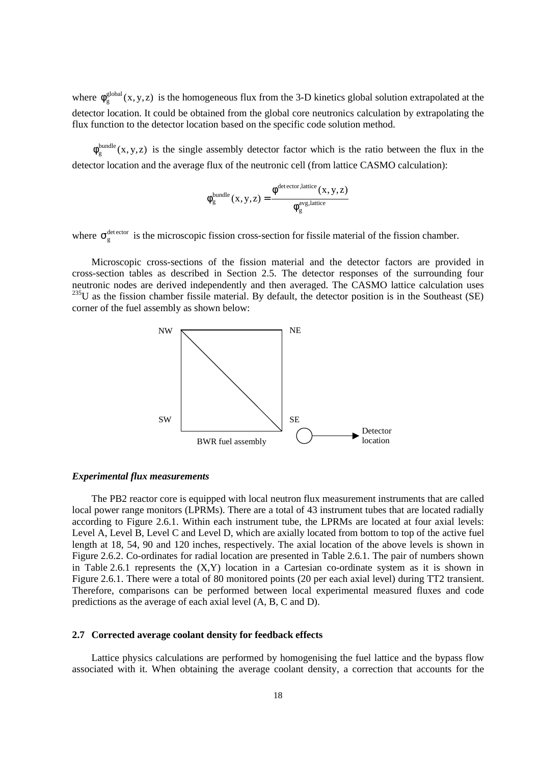where $\phi_g^{global}(x,y,z)$ is the homogeneous flux from the 3-D kinetics global solution extrapolated at the detector location. It could be obtained from the global core neutronics calculation by extrapolating the flux function to the detector location based on the specific code solution method.

$\phi_g^{bundle}(x,y,z)$ is the single assembly detector factor which is the ratio between the flux in the detector location and the average flux of the neutronic cell (from lattice CASMO calculation):

$$\phi_g^{bundle}(x,y,z) = \frac{\phi^{detector,lattice}(x,y,z)}{\phi_g^{avg,lattice}}$$

where $\sigma_g^{detector}$ is the microscopic fission cross-section for fissile material of the fission chamber.

Microscopic cross-sections of the fission material and the detector factors are provided in cross-section tables as described in Section 2.5. The detector responses of the surrounding four neutronic nodes are derived independently and then averaged. The CASMO lattice calculation uses $^{235}U$ as the fission chamber fissile material. By default, the detector position is in the Southeast (SE) corner of the fuel assembly as shown below:

NW NE SW SE

BWR fuel assembly

Detector location

***Experimental flux measurements***

The PB2 reactor core is equipped with local neutron flux measurement instruments that are called local power range monitors (LPRMs). There are a total of 43 instrument tubes that are located radially according to Figure 2.6.1. Within each instrument tube, the LPRMs are located at four axial levels: Level A, Level B, Level C and Level D, which are axially located from bottom to top of the active fuel length at 18, 54, 90 and 120 inches, respectively. The axial location of the above levels is shown in Figure 2.6.2. Co-ordinates for radial location are presented in Table 2.6.1. The pair of numbers shown in Table 2.6.1 represents the (X,Y) location in a Cartesian co-ordinate system as it is shown in Figure 2.6.1. There were a total of 80 monitored points (20 per each axial level) during TT2 transient. Therefore, comparisons can be performed between local experimental measured fluxes and code predictions as the average of each axial level (A, B, C and D).

## 2.7 Corrected average coolant density for feedback effects

Lattice physics calculations are performed by homogenising the fuel lattice and the bypass flow associated with it. When obtaining the average coolant density, a correction that accounts for the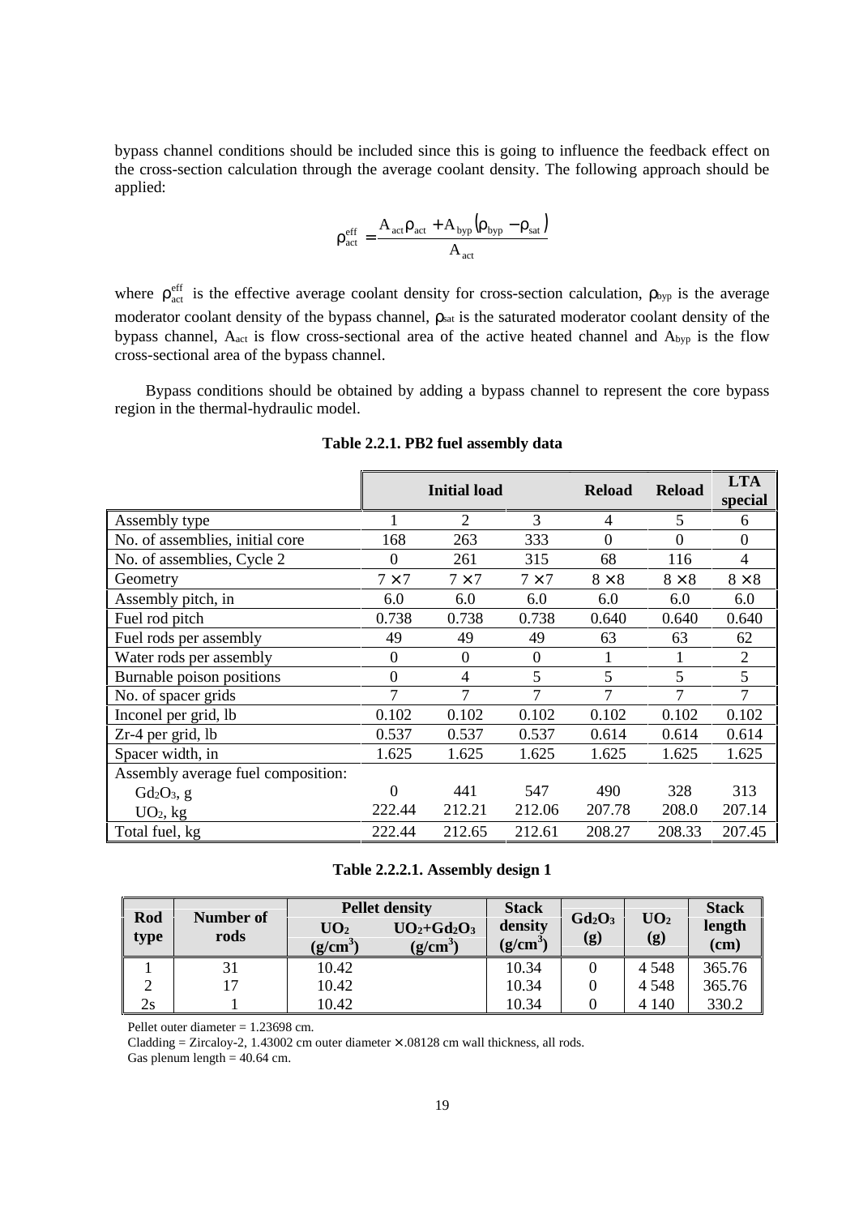bypass channel conditions should be included since this is going to influence the feedback effect on the cross-section calculation through the average coolant density. The following approach should be applied:

$$\rho_{act}^{eff} = \frac{A_{act}\rho_{act} + A_{byp}\left(\rho_{byp} - \rho_{sat}\right)}{A_{act}}$$

where $\rho_{act}^{eff}$ is the effective average coolant density for cross-section calculation, $\rho_{byp}$ is the average moderator coolant density of the bypass channel, $\rho_{sat}$ is the saturated moderator coolant density of the bypass channel, $A_{act}$ is flow cross-sectional area of the active heated channel and $A_{byp}$ is the flow cross-sectional area of the bypass channel.

Bypass conditions should be obtained by adding a bypass channel to represent the core bypass region in the thermal-hydraulic model.

**Table 2.2.1. PB2 fuel assembly data**

| | Initial load | | | Reload | Reload | LTA special |
|---|---|---|---|---|---|---|
| Assembly type | 1 | 2 | 3 | 4 | 5 | 6 |
| No. of assemblies, initial core | 168 | 263 | 333 | 0 | 0 | 0 |
| No. of assemblies, Cycle 2 | 0 | 261 | 315 | 68 | 116 | 4 |
| Geometry | 7 × 7 | 7 × 7 | 7 × 7 | 8 × 8 | 8 × 8 | 8 × 8 |
| Assembly pitch, in | 6.0 | 6.0 | 6.0 | 6.0 | 6.0 | 6.0 |
| Fuel rod pitch | 0.738 | 0.738 | 0.738 | 0.640 | 0.640 | 0.640 |
| Fuel rods per assembly | 49 | 49 | 49 | 63 | 63 | 62 |
| Water rods per assembly | 0 | 0 | 0 | 1 | 1 | 2 |
| Burnable poison positions | 0 | 4 | 5 | 5 | 5 | 5 |
| No. of spacer grids | 7 | 7 | 7 | 7 | 7 | 7 |
| Inconel per grid, lb | 0.102 | 0.102 | 0.102 | 0.102 | 0.102 | 0.102 |
| Zr-4 per grid, lb | 0.537 | 0.537 | 0.537 | 0.614 | 0.614 | 0.614 |
| Spacer width, in | 1.625 | 1.625 | 1.625 | 1.625 | 1.625 | 1.625 |
| Assembly average fuel composition: | | | | | | |
| $Gd_2O_3$, g | 0 | 441 | 547 | 490 | 328 | 313 |
| $UO_2$, kg | 222.44 | 212.21 | 212.06 | 207.78 | 208.0 | 207.14 |
| Total fuel, kg | 222.44 | 212.65 | 212.61 | 208.27 | 208.33 | 207.45 |

**Table 2.2.2.1. Assembly design 1**

| Rod type | Number of rods | Pellet density | | Stack density $(g/cm^3)$ | $Gd_2O_3$ (g) | $UO_2$ (g) | Stack length (cm) |
|---|---|---|---|---|---|---|---|
| | | $UO_2$ $(g/cm^3)$ | $UO_2$+$Gd_2O_3$ $(g/cm^3)$ | | | | |
| 1 | 31 | 10.42 | | 10.34 | 0 | 4 548 | 365.76 |
| 2 | 17 | 10.42 | | 10.34 | 0 | 4 548 | 365.76 |
| 2s | 1 | 10.42 | | 10.34 | 0 | 4 140 | 330.2 |

Pellet outer diameter = 1.23698 cm.

Cladding = Zircaloy-2, 1.43002 cm outer diameter × .08128 cm wall thickness, all rods.

Gas plenum length = 40.64 cm.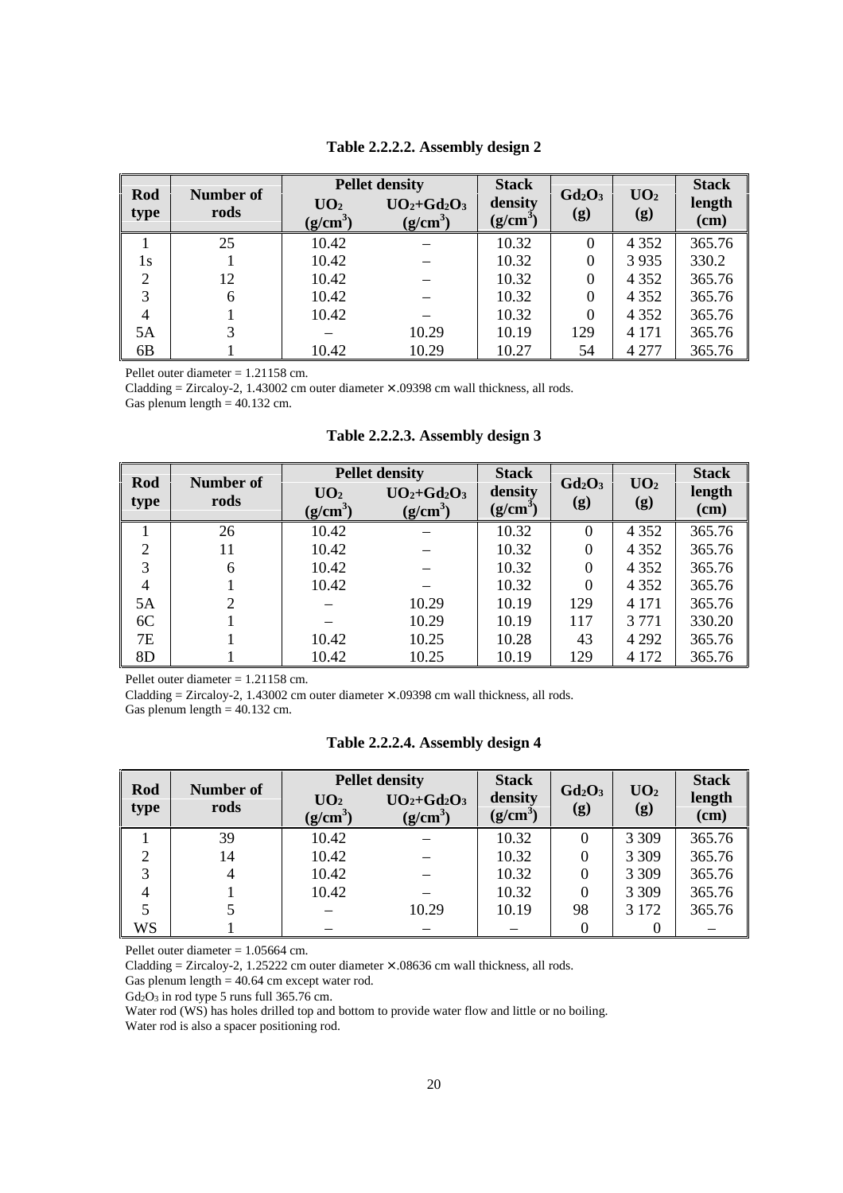**Table 2.2.2.2. Assembly design 2**

| Rod type | Number of rods | Pellet density | | Stack density ($g/cm^3$) | $Gd_2O_3$ (g) | $UO_2$ (g) | Stack length (cm) |
|---|---|---|---|---|---|---|---|
| | | $UO_2$ ($g/cm^3$) | $UO_2$+$Gd_2O_3$ ($g/cm^3$) | | | | |
| 1 | 25 | 10.42 | – | 10.32 | 0 | 4 352 | 365.76 |
| 1s | 1 | 10.42 | – | 10.32 | 0 | 3 935 | 330.2 |
| 2 | 12 | 10.42 | – | 10.32 | 0 | 4 352 | 365.76 |
| 3 | 6 | 10.42 | – | 10.32 | 0 | 4 352 | 365.76 |
| 4 | 1 | 10.42 | – | 10.32 | 0 | 4 352 | 365.76 |
| 5A | 3 | – | 10.29 | 10.19 | 129 | 4 171 | 365.76 |
| 6B | 1 | 10.42 | 10.29 | 10.27 | 54 | 4 277 | 365.76 |

Pellet outer diameter = 1.21158 cm.
Cladding = Zircaloy-2, 1.43002 cm outer diameter × .09398 cm wall thickness, all rods.
Gas plenum length = 40.132 cm.

**Table 2.2.2.3. Assembly design 3**

| Rod type | Number of rods | Pellet density | | Stack density ($g/cm^3$) | $Gd_2O_3$ (g) | $UO_2$ (g) | Stack length (cm) |
|---|---|---|---|---|---|---|---|
| | | $UO_2$ ($g/cm^3$) | $UO_2$+$Gd_2O_3$ ($g/cm^3$) | | | | |
| 1 | 26 | 10.42 | – | 10.32 | 0 | 4 352 | 365.76 |
| 2 | 11 | 10.42 | – | 10.32 | 0 | 4 352 | 365.76 |
| 3 | 6 | 10.42 | – | 10.32 | 0 | 4 352 | 365.76 |
| 4 | 1 | 10.42 | – | 10.32 | 0 | 4 352 | 365.76 |
| 5A | 2 | – | 10.29 | 10.19 | 129 | 4 171 | 365.76 |
| 6C | 1 | – | 10.29 | 10.19 | 117 | 3 771 | 330.20 |
| 7E | 1 | 10.42 | 10.25 | 10.28 | 43 | 4 292 | 365.76 |
| 8D | 1 | 10.42 | 10.25 | 10.19 | 129 | 4 172 | 365.76 |

Pellet outer diameter = 1.21158 cm.
Cladding = Zircaloy-2, 1.43002 cm outer diameter × .09398 cm wall thickness, all rods.
Gas plenum length = 40.132 cm.

**Table 2.2.2.4. Assembly design 4**

| Rod type | Number of rods | Pellet density | | Stack density ($g/cm^3$) | $Gd_2O_3$ (g) | $UO_2$ (g) | Stack length (cm) |
|---|---|---|---|---|---|---|---|
| | | $UO_2$ ($g/cm^3$) | $UO_2$+$Gd_2O_3$ ($g/cm^3$) | | | | |
| 1 | 39 | 10.42 | – | 10.32 | 0 | 3 309 | 365.76 |
| 2 | 14 | 10.42 | – | 10.32 | 0 | 3 309 | 365.76 |
| 3 | 4 | 10.42 | – | 10.32 | 0 | 3 309 | 365.76 |
| 4 | 1 | 10.42 | – | 10.32 | 0 | 3 309 | 365.76 |
| 5 | 5 | – | 10.29 | 10.19 | 98 | 3 172 | 365.76 |
| WS | 1 | – | – | – | 0 | 0 | – |

Pellet outer diameter = 1.05664 cm.
Cladding = Zircaloy-2, 1.25222 cm outer diameter × .08636 cm wall thickness, all rods.
Gas plenum length = 40.64 cm except water rod.
$Gd_2O_3$ in rod type 5 runs full 365.76 cm.
Water rod (WS) has holes drilled top and bottom to provide water flow and little or no boiling.
Water rod is also a spacer positioning rod.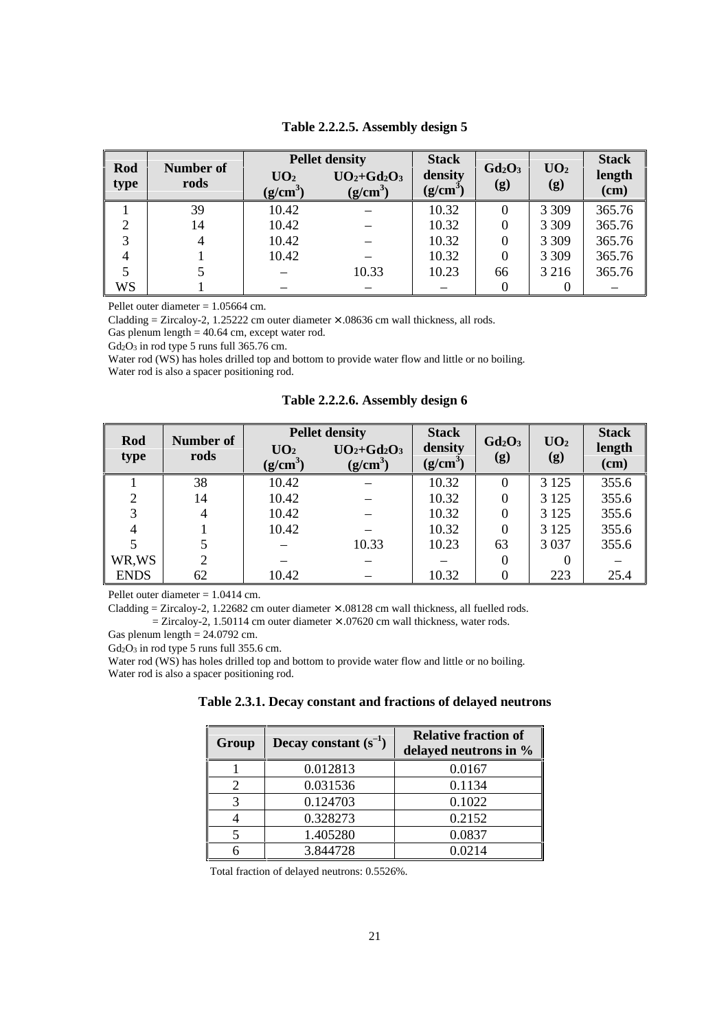**Table 2.2.2.5. Assembly design 5**

| Rod type | Number of rods | Pellet density | | Stack density ($g/cm^3$) | $Gd_2O_3$ (g) | $UO_2$ (g) | Stack length (cm) |
|---|---|---|---|---|---|---|---|
| | | $UO_2$ ($g/cm^3$) | $UO_2$+$Gd_2O_3$ ($g/cm^3$) | | | | |
| 1 | 39 | 10.42 | – | 10.32 | 0 | 3 309 | 365.76 |
| 2 | 14 | 10.42 | – | 10.32 | 0 | 3 309 | 365.76 |
| 3 | 4 | 10.42 | – | 10.32 | 0 | 3 309 | 365.76 |
| 4 | 1 | 10.42 | – | 10.32 | 0 | 3 309 | 365.76 |
| 5 | 5 | – | 10.33 | 10.23 | 66 | 3 216 | 365.76 |
| WS | 1 | – | – | – | 0 | 0 | – |

Pellet outer diameter = 1.05664 cm.

Cladding = Zircaloy-2, 1.25222 cm outer diameter × .08636 cm wall thickness, all rods.

Gas plenum length = 40.64 cm, except water rod.

$Gd_2O_3$ in rod type 5 runs full 365.76 cm.

Water rod (WS) has holes drilled top and bottom to provide water flow and little or no boiling.

Water rod is also a spacer positioning rod.

**Table 2.2.2.6. Assembly design 6**

| Rod type | Number of rods | Pellet density | | Stack density ($g/cm^3$) | $Gd_2O_3$ (g) | $UO_2$ (g) | Stack length (cm) |
|---|---|---|---|---|---|---|---|
| | | $UO_2$ ($g/cm^3$) | $UO_2$+$Gd_2O_3$ ($g/cm^3$) | | | | |
| 1 | 38 | 10.42 | – | 10.32 | 0 | 3 125 | 355.6 |
| 2 | 14 | 10.42 | – | 10.32 | 0 | 3 125 | 355.6 |
| 3 | 4 | 10.42 | – | 10.32 | 0 | 3 125 | 355.6 |
| 4 | 1 | 10.42 | – | 10.32 | 0 | 3 125 | 355.6 |
| 5 | 5 | – | 10.33 | 10.23 | 63 | 3 037 | 355.6 |
| WR,WS | 2 | – | – | – | 0 | 0 | – |
| ENDS | 62 | 10.42 | – | 10.32 | 0 | 223 | 25.4 |

Pellet outer diameter = 1.0414 cm.

Cladding = Zircaloy-2, 1.22682 cm outer diameter × .08128 cm wall thickness, all fuelled rods.
= Zircaloy-2, 1.50114 cm outer diameter × .07620 cm wall thickness, water rods.

Gas plenum length = 24.0792 cm.

$Gd_2O_3$ in rod type 5 runs full 355.6 cm.

Water rod (WS) has holes drilled top and bottom to provide water flow and little or no boiling.

Water rod is also a spacer positioning rod.

**Table 2.3.1. Decay constant and fractions of delayed neutrons**

| Group | Decay constant ($s^{-1}$) | Relative fraction of delayed neutrons in % |
|---|---|---|
| 1 | 0.012813 | 0.0167 |
| 2 | 0.031536 | 0.1134 |
| 3 | 0.124703 | 0.1022 |
| 4 | 0.328273 | 0.2152 |
| 5 | 1.405280 | 0.0837 |
| 6 | 3.844728 | 0.0214 |

Total fraction of delayed neutrons: 0.5526%.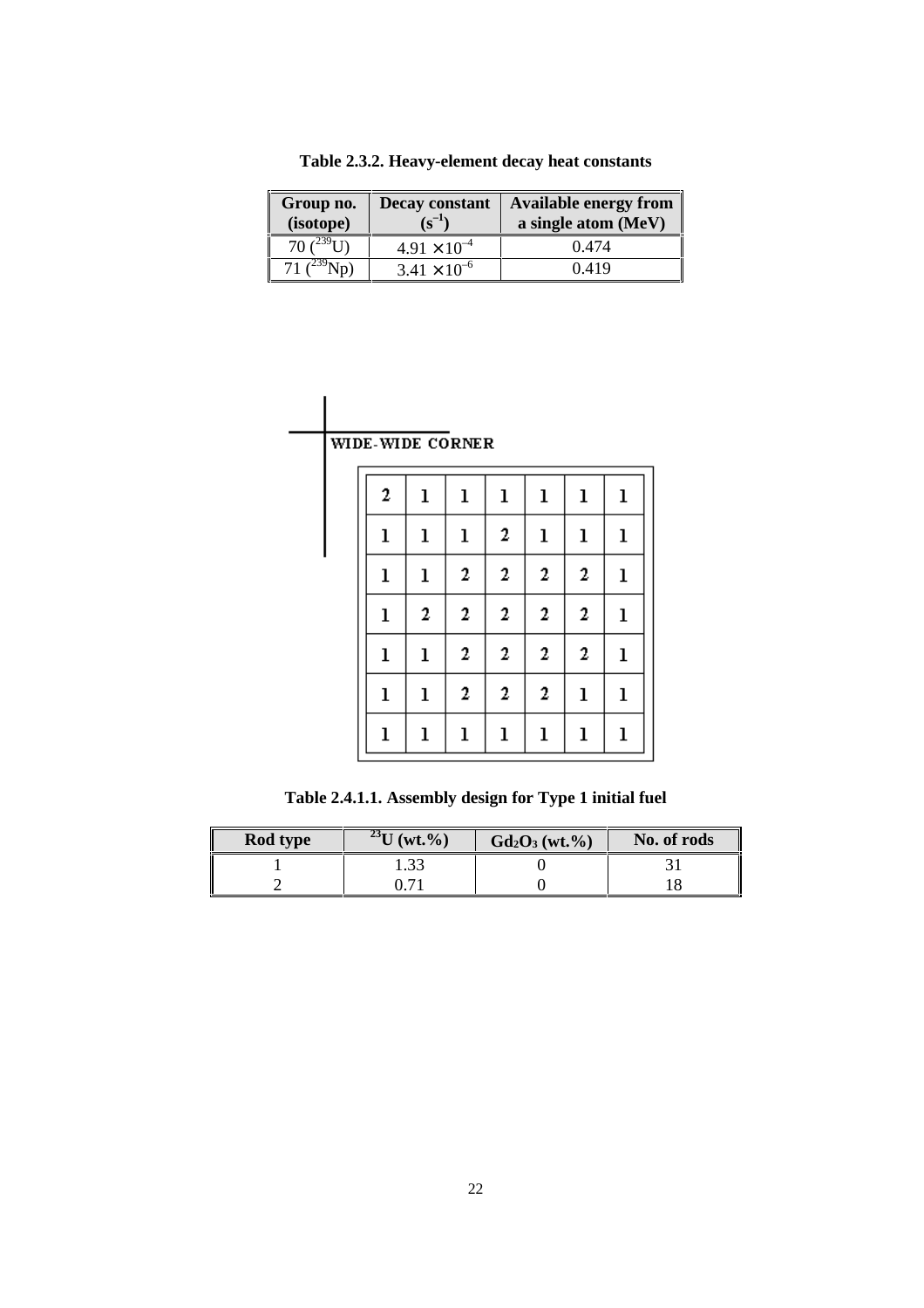**Table 2.3.2. Heavy-element decay heat constants**

| Group no. (isotope) | Decay constant ($s^{-1}$) | Available energy from a single atom (MeV) |
|---|---|---|
| 70 ($^{239}$U) | $4.91 \times 10^{-4}$ | 0.474 |
| 71 ($^{239}$Np) | $3.41 \times 10^{-6}$ | 0.419 |

WIDE-WIDE CORNER

| | | | | | | |
|---|---|---|---|---|---|---|
| 2 | 1 | 1 | 1 | 1 | 1 | 1 |
| 1 | 1 | 1 | 2 | 1 | 1 | 1 |
| 1 | 1 | 2 | 2 | 2 | 2 | 1 |
| 1 | 2 | 2 | 2 | 2 | 2 | 1 |
| 1 | 1 | 2 | 2 | 2 | 2 | 1 |
| 1 | 1 | 2 | 2 | 2 | 1 | 1 |
| 1 | 1 | 1 | 1 | 1 | 1 | 1 |

**Table 2.4.1.1. Assembly design for Type 1 initial fuel**

| Rod type | $^{23}$U (wt.%) | $Gd_2O_3$ (wt.%) | No. of rods |
|---|---|---|---|
| 1 | 1.33 | 0 | 31 |
| 2 | 0.71 | 0 | 18 |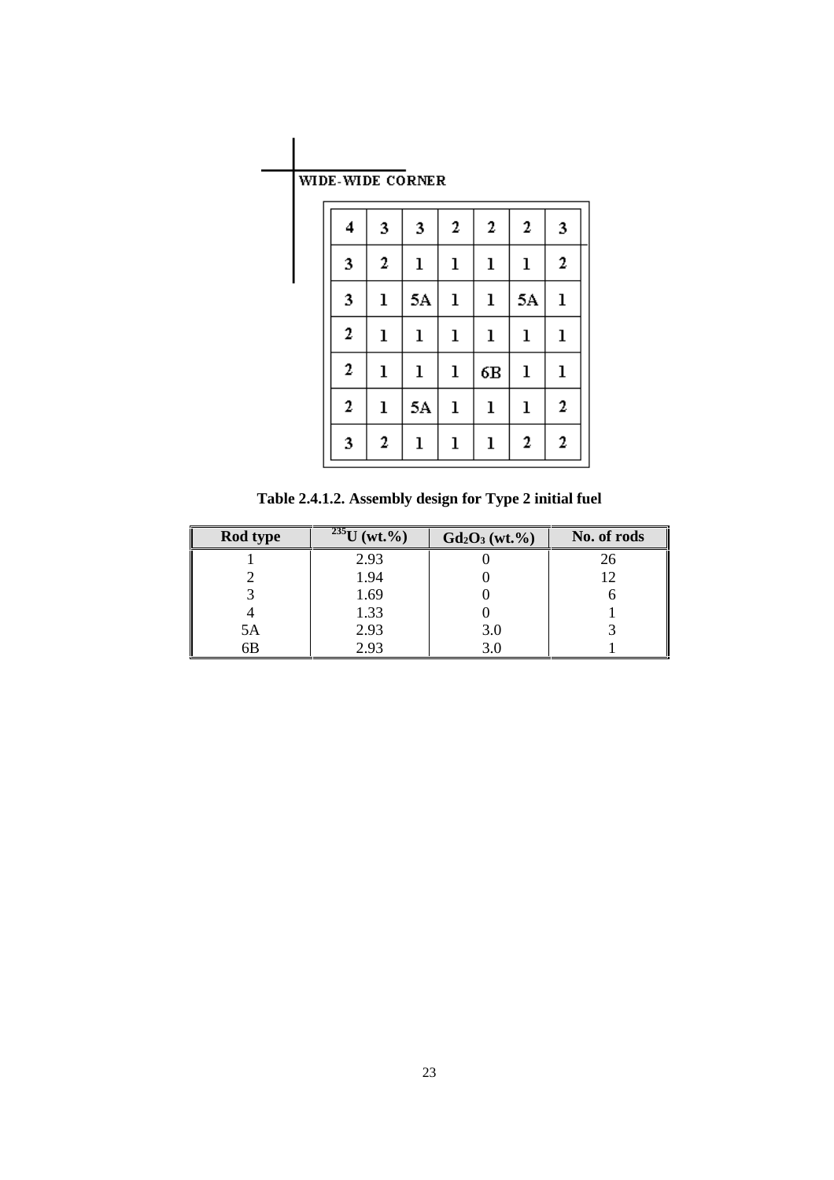WIDE-WIDE CORNER

| | | | | | | |
|---|---|---|---|---|---|---|
| 4 | 3 | 3 | 2 | 2 | 2 | 3 |
| 3 | 2 | 1 | 1 | 1 | 1 | 2 |
| 3 | 1 | 5A | 1 | 1 | 5A | 1 |
| 2 | 1 | 1 | 1 | 1 | 1 | 1 |
| 2 | 1 | 1 | 1 | 6B | 1 | 1 |
| 2 | 1 | 5A | 1 | 1 | 1 | 2 |
| 3 | 2 | 1 | 1 | 1 | 2 | 2 |

**Table 2.4.1.2. Assembly design for Type 2 initial fuel**

| Rod type | $^{235}U$ (wt.%) | $Gd_2O_3$ (wt.%) | No. of rods |
|---|---|---|---|
| 1 | 2.93 | 0 | 26 |
| 2 | 1.94 | 0 | 12 |
| 3 | 1.69 | 0 | 6 |
| 4 | 1.33 | 0 | 1 |
| 5A | 2.93 | 3.0 | 3 |
| 6B | 2.93 | 3.0 | 1 |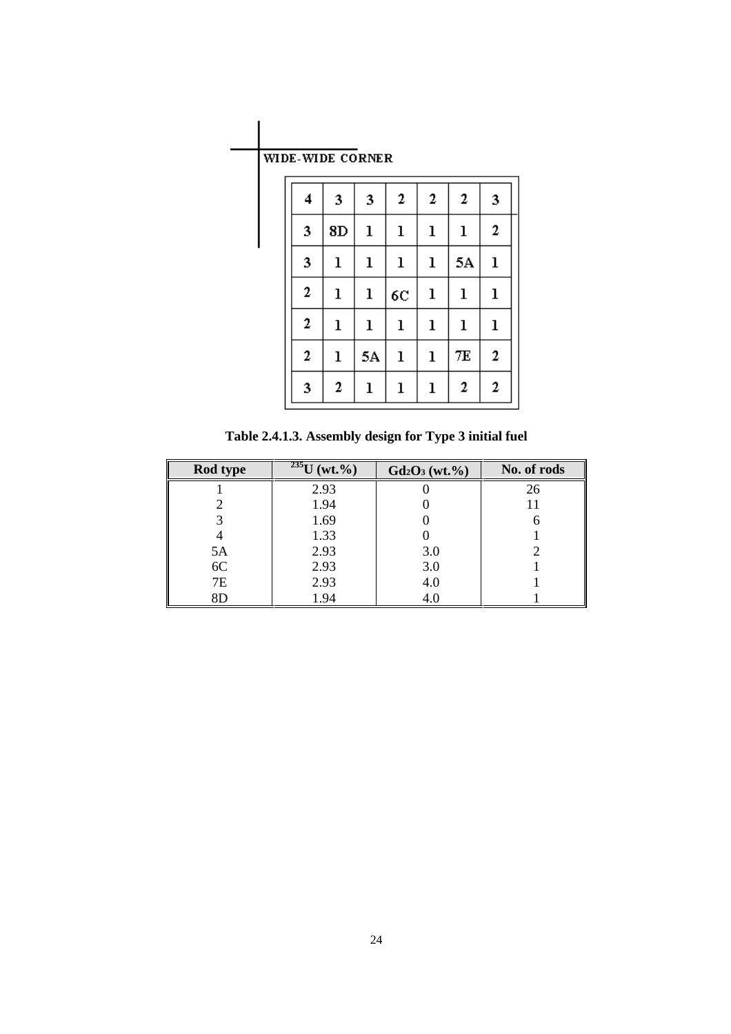WIDE-WIDE CORNER

| | | | | | | |
|---|---|---|---|---|---|---|
| 4 | 3 | 3 | 2 | 2 | 2 | 3 |
| 3 | 8D | 1 | 1 | 1 | 1 | 2 |
| 3 | 1 | 1 | 1 | 1 | 5A | 1 |
| 2 | 1 | 1 | 6C | 1 | 1 | 1 |
| 2 | 1 | 1 | 1 | 1 | 1 | 1 |
| 2 | 1 | 5A | 1 | 1 | 7E | 2 |
| 3 | 2 | 1 | 1 | 1 | 2 | 2 |

**Table 2.4.1.3. Assembly design for Type 3 initial fuel**

| Rod type | $^{235}U$ (wt.%) | $Gd_2O_3$ (wt.%) | No. of rods |
|---|---|---|---|
| 1 | 2.93 | 0 | 26 |
| 2 | 1.94 | 0 | 11 |
| 3 | 1.69 | 0 | 6 |
| 4 | 1.33 | 0 | 1 |
| 5A | 2.93 | 3.0 | 2 |
| 6C | 2.93 | 3.0 | 1 |
| 7E | 2.93 | 4.0 | 1 |
| 8D | 1.94 | 4.0 | 1 |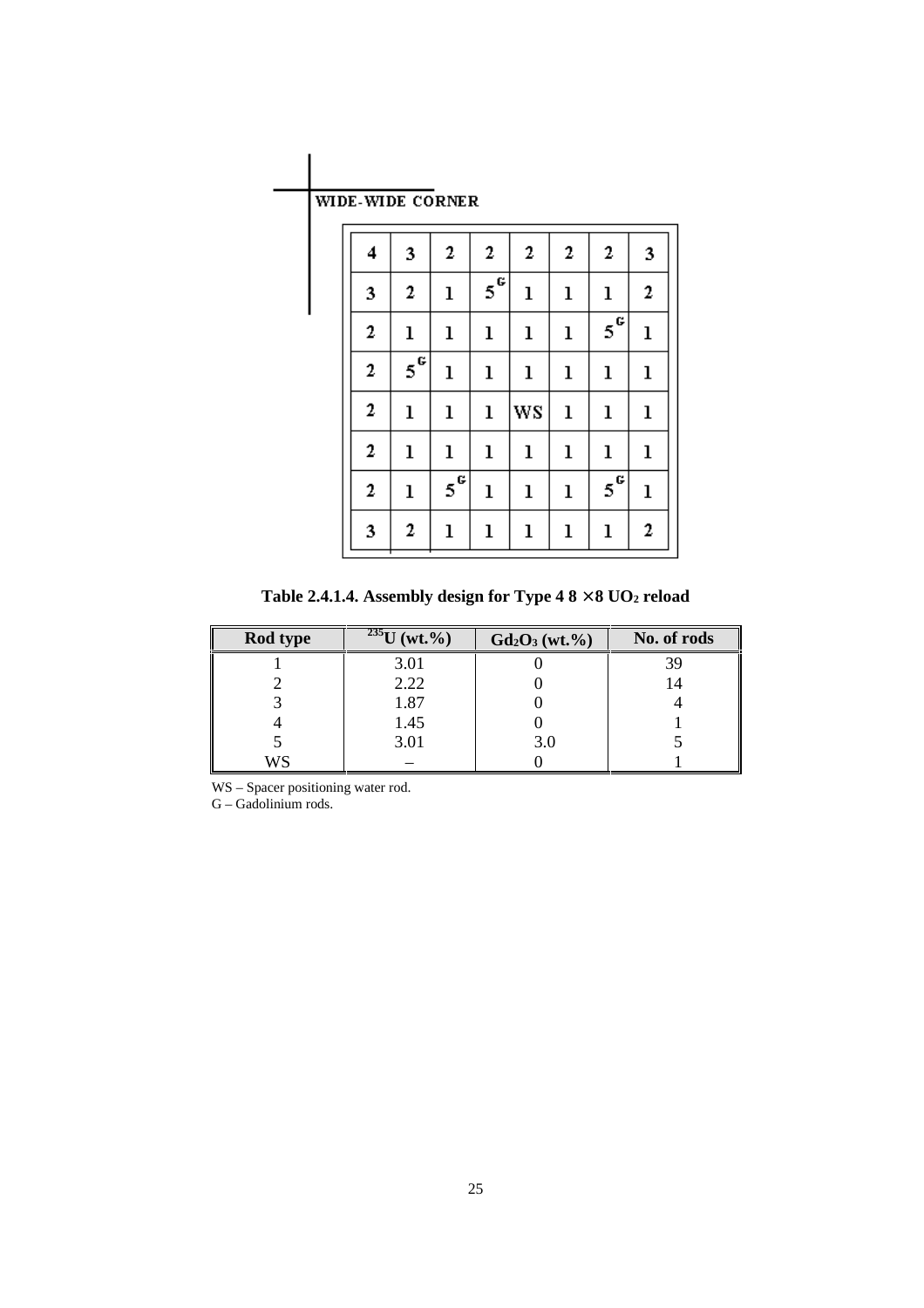WIDE-WIDE CORNER

| | | | | | | | |
|---|---|---|---|---|---|---|---|
| 4 | 3 | 2 | 2 | 2 | 2 | 2 | 3 |
| 3 | 2 | 1 | $5^G$ | 1 | 1 | 1 | 2 |
| 2 | 1 | 1 | 1 | 1 | 1 | $5^G$ | 1 |
| 2 | $5^G$ | 1 | 1 | 1 | 1 | 1 | 1 |
| 2 | 1 | 1 | 1 | WS | 1 | 1 | 1 |
| 2 | 1 | 1 | 1 | 1 | 1 | 1 | 1 |
| 2 | 1 | $5^G$ | 1 | 1 | 1 | $5^G$ | 1 |
| 3 | 2 | 1 | 1 | 1 | 1 | 1 | 2 |

**Table 2.4.1.4. Assembly design for Type 4 8 × 8 $UO_2$ reload**

| Rod type | $^{235}U$ (wt.%) | $Gd_2O_3$ (wt.%) | No. of rods |
|---|---|---|---|
| 1 | 3.01 | 0 | 39 |
| 2 | 2.22 | 0 | 14 |
| 3 | 1.87 | 0 | 4 |
| 4 | 1.45 | 0 | 1 |
| 5 | 3.01 | 3.0 | 5 |
| WS | – | 0 | 1 |

WS – Spacer positioning water rod.
G – Gadolinium rods.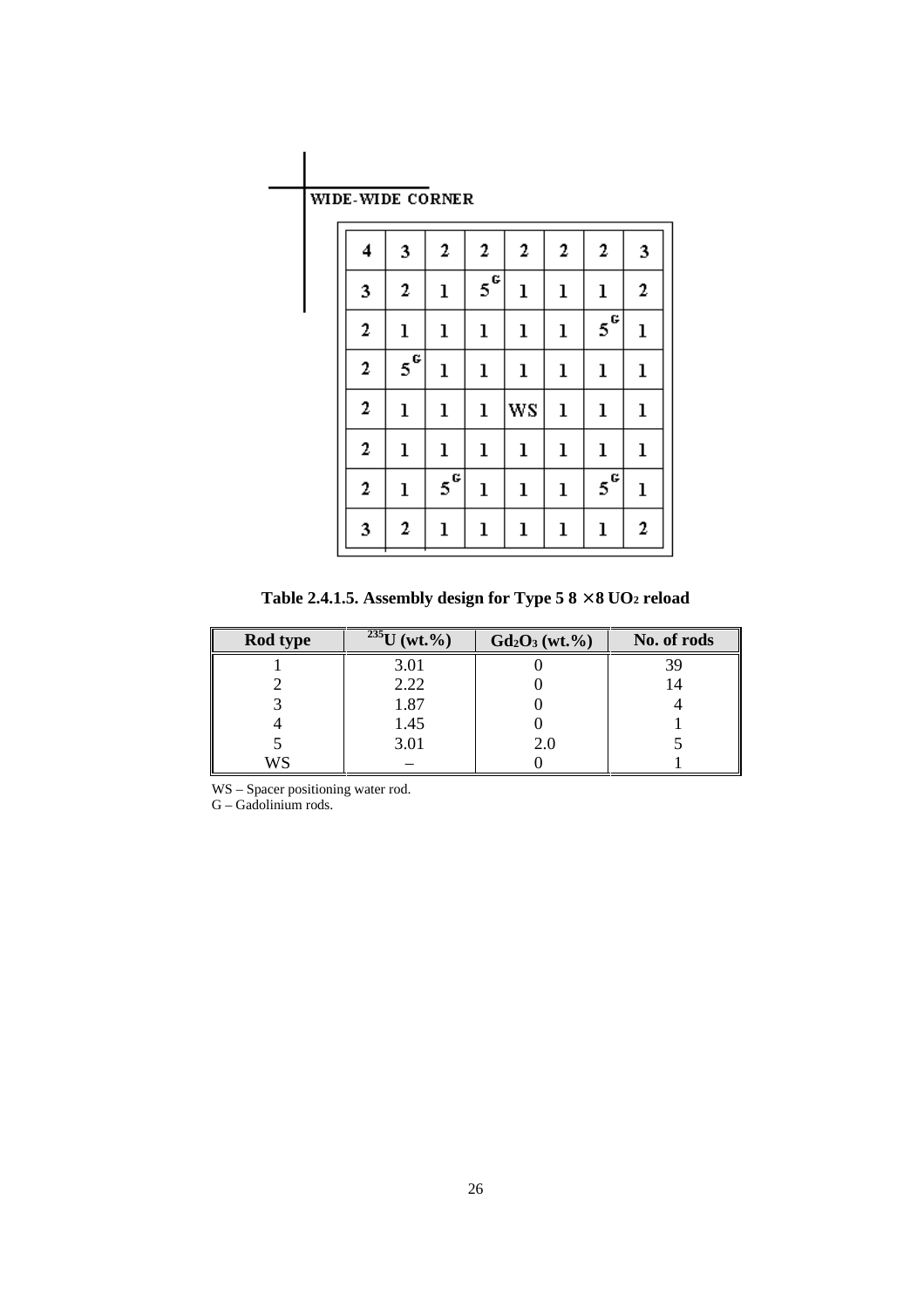WIDE-WIDE CORNER

| | | | | | | | |
|---|---|---|---|---|---|---|---|
| 4 | 3 | 2 | 2 | 2 | 2 | 2 | 3 |
| 3 | 2 | 1 | $5^G$ | 1 | 1 | 1 | 2 |
| 2 | 1 | 1 | 1 | 1 | 1 | $5^G$ | 1 |
| 2 | $5^G$ | 1 | 1 | 1 | 1 | 1 | 1 |
| 2 | 1 | 1 | 1 | WS | 1 | 1 | 1 |
| 2 | 1 | 1 | 1 | 1 | 1 | 1 | 1 |
| 2 | 1 | $5^G$ | 1 | 1 | 1 | $5^G$ | 1 |
| 3 | 2 | 1 | 1 | 1 | 1 | 1 | 2 |

**Table 2.4.1.5. Assembly design for Type 5 8 × 8 $UO_2$ reload**

| Rod type | $^{235}U$ (wt.%) | $Gd_2O_3$ (wt.%) | No. of rods |
|---|---|---|---|
| 1 | 3.01 | 0 | 39 |
| 2 | 2.22 | 0 | 14 |
| 3 | 1.87 | 0 | 4 |
| 4 | 1.45 | 0 | 1 |
| 5 | 3.01 | 2.0 | 5 |
| WS | – | 0 | 1 |

WS – Spacer positioning water rod.
G – Gadolinium rods.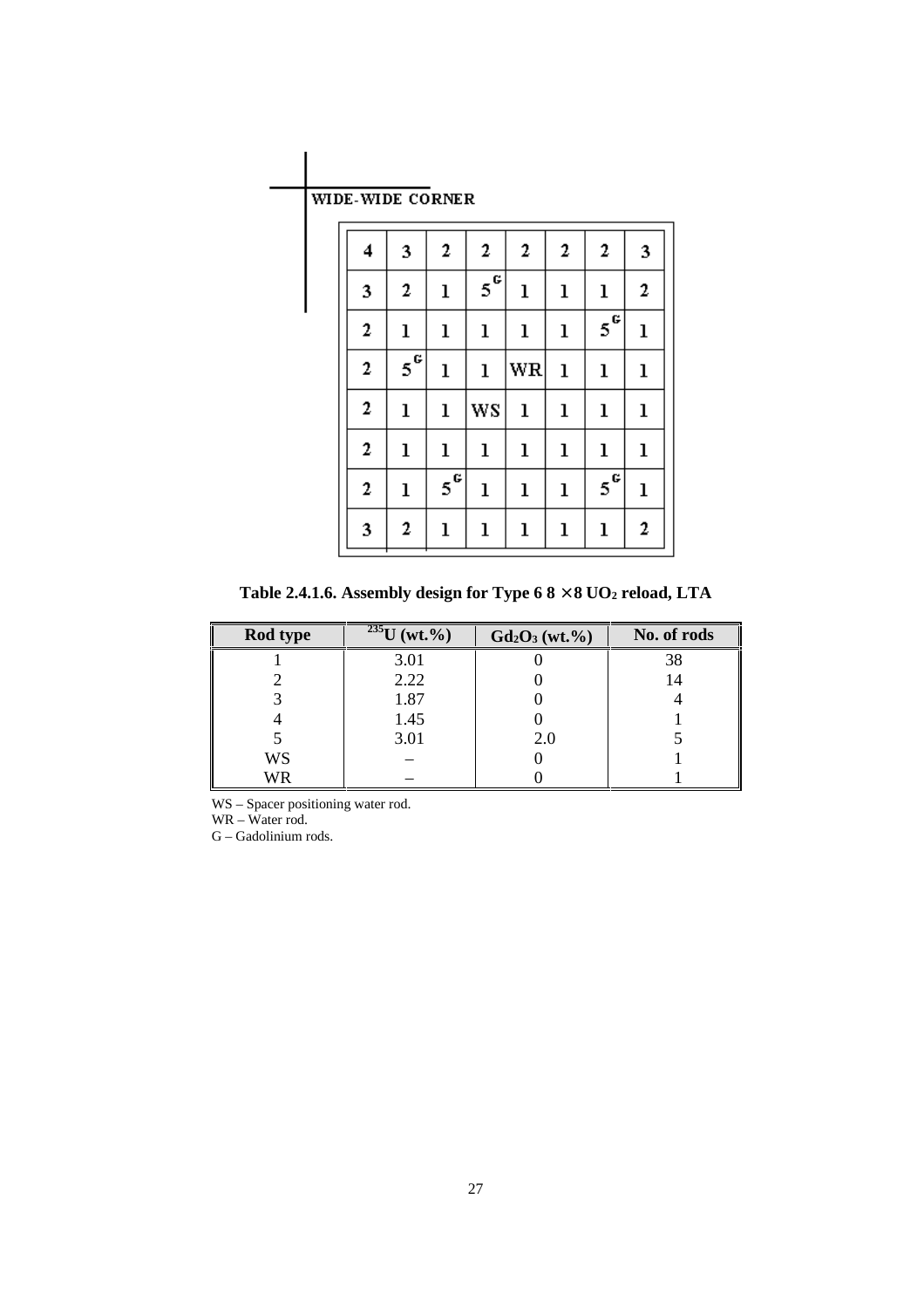WIDE-WIDE CORNER

| | | | | | | | |
|---|---|---|---|---|---|---|---|
| 4 | 3 | 2 | 2 | 2 | 2 | 2 | 3 |
| 3 | 2 | 1 | 5[G] | 1 | 1 | 1 | 2 |
| 2 | 1 | 1 | 1 | 1 | 1 | 5[G] | 1 |
| 2 | 5[G] | 1 | 1 | WR | 1 | 1 | 1 |
| 2 | 1 | 1 | WS | 1 | 1 | 1 | 1 |
| 2 | 1 | 1 | 1 | 1 | 1 | 1 | 1 |
| 2 | 1 | 5[G] | 1 | 1 | 1 | 5[G] | 1 |
| 3 | 2 | 1 | 1 | 1 | 1 | 1 | 2 |

**Table 2.4.1.6. Assembly design for Type 6 8 × 8 $UO_2$ reload, LTA**

| Rod type | $^{235}U$ (wt.%) | $Gd_2O_3$ (wt.%) | No. of rods |
|---|---|---|---|
| 1 | 3.01 | 0 | 38 |
| 2 | 2.22 | 0 | 14 |
| 3 | 1.87 | 0 | 4 |
| 4 | 1.45 | 0 | 1 |
| 5 | 3.01 | 2.0 | 5 |
| WS | – | 0 | 1 |
| WR | – | 0 | 1 |

WS – Spacer positioning water rod.
WR – Water rod.
G – Gadolinium rods.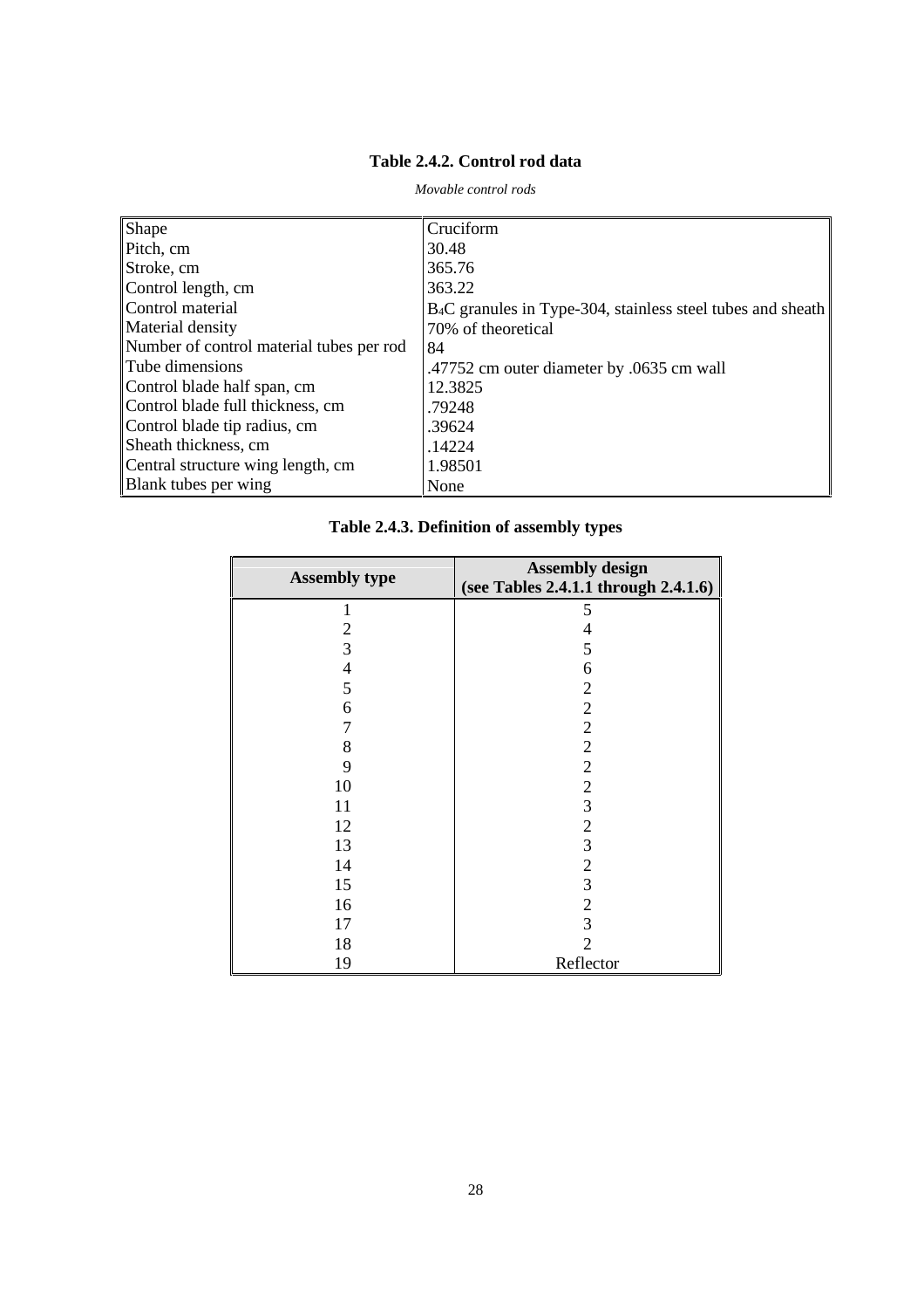**Table 2.4.2. Control rod data**

*Movable control rods*

| | |
|---|---|
| Shape | Cruciform |
| Pitch, cm | 30.48 |
| Stroke, cm | 365.76 |
| Control length, cm | 363.22 |
| Control material | $B_4C$ granules in Type-304, stainless steel tubes and sheath |
| Material density | 70% of theoretical |
| Number of control material tubes per rod | 84 |
| Tube dimensions | .47752 cm outer diameter by .0635 cm wall |
| Control blade half span, cm | 12.3825 |
| Control blade full thickness, cm | .79248 |
| Control blade tip radius, cm | .39624 |
| Sheath thickness, cm | .14224 |
| Central structure wing length, cm | 1.98501 |
| Blank tubes per wing | None |

**Table 2.4.3. Definition of assembly types**

| Assembly type | Assembly design (see Tables 2.4.1.1 through 2.4.1.6) |
|---|---|
| 1 | 5 |
| 2 | 4 |
| 3 | 5 |
| 4 | 6 |
| 5 | 2 |
| 6 | 2 |
| 7 | 2 |
| 8 | 2 |
| 9 | 2 |
| 10 | 2 |
| 11 | 3 |
| 12 | 2 |
| 13 | 3 |
| 14 | 2 |
| 15 | 3 |
| 16 | 2 |
| 17 | 3 |
| 18 | 2 |
| 19 | Reflector |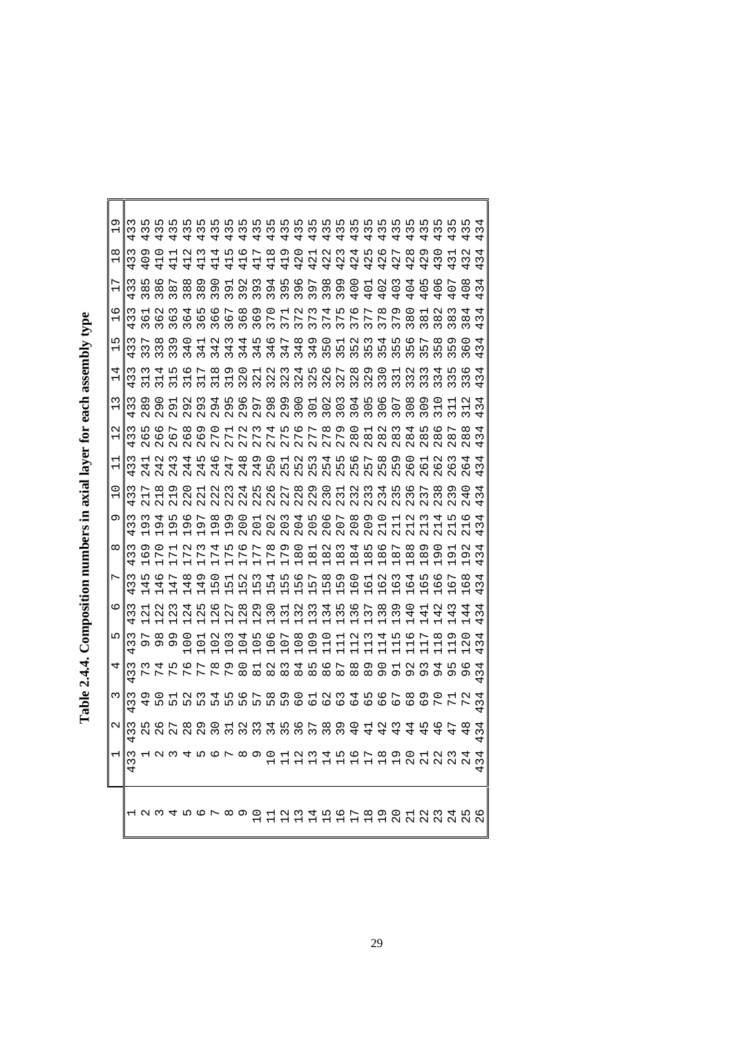**Table 2.4.4. Composition numbers in axial layer for each assembly type**

| | 1 | 2 | 3 | 4 | 5 | 6 | 7 | 8 | 9 | 10 | 11 | 12 | 13 | 14 | 15 | 16 | 17 | 18 | 19 |
|---|---|---|---|---|---|---|---|---|---|---|---|---|---|---|---|---|---|---|---|
| 1 | 433 | 433 | 433 | 433 | 433 | 433 | 433 | 433 | 433 | 433 | 433 | 433 | 433 | 433 | 433 | 433 | 433 | 433 | 433 |
| 2 | 1 | 25 | 49 | 73 | 97 | 121 | 145 | 169 | 193 | 217 | 241 | 265 | 289 | 313 | 337 | 361 | 385 | 409 | 435 |
| 3 | 2 | 26 | 50 | 74 | 98 | 122 | 146 | 170 | 194 | 218 | 242 | 266 | 290 | 314 | 338 | 362 | 386 | 410 | 435 |
| 4 | 3 | 27 | 51 | 75 | 99 | 123 | 147 | 171 | 195 | 219 | 243 | 267 | 291 | 315 | 339 | 363 | 387 | 411 | 435 |
| 5 | 4 | 28 | 52 | 76 | 100 | 124 | 148 | 172 | 196 | 220 | 244 | 268 | 292 | 316 | 340 | 364 | 388 | 412 | 435 |
| 6 | 5 | 29 | 53 | 77 | 101 | 125 | 149 | 173 | 197 | 221 | 245 | 269 | 293 | 317 | 341 | 365 | 389 | 413 | 435 |
| 7 | 6 | 30 | 54 | 78 | 102 | 126 | 150 | 174 | 198 | 222 | 246 | 270 | 294 | 318 | 342 | 366 | 390 | 414 | 435 |
| 8 | 7 | 31 | 55 | 79 | 103 | 127 | 151 | 175 | 199 | 223 | 247 | 271 | 295 | 319 | 343 | 367 | 391 | 415 | 435 |
| 9 | 8 | 32 | 56 | 80 | 104 | 128 | 152 | 176 | 200 | 224 | 248 | 272 | 296 | 320 | 344 | 368 | 392 | 416 | 435 |
| 10 | 9 | 33 | 57 | 81 | 105 | 129 | 153 | 177 | 201 | 225 | 249 | 273 | 297 | 321 | 345 | 369 | 393 | 417 | 435 |
| 11 | 10 | 34 | 58 | 82 | 106 | 130 | 154 | 178 | 202 | 226 | 250 | 274 | 298 | 322 | 346 | 370 | 394 | 418 | 435 |
| 12 | 11 | 35 | 59 | 83 | 107 | 131 | 155 | 179 | 203 | 227 | 251 | 275 | 299 | 323 | 347 | 371 | 395 | 419 | 435 |
| 13 | 12 | 36 | 60 | 84 | 108 | 132 | 156 | 180 | 204 | 228 | 252 | 276 | 300 | 324 | 348 | 372 | 396 | 420 | 435 |
| 14 | 13 | 37 | 61 | 85 | 109 | 133 | 157 | 181 | 205 | 229 | 253 | 277 | 301 | 325 | 349 | 373 | 397 | 421 | 435 |
| 15 | 14 | 38 | 62 | 86 | 110 | 134 | 158 | 182 | 206 | 230 | 254 | 278 | 302 | 326 | 350 | 374 | 398 | 422 | 435 |
| 16 | 15 | 39 | 63 | 87 | 111 | 135 | 159 | 183 | 207 | 231 | 255 | 279 | 303 | 327 | 351 | 375 | 399 | 423 | 435 |
| 17 | 16 | 40 | 64 | 88 | 112 | 136 | 160 | 184 | 208 | 232 | 256 | 280 | 304 | 328 | 352 | 376 | 400 | 424 | 435 |
| 18 | 17 | 41 | 65 | 89 | 113 | 137 | 161 | 185 | 209 | 233 | 257 | 281 | 305 | 329 | 353 | 377 | 401 | 425 | 435 |
| 19 | 18 | 42 | 66 | 90 | 114 | 138 | 162 | 186 | 210 | 234 | 258 | 282 | 306 | 330 | 354 | 378 | 402 | 426 | 435 |
| 20 | 19 | 43 | 67 | 91 | 115 | 139 | 163 | 187 | 211 | 235 | 259 | 283 | 307 | 331 | 355 | 379 | 403 | 427 | 435 |
| 21 | 20 | 44 | 68 | 92 | 116 | 140 | 164 | 188 | 212 | 236 | 260 | 284 | 308 | 332 | 356 | 380 | 404 | 428 | 435 |
| 22 | 21 | 45 | 69 | 93 | 117 | 141 | 165 | 189 | 213 | 237 | 261 | 285 | 309 | 333 | 357 | 381 | 405 | 429 | 435 |
| 23 | 22 | 46 | 70 | 94 | 118 | 142 | 166 | 190 | 214 | 238 | 262 | 286 | 310 | 334 | 358 | 382 | 406 | 430 | 435 |
| 24 | 23 | 47 | 71 | 95 | 119 | 143 | 167 | 191 | 215 | 239 | 263 | 287 | 311 | 335 | 359 | 383 | 407 | 431 | 435 |
| 25 | 24 | 48 | 72 | 96 | 120 | 144 | 168 | 192 | 216 | 240 | 264 | 288 | 312 | 336 | 360 | 384 | 408 | 432 | 435 |
| 26 | 434 | 434 | 434 | 434 | 434 | 434 | 434 | 434 | 434 | 434 | 434 | 434 | 434 | 434 | 434 | 434 | 434 | 434 | 434 |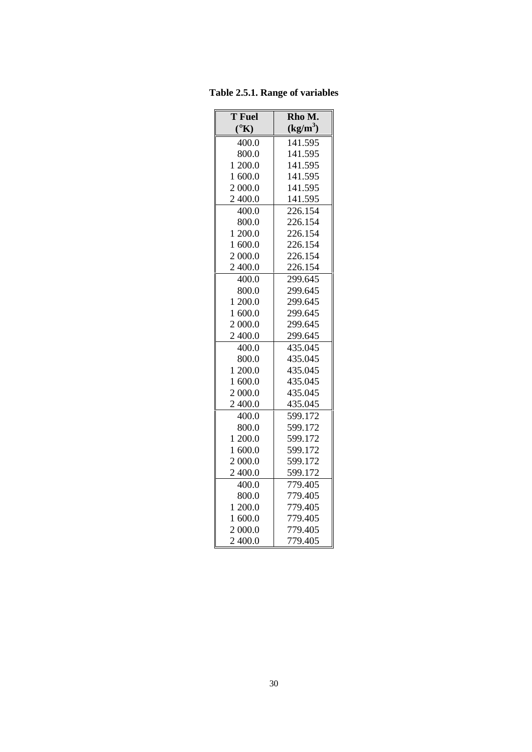**Table 2.5.1. Range of variables**

| T Fuel (°K) | Rho M. ($kg/m^3$) |
|---|---|
| 400.0 | 141.595 |
| 800.0 | 141.595 |
| 1 200.0 | 141.595 |
| 1 600.0 | 141.595 |
| 2 000.0 | 141.595 |
| 2 400.0 | 141.595 |
| 400.0 | 226.154 |
| 800.0 | 226.154 |
| 1 200.0 | 226.154 |
| 1 600.0 | 226.154 |
| 2 000.0 | 226.154 |
| 2 400.0 | 226.154 |
| 400.0 | 299.645 |
| 800.0 | 299.645 |
| 1 200.0 | 299.645 |
| 1 600.0 | 299.645 |
| 2 000.0 | 299.645 |
| 2 400.0 | 299.645 |
| 400.0 | 435.045 |
| 800.0 | 435.045 |
| 1 200.0 | 435.045 |
| 1 600.0 | 435.045 |
| 2 000.0 | 435.045 |
| 2 400.0 | 435.045 |
| 400.0 | 599.172 |
| 800.0 | 599.172 |
| 1 200.0 | 599.172 |
| 1 600.0 | 599.172 |
| 2 000.0 | 599.172 |
| 2 400.0 | 599.172 |
| 400.0 | 779.405 |
| 800.0 | 779.405 |
| 1 200.0 | 779.405 |
| 1 600.0 | 779.405 |
| 2 000.0 | 779.405 |
| 2 400.0 | 779.405 |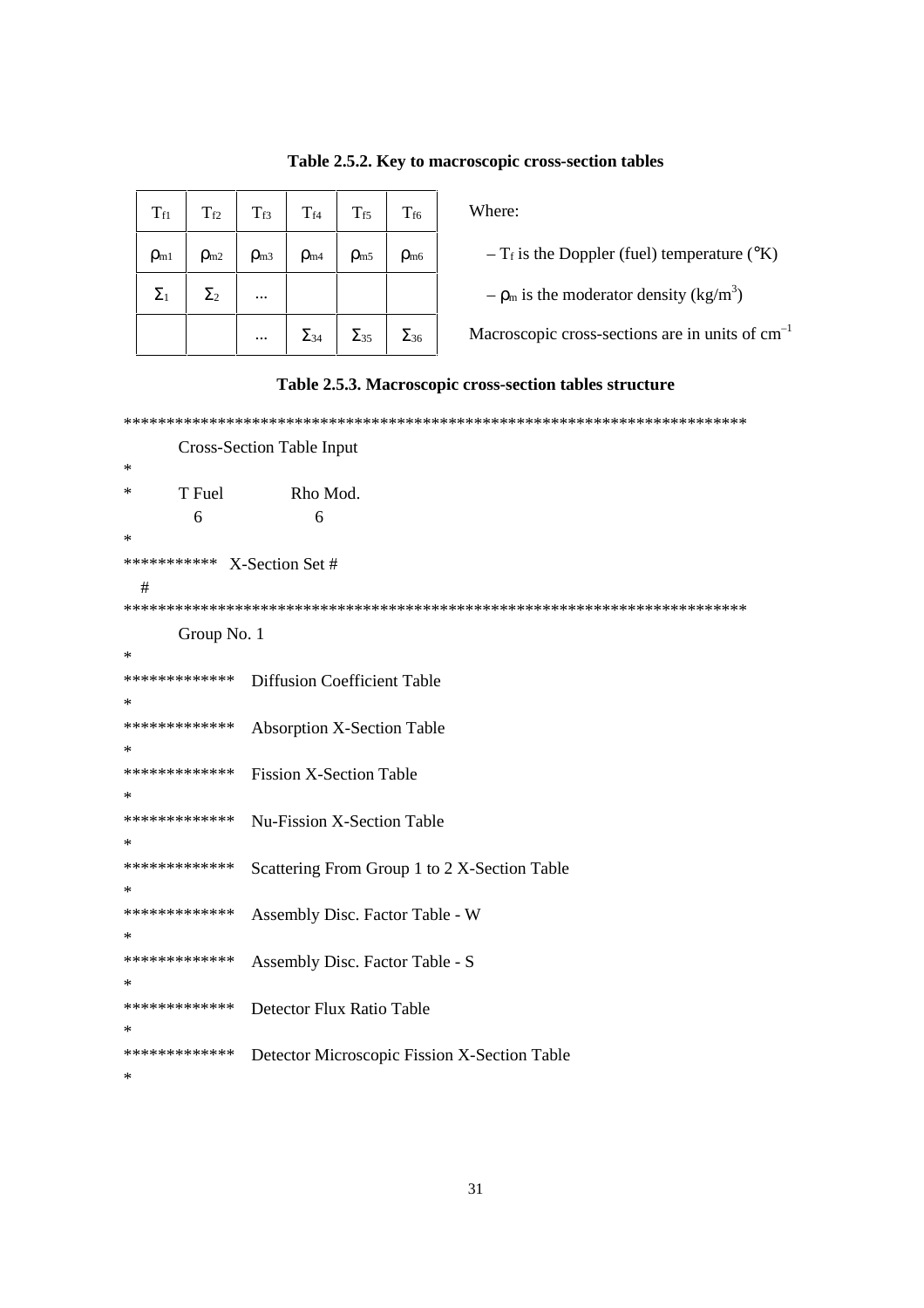**Table 2.5.2. Key to macroscopic cross-section tables**

| $T_{f1}$ | $T_{f2}$ | $T_{f3}$ | $T_{f4}$ | $T_{f5}$ | $T_{f6}$ |
|---|---|---|---|---|---|
| $\rho_{m1}$ | $\rho_{m2}$ | $\rho_{m3}$ | $\rho_{m4}$ | $\rho_{m5}$ | $\rho_{m6}$ |
| $\Sigma_1$ | $\Sigma_2$ | … | | | |
| | | … | $\Sigma_{34}$ | $\Sigma_{35}$ | $\Sigma_{36}$ |

Where:

– $T_f$ is the Doppler (fuel) temperature (°K)

– $\rho_m$ is the moderator density (kg/m$^3$)

Macroscopic cross-sections are in units of cm$^{-1}$

**Table 2.5.3. Macroscopic cross-section tables structure**

```
***************************************************************************
        Cross-Section Table Input
*
*       T Fuel          Rho Mod.
          6               6
*
***********  X-Section Set #
   #
***************************************************************************
        Group No. 1
*
*************  Diffusion Coefficient Table
*
*************  Absorption X-Section Table
*
*************  Fission X-Section Table
*
*************  Nu-Fission X-Section Table
*
*************  Scattering From Group 1 to 2 X-Section Table
*
*************  Assembly Disc. Factor Table - W
*
*************  Assembly Disc. Factor Table - S
*
*************  Detector Flux Ratio Table
*
*************  Detector Microscopic Fission X-Section Table
*
```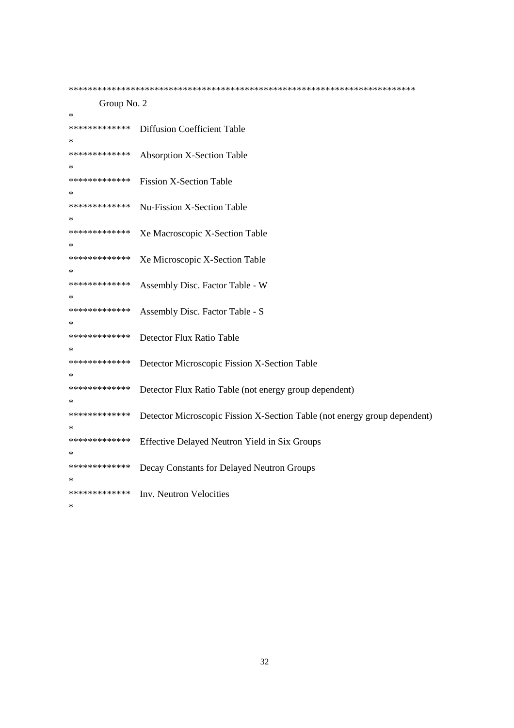```
**************************************************************************
        Group No. 2
*
*************   Diffusion Coefficient Table
*
*************   Absorption X-Section Table
*
*************   Fission X-Section Table
*
*************   Nu-Fission X-Section Table
*
*************   Xe Macroscopic X-Section Table
*
*************   Xe Microscopic X-Section Table
*
*************   Assembly Disc. Factor Table - W
*
*************   Assembly Disc. Factor Table - S
*
*************   Detector Flux Ratio Table
*
*************   Detector Microscopic Fission X-Section Table
*
*************   Detector Flux Ratio Table (not energy group dependent)
*
*************   Detector Microscopic Fission X-Section Table (not energy group dependent)
*
*************   Effective Delayed Neutron Yield in Six Groups
*
*************   Decay Constants for Delayed Neutron Groups
*
*************   Inv. Neutron Velocities
*
```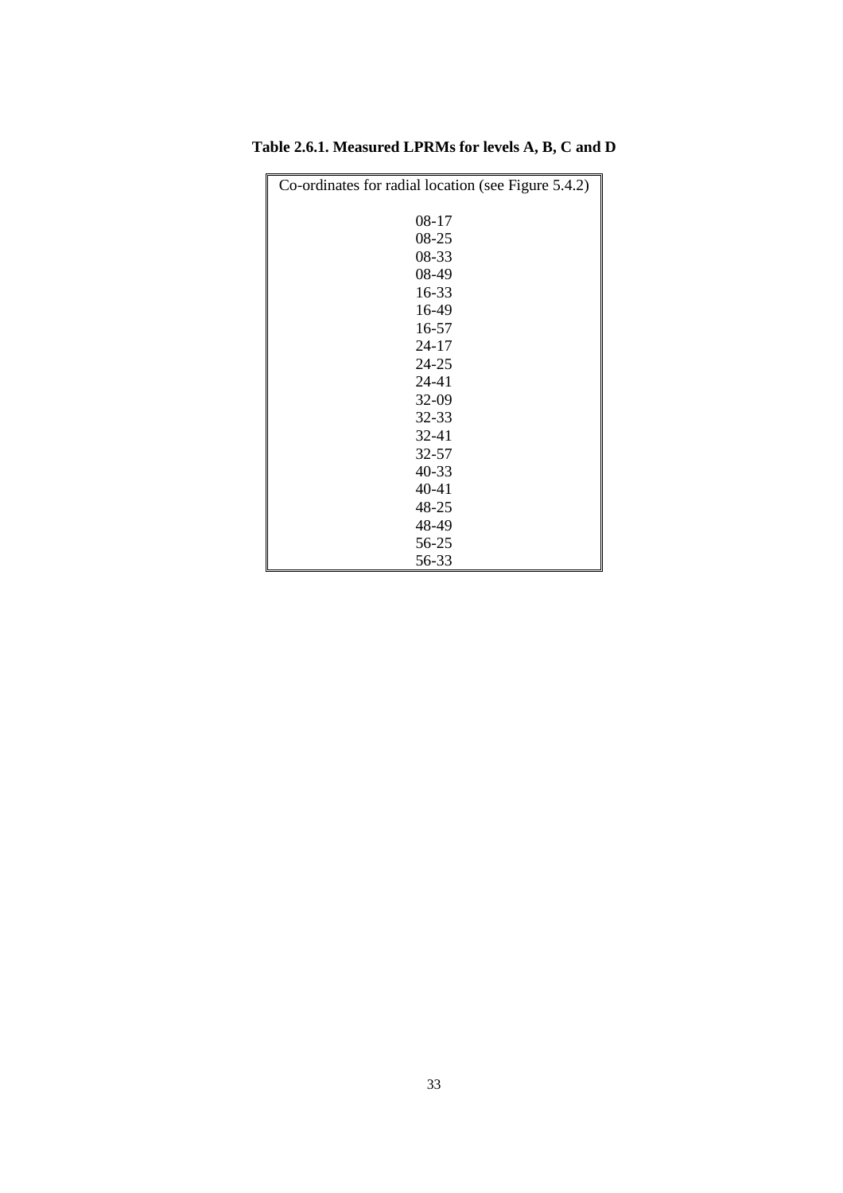**Table 2.6.1. Measured LPRMs for levels A, B, C and D**

| Co-ordinates for radial location (see Figure 5.4.2) |
| --- |
| 08-17 |
| 08-25 |
| 08-33 |
| 08-49 |
| 16-33 |
| 16-49 |
| 16-57 |
| 24-17 |
| 24-25 |
| 24-41 |
| 32-09 |
| 32-33 |
| 32-41 |
| 32-57 |
| 40-33 |
| 40-41 |
| 48-25 |
| 48-49 |
| 56-25 |
| 56-33 |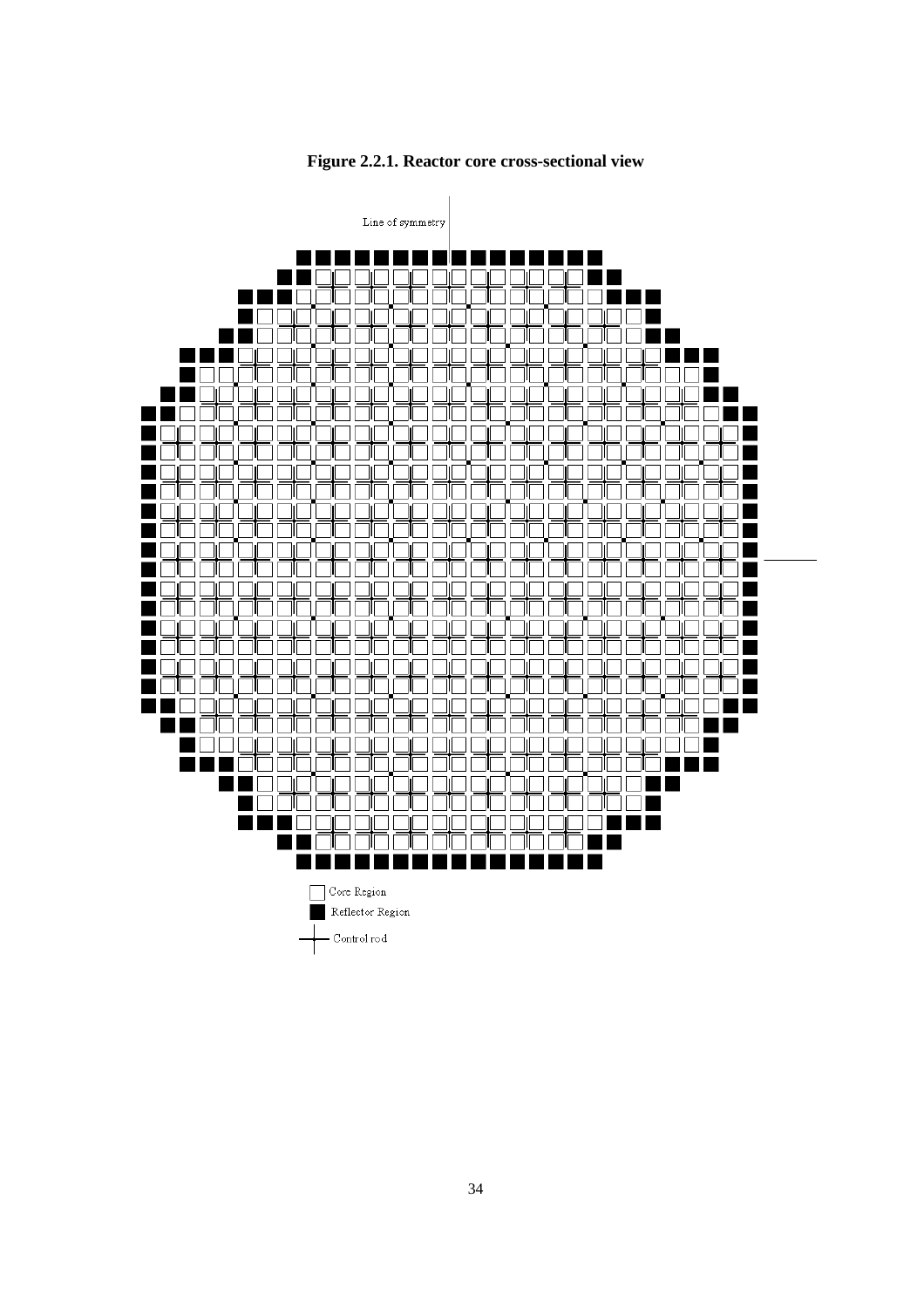**Figure 2.2.1. Reactor core cross-sectional view**

Line of symmetry

Core Region

Reflector Region

Control rod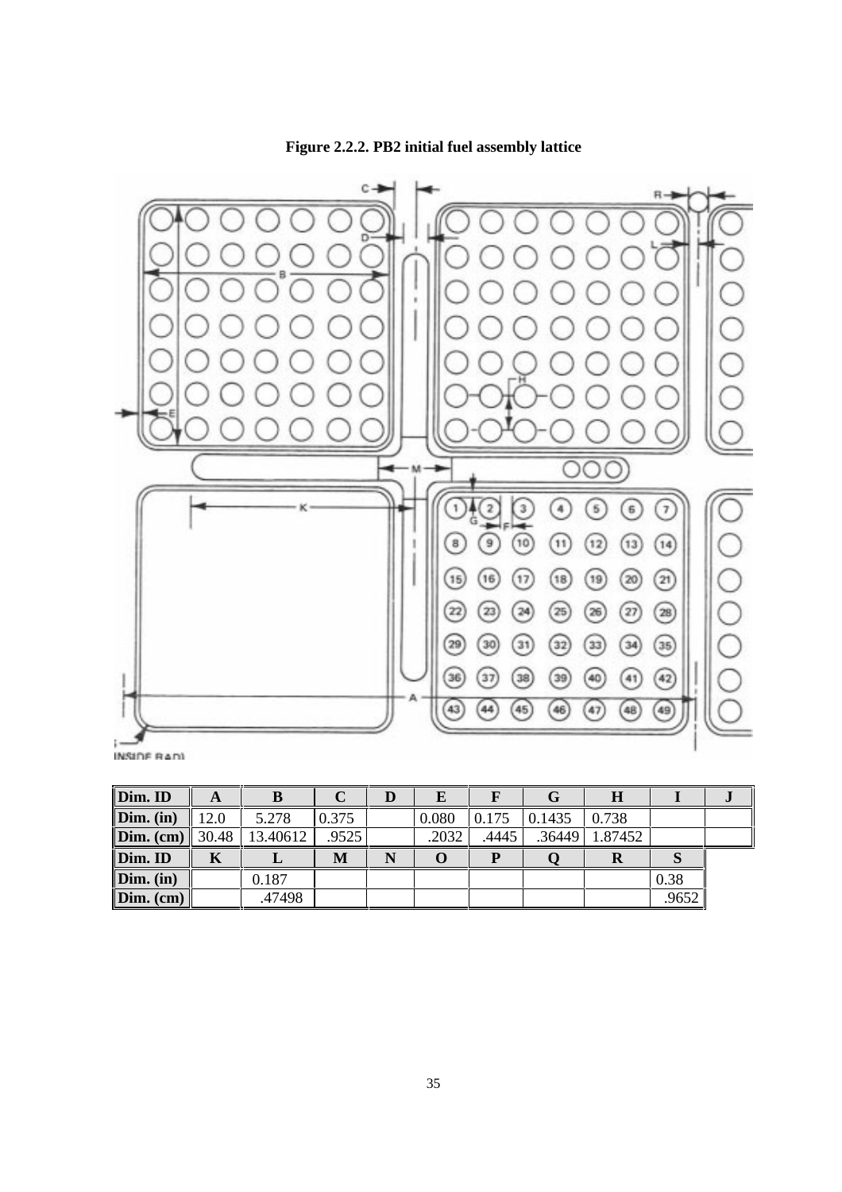**Figure 2.2.2. PB2 initial fuel assembly lattice**

| Dim. ID | A | B | C | D | E | F | G | H | I | J |
|---|---|---|---|---|---|---|---|---|---|---|
| Dim. (in) | 12.0 | 5.278 | 0.375 | | 0.080 | 0.175 | 0.1435 | 0.738 | | |
| Dim. (cm) | 30.48 | 13.40612 | .9525 | | .2032 | .4445 | .36449 | 1.87452 | | |
| Dim. ID | K | L | M | N | O | P | Q | R | S | |
| Dim. (in) | | 0.187 | | | | | | | 0.38 | |
| Dim. (cm) | | .47498 | | | | | | | .9652 | |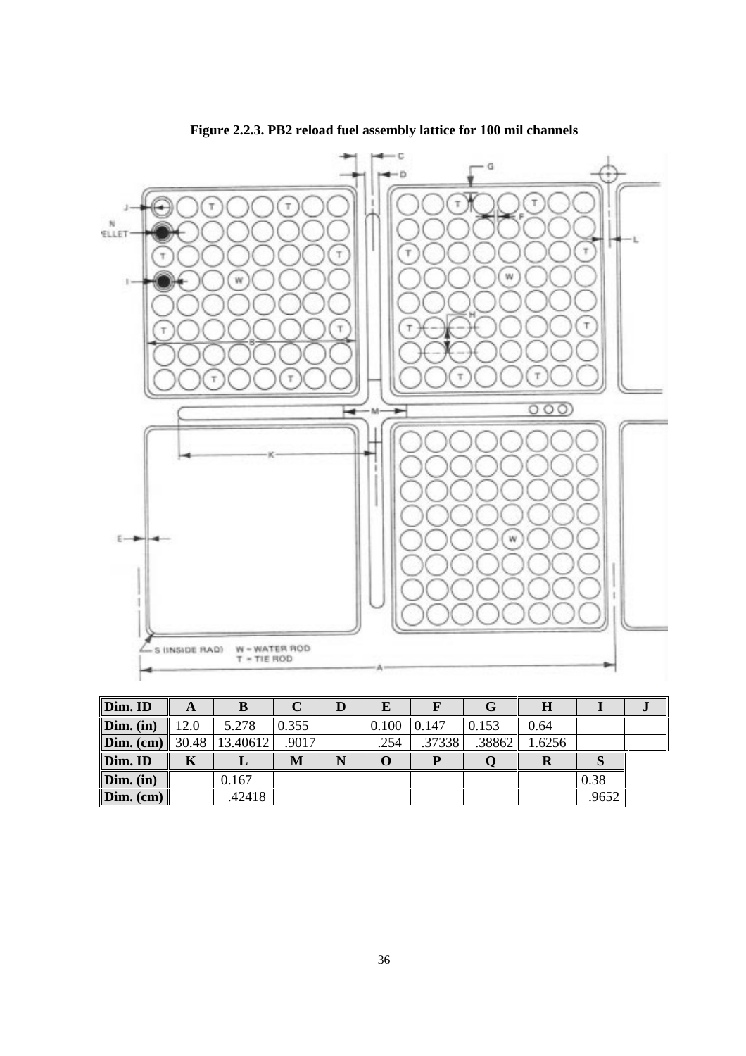**Figure 2.2.3. PB2 reload fuel assembly lattice for 100 mil channels**

| Dim. ID | A | B | C | D | E | F | G | H | I | J |
|---|---|---|---|---|---|---|---|---|---|---|
| Dim. (in) | 12.0 | 5.278 | 0.355 | | 0.100 | 0.147 | 0.153 | 0.64 | | |
| Dim. (cm) | 30.48 | 13.40612 | .9017 | | .254 | .37338 | .38862 | 1.6256 | | |
| Dim. ID | K | L | M | N | O | P | Q | R | S | |
| Dim. (in) | | 0.167 | | | | | | | 0.38 | |
| Dim. (cm) | | .42418 | | | | | | | .9652 | |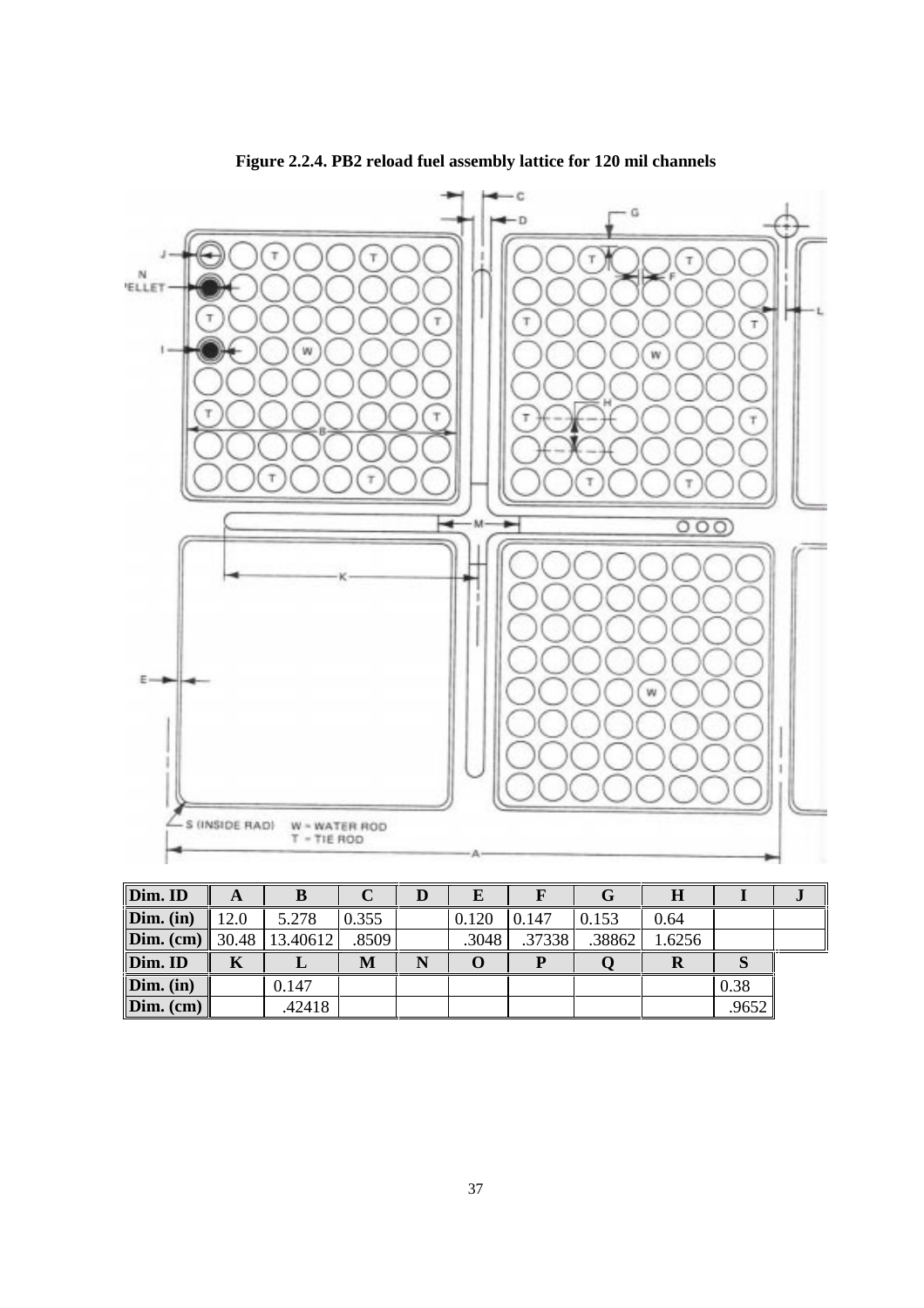**Figure 2.2.4. PB2 reload fuel assembly lattice for 120 mil channels**

| Dim. ID | A | B | C | D | E | F | G | H | I | J |
|---|---|---|---|---|---|---|---|---|---|---|
| Dim. (in) | 12.0 | 5.278 | 0.355 | | 0.120 | 0.147 | 0.153 | 0.64 | | |
| Dim. (cm) | 30.48 | 13.40612 | .8509 | | .3048 | .37338 | .38862 | 1.6256 | | |
| Dim. ID | K | L | M | N | O | P | Q | R | S | |
| Dim. (in) | | 0.147 | | | | | | | 0.38 | |
| Dim. (cm) | | .42418 | | | | | | | .9652 | |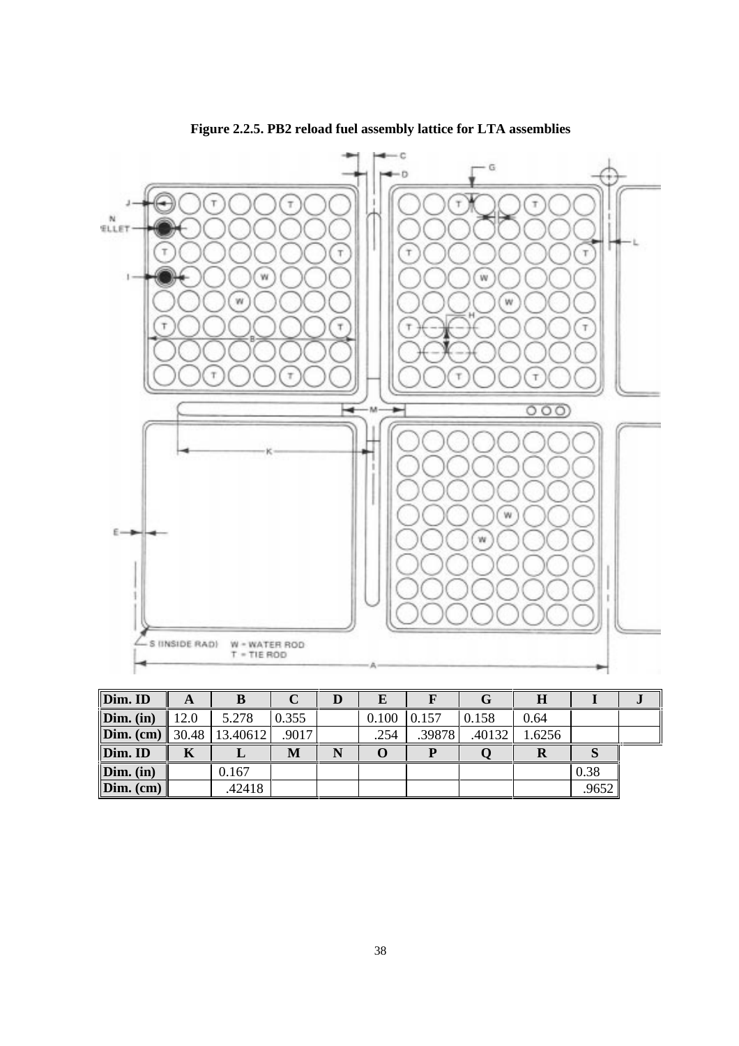**Figure 2.2.5. PB2 reload fuel assembly lattice for LTA assemblies**

| Dim. ID | A | B | C | D | E | F | G | H | I | J |
|---|---|---|---|---|---|---|---|---|---|---|
| Dim. (in) | 12.0 | 5.278 | 0.355 | | 0.100 | 0.157 | 0.158 | 0.64 | | |
| Dim. (cm) | 30.48 | 13.40612 | .9017 | | .254 | .39878 | .40132 | 1.6256 | | |
| Dim. ID | K | L | M | N | O | P | Q | R | S | |
| Dim. (in) | | 0.167 | | | | | | | 0.38 | |
| Dim. (cm) | | .42418 | | | | | | | .9652 | |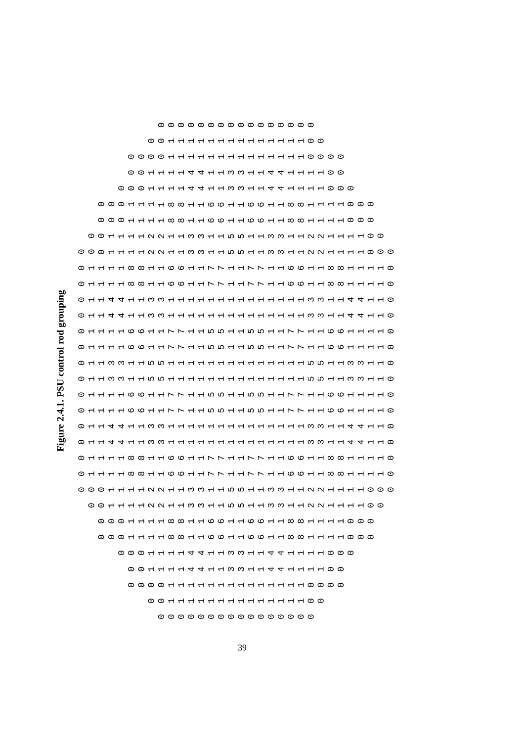**Figure 2.4.1. PSU control rod grouping**

```
                0 0 0 0 0 0 0 0 0 0 0 0 0 0 0 0
              0 0 1 1 1 1 1 1 1 1 1 1 1 1 1 1 0 0
          0 0 0 0 1 1 1 1 1 1 1 1 1 1 1 1 1 1 0 0 0 0
          0 0 1 1 1 1 4 4 1 1 3 3 1 1 4 4 1 1 1 1 0 0
        0 0 0 1 1 1 1 4 4 1 1 3 3 1 1 4 4 1 1 1 1 0 0 0
    0 0 0 1 1 1 1 8 8 1 1 6 6 1 1 6 6 1 1 8 8 1 1 1 1 0 0 0
    0 0 0 1 1 1 1 8 8 1 1 6 6 1 1 6 6 1 1 8 8 1 1 1 1 0 0 0
  0 0 1 1 1 1 2 2 1 1 3 3 1 1 5 5 1 1 3 3 1 1 2 2 1 1 1 1 0 0
0 0 0 1 1 1 1 2 2 1 1 3 3 1 1 5 5 1 1 3 3 1 1 2 2 1 1 1 1 0 0 0
0 1 1 1 1 8 8 1 1 6 6 1 1 7 7 1 1 7 7 1 1 6 6 1 1 8 8 1 1 1 1 0
0 1 1 1 1 8 8 1 1 6 6 1 1 7 7 1 1 7 7 1 1 6 6 1 1 8 8 1 1 1 1 0
0 1 1 4 4 1 1 3 3 1 1 1 1 1 1 1 1 1 1 1 1 1 1 3 3 1 1 4 4 1 1 0
0 1 1 4 4 1 1 3 3 1 1 1 1 1 1 1 1 1 1 1 1 1 1 3 3 1 1 4 4 1 1 0
0 1 1 1 1 6 6 1 1 7 7 1 1 5 5 1 1 5 5 1 1 7 7 1 1 6 6 1 1 1 1 0
0 1 1 1 1 6 6 1 1 7 7 1 1 5 5 1 1 5 5 1 1 7 7 1 1 6 6 1 1 1 1 0
0 1 1 3 3 1 1 5 5 1 1 1 1 1 1 1 1 1 1 1 1 1 1 5 5 1 1 3 3 1 1 0
0 1 1 3 3 1 1 5 5 1 1 1 1 1 1 1 1 1 1 1 1 1 1 5 5 1 1 3 3 1 1 0
0 1 1 1 1 6 6 1 1 7 7 1 1 5 5 1 1 5 5 1 1 7 7 1 1 6 6 1 1 1 1 0
0 1 1 1 1 6 6 1 1 7 7 1 1 5 5 1 1 5 5 1 1 7 7 1 1 6 6 1 1 1 1 0
0 1 1 4 4 1 1 3 3 1 1 1 1 1 1 1 1 1 1 1 1 1 1 3 3 1 1 4 4 1 1 0
0 1 1 4 4 1 1 3 3 1 1 1 1 1 1 1 1 1 1 1 1 1 1 3 3 1 1 4 4 1 1 0
0 1 1 1 1 8 8 1 1 6 6 1 1 7 7 1 1 7 7 1 1 6 6 1 1 8 8 1 1 1 1 0
0 1 1 1 1 8 8 1 1 6 6 1 1 7 7 1 1 7 7 1 1 6 6 1 1 8 8 1 1 1 1 0
0 0 0 1 1 1 1 2 2 1 1 3 3 1 1 5 5 1 1 3 3 1 1 2 2 1 1 1 1 0 0 0
  0 0 1 1 1 1 2 2 1 1 3 3 1 1 5 5 1 1 3 3 1 1 2 2 1 1 1 1 0 0
    0 0 0 1 1 1 1 8 8 1 1 6 6 1 1 6 6 1 1 8 8 1 1 1 1 0 0 0
    0 0 0 1 1 1 1 8 8 1 1 6 6 1 1 6 6 1 1 8 8 1 1 1 1 0 0 0
        0 0 0 1 1 1 1 4 4 1 1 3 3 1 1 4 4 1 1 1 1 0 0 0
          0 0 1 1 1 1 4 4 1 1 3 3 1 1 4 4 1 1 1 1 0 0
          0 0 0 0 1 1 1 1 1 1 1 1 1 1 1 1 1 1 0 0 0 0
              0 0 1 1 1 1 1 1 1 1 1 1 1 1 1 1 0 0
                0 0 0 0 0 0 0 0 0 0 0 0 0 0 0 0
```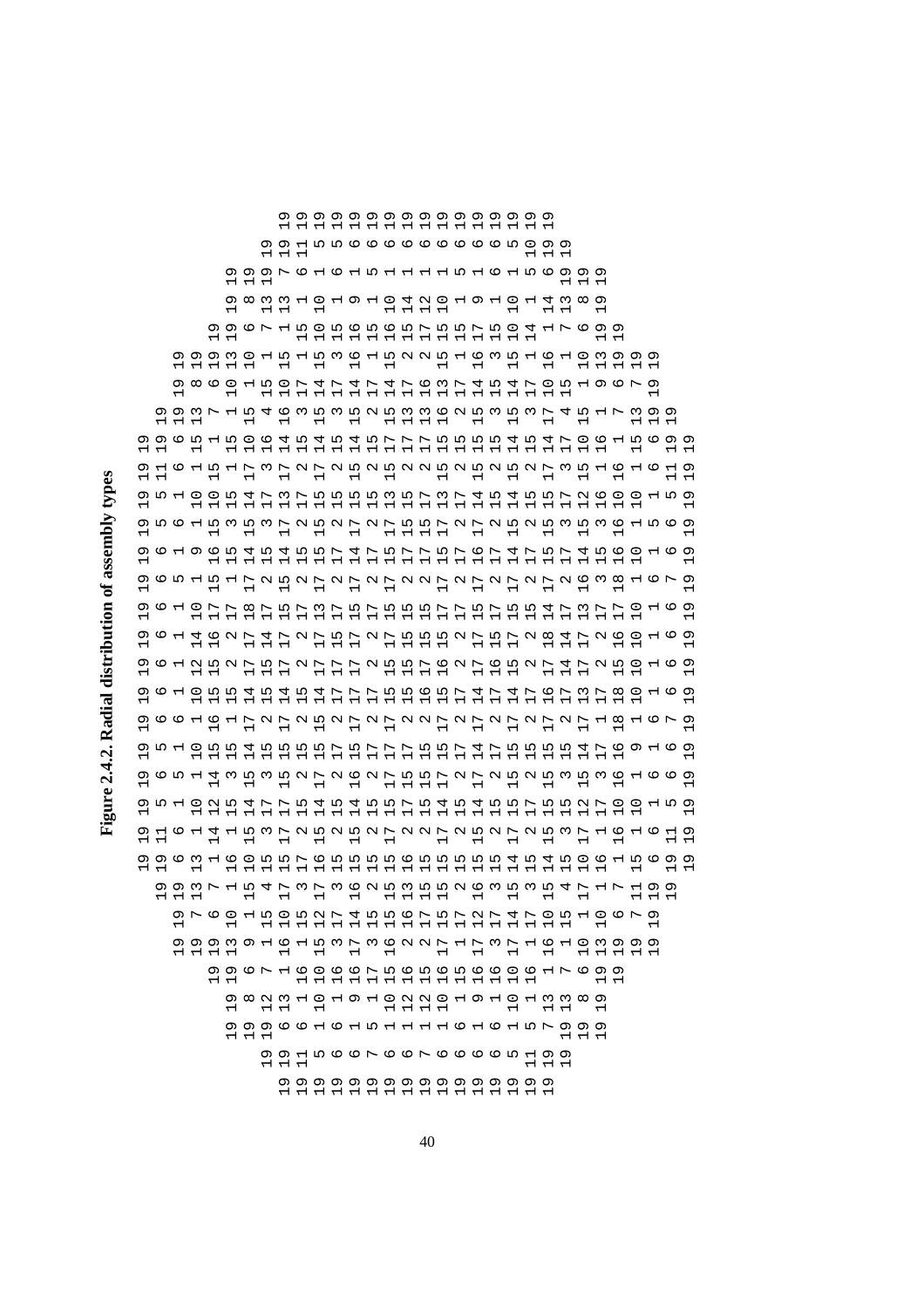**Figure 2.4.2. Radial distribution of assembly types**

```
                19 19 19 19 19 19 19 19 19 19 19 19 19 19 19
             19 19 11  5  6  6  6  6  6  6  6  6  6  5 10 19 19
          19 19 19  7  6  1  6  1  5  1  1  1  1  5  1  6  1  5  6 19 19
       19 19  8 13 13  1 10  1  9  1 10 14 12 10  1  9  1 10  1 14 13  8 19 19
       19 19  6  7  1 15 10 15 16 15 16 15 17 15 15 17 15 10 14  1  7  6 19 19
       19 19 13 10  1 15  1 15  3 16  1 15  2  2 15  1 16  3 15  1 16  1 10 13 19 19
    19  8  6 10  1 15 17 14 17 14 17 14 17 16 13 17 14 15 14 17 10 15  1  9  6  7 19
    19 19 13  7  1 15  4 16  3 15 15  2 15 13 13 16  2 15  3 15  3 17  4 15  1  7 13 19 19
    19 19  6 15  1 15 10 16 14 15 14 15 15 17 17 17 15 15 15 15 14 15 14 17 17 10 16  1 15  6 19 19
 19 11  6  1 15  1 17  3 17  2 17  2 15  2 15  2  2  2 15  2 15  2 15  2 17  3 15  1 16  1  6 11 19
 19  5  1 10 15 14 17 13 17 15 15 15 17 15 13 15 17 14 15 14 17 12 16 10 10  1  5 19
 19  5  6  1 15  3 15  3  2 15  2 17  2 17 17 15 17  2 17  2 15  2 15  3  3 16  1  5  6 19
 19  6  1  9 16 15 14 14 15 15 17 14 17 15 17 17 15 17 14 17 14 15 17 15 17 14 15 16 10  1  6 19
 19  6  5  1  1 15 17  2 17  2 17  2 17  2 17  2 17  2 17  2 17  2 17  2 17  2 16  3 18  1  6  7 19
 19  6  1 10 17 17 18 17 15 17 13 17 15 17 15 15 15 17 15 17 15 15 14 17 13 17 17 10  1  6 19
 19  6  1 14 16  2 17 14 17  2 17 15 17  2 17 15 15 15  2 17 15 17  2 18 14 17  2 16 10  1  6 19
 19  6  1 12 15  2 17 15 17  2 17 17 17  2 15 15 17 16 17 16 15  2 17 14 17  2 15 10  1  6 19
 19  6  1 10 15 15 14 15 14 15 14 17 17 17 15 16 15 17 14 17 14 17 16 17 13 17 18 10  1  6 19
 19  6  6  1 16  1 17  2 15  2 17  2 17  2  2  2 17  2 17  2 17  2 17  2 17  1 18  1  6  7 19
 19  5  1 10 15 15 14 15 15 15 15 17 15 15 15 15 17 17 14 17 15 15 15 15 14 17 16  9  1  6 19
 19  6  5  1 14  3 15  3 17  2 16  2 17  2 15 15 15  2 17  2 15  2 15  3 15  3 16  1  6 19
 19  5  1 10 12 15 14 17 15 14 14 15 15 17 15 14 15 14 15 15 15 15 15 12 17 10 10  1  5 19
 19 11  6  1 14  1 15  3 17  2 15  2 15  2 17  2  2 17 15  2 15  2 17 15  3 17  1 16  1  6 11 19
    19 19  6 13  1 16 10 15 17 16 15 15 15 15 17 15 16 15 15 14 15 15 10 16  1 15  6 19 19
    19 19 13  7  1 15  4 15  3 17  2 16  2 15 13 16  2 15  3 15  3 17  4 15  1 11 19 19
    19 19  7  6 10  1 15 10 15 14 15 12 15 17 17 17 12 17 14 17 10 15  1 10  6  7 19 19
       19 19 13  9  1 16  1 15  3 17  3 15  2  2 17  1 17  3 17  1 16  1 10 13 19 19
       19 19  6  7  1 16 10 16 16 17 15 15 16 16 16 10 16 10 16  1  7  6 19 19
       19 19  8 13  1 10  1  9  1 10 12 12 10  1  9  1 10  1 13 13  8 19 19
          19 19  6  6  1  6  1  5  1  1  1  1  6  1  6  1  5  7 19 19
             19 19 11  5  6  6  7  6  6  7  6  6  6  5 11 19 19
                19 19 19 19 19 19 19 19 19 19 19 19 19 19 19
```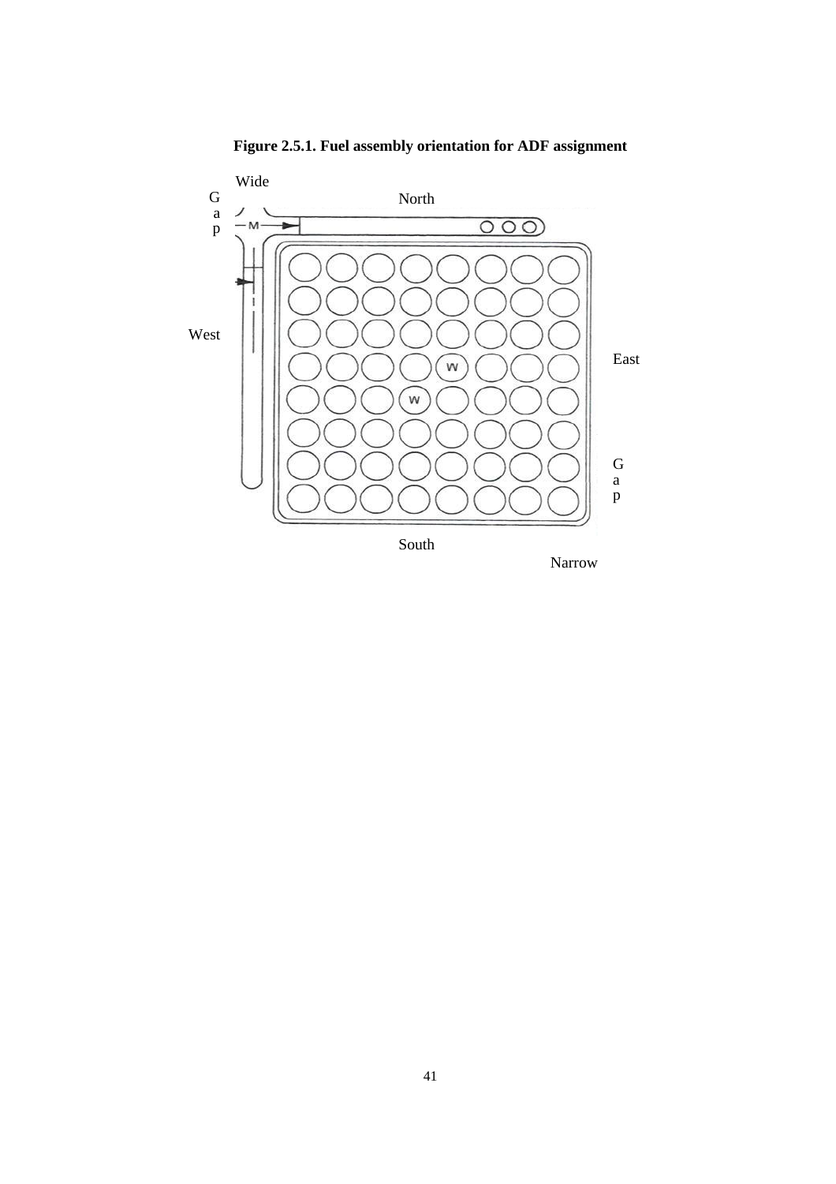**Figure 2.5.1. Fuel assembly orientation for ADF assignment**

Wide Gap

North

West

East

Gap

South

Narrow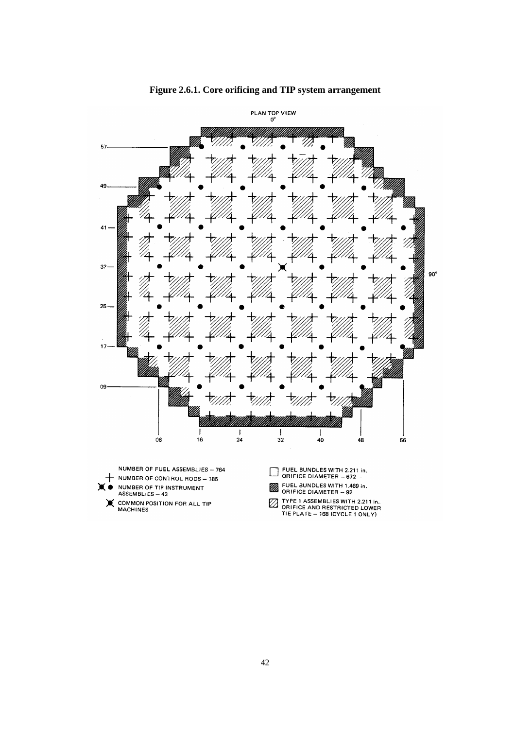**Figure 2.6.1. Core orificing and TIP system arrangement**

PLAN TOP VIEW
0°

57
49
41
33
25
17
09

90°

08 16 24 32 40 48 56

NUMBER OF FUEL ASSEMBLIES – 764

NUMBER OF CONTROL RODS – 185

NUMBER OF TIP INSTRUMENT ASSEMBLIES – 43

COMMON POSITION FOR ALL TIP MACHINES

FUEL BUNDLES WITH 2.211 in. ORIFICE DIAMETER – 672

FUEL BUNDLES WITH 1.469 in. ORIFICE DIAMETER – 92

TYPE 1 ASSEMBLIES WITH 2.211 in. ORIFICE AND RESTRICTED LOWER TIE PLATE – 168 (CYCLE 1 ONLY)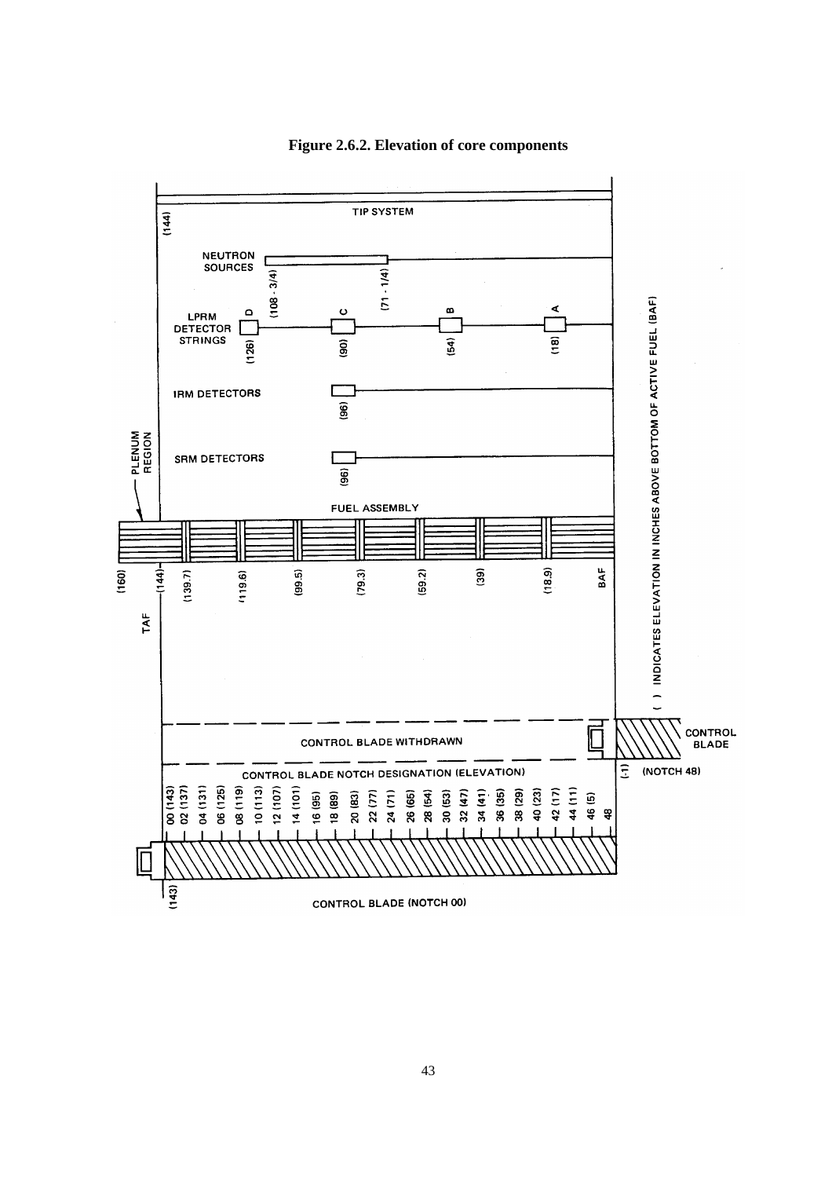**Figure 2.6.2. Elevation of core components**

TIP SYSTEM

(144)

NEUTRON SOURCES

(108 - 3/4) (71 - 1/4)

LPRM DETECTOR STRINGS

D (126) C (90) B (54) A (18)

IRM DETECTORS (96)

SRM DETECTORS (96)

PLENUM REGION

FUEL ASSEMBLY

(160) (144) (139.7) (119.6) (99.5) (79.3) (59.2) (39) (18.9) BAF

TAF

( ) INDICATES ELEVATION IN INCHES ABOVE BOTTOM OF ACTIVE FUEL (BAF)

CONTROL BLADE WITHDRAWN

CONTROL BLADE

(-1) (NOTCH 48)

CONTROL BLADE NOTCH DESIGNATION (ELEVATION)

00 (143), 02 (137), 04 (131), 06 (125), 08 (119), 10 (113), 12 (107), 14 (101), 16 (95), 18 (89), 20 (83), 22 (77), 24 (71), 26 (65), 28 (54), 30 (53), 32 (47), 34 (41), 36 (35), 38 (29), 40 (23), 42 (17), 44 (11), 46 (5), 48

(143)

CONTROL BLADE (NOTCH 00)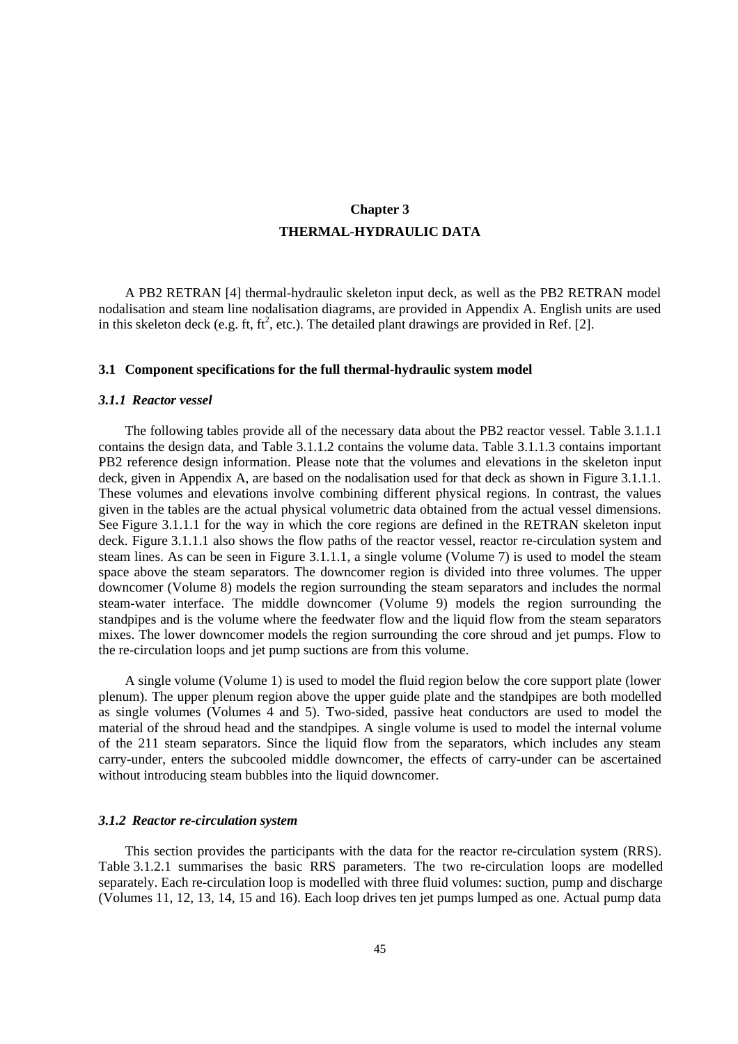# Chapter 3

# THERMAL-HYDRAULIC DATA

A PB2 RETRAN [4] thermal-hydraulic skeleton input deck, as well as the PB2 RETRAN model nodalisation and steam line nodalisation diagrams, are provided in Appendix A. English units are used in this skeleton deck (e.g. ft, $ft^2$, etc.). The detailed plant drawings are provided in Ref. [2].

## 3.1 Component specifications for the full thermal-hydraulic system model

### *3.1.1 Reactor vessel*

The following tables provide all of the necessary data about the PB2 reactor vessel. Table 3.1.1.1 contains the design data, and Table 3.1.1.2 contains the volume data. Table 3.1.1.3 contains important PB2 reference design information. Please note that the volumes and elevations in the skeleton input deck, given in Appendix A, are based on the nodalisation used for that deck as shown in Figure 3.1.1.1. These volumes and elevations involve combining different physical regions. In contrast, the values given in the tables are the actual physical volumetric data obtained from the actual vessel dimensions. See Figure 3.1.1.1 for the way in which the core regions are defined in the RETRAN skeleton input deck. Figure 3.1.1.1 also shows the flow paths of the reactor vessel, reactor re-circulation system and steam lines. As can be seen in Figure 3.1.1.1, a single volume (Volume 7) is used to model the steam space above the steam separators. The downcomer region is divided into three volumes. The upper downcomer (Volume 8) models the region surrounding the steam separators and includes the normal steam-water interface. The middle downcomer (Volume 9) models the region surrounding the standpipes and is the volume where the feedwater flow and the liquid flow from the steam separators mixes. The lower downcomer models the region surrounding the core shroud and jet pumps. Flow to the re-circulation loops and jet pump suctions are from this volume.

A single volume (Volume 1) is used to model the fluid region below the core support plate (lower plenum). The upper plenum region above the upper guide plate and the standpipes are both modelled as single volumes (Volumes 4 and 5). Two-sided, passive heat conductors are used to model the material of the shroud head and the standpipes. A single volume is used to model the internal volume of the 211 steam separators. Since the liquid flow from the separators, which includes any steam carry-under, enters the subcooled middle downcomer, the effects of carry-under can be ascertained without introducing steam bubbles into the liquid downcomer.

### *3.1.2 Reactor re-circulation system*

This section provides the participants with the data for the reactor re-circulation system (RRS). Table 3.1.2.1 summarises the basic RRS parameters. The two re-circulation loops are modelled separately. Each re-circulation loop is modelled with three fluid volumes: suction, pump and discharge (Volumes 11, 12, 13, 14, 15 and 16). Each loop drives ten jet pumps lumped as one. Actual pump data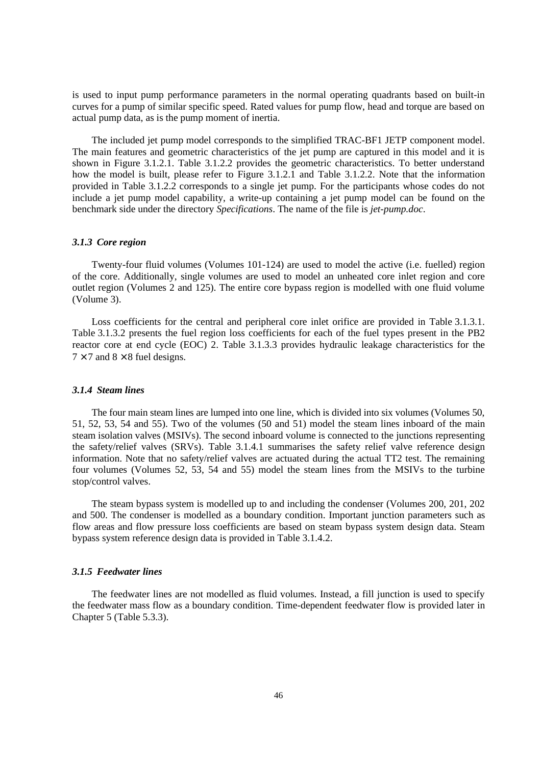is used to input pump performance parameters in the normal operating quadrants based on built-in curves for a pump of similar specific speed. Rated values for pump flow, head and torque are based on actual pump data, as is the pump moment of inertia.

The included jet pump model corresponds to the simplified TRAC-BF1 JETP component model. The main features and geometric characteristics of the jet pump are captured in this model and it is shown in Figure 3.1.2.1. Table 3.1.2.2 provides the geometric characteristics. To better understand how the model is built, please refer to Figure 3.1.2.1 and Table 3.1.2.2. Note that the information provided in Table 3.1.2.2 corresponds to a single jet pump. For the participants whose codes do not include a jet pump model capability, a write-up containing a jet pump model can be found on the benchmark side under the directory *Specifications*. The name of the file is *jet-pump.doc*.

### *3.1.3 Core region*

Twenty-four fluid volumes (Volumes 101-124) are used to model the active (i.e. fuelled) region of the core. Additionally, single volumes are used to model an unheated core inlet region and core outlet region (Volumes 2 and 125). The entire core bypass region is modelled with one fluid volume (Volume 3).

Loss coefficients for the central and peripheral core inlet orifice are provided in Table 3.1.3.1. Table 3.1.3.2 presents the fuel region loss coefficients for each of the fuel types present in the PB2 reactor core at end cycle (EOC) 2. Table 3.1.3.3 provides hydraulic leakage characteristics for the $7 \times 7$ and $8 \times 8$ fuel designs.

### *3.1.4 Steam lines*

The four main steam lines are lumped into one line, which is divided into six volumes (Volumes 50, 51, 52, 53, 54 and 55). Two of the volumes (50 and 51) model the steam lines inboard of the main steam isolation valves (MSIVs). The second inboard volume is connected to the junctions representing the safety/relief valves (SRVs). Table 3.1.4.1 summarises the safety relief valve reference design information. Note that no safety/relief valves are actuated during the actual TT2 test. The remaining four volumes (Volumes 52, 53, 54 and 55) model the steam lines from the MSIVs to the turbine stop/control valves.

The steam bypass system is modelled up to and including the condenser (Volumes 200, 201, 202 and 500. The condenser is modelled as a boundary condition. Important junction parameters such as flow areas and flow pressure loss coefficients are based on steam bypass system design data. Steam bypass system reference design data is provided in Table 3.1.4.2.

### *3.1.5 Feedwater lines*

The feedwater lines are not modelled as fluid volumes. Instead, a fill junction is used to specify the feedwater mass flow as a boundary condition. Time-dependent feedwater flow is provided later in Chapter 5 (Table 5.3.3).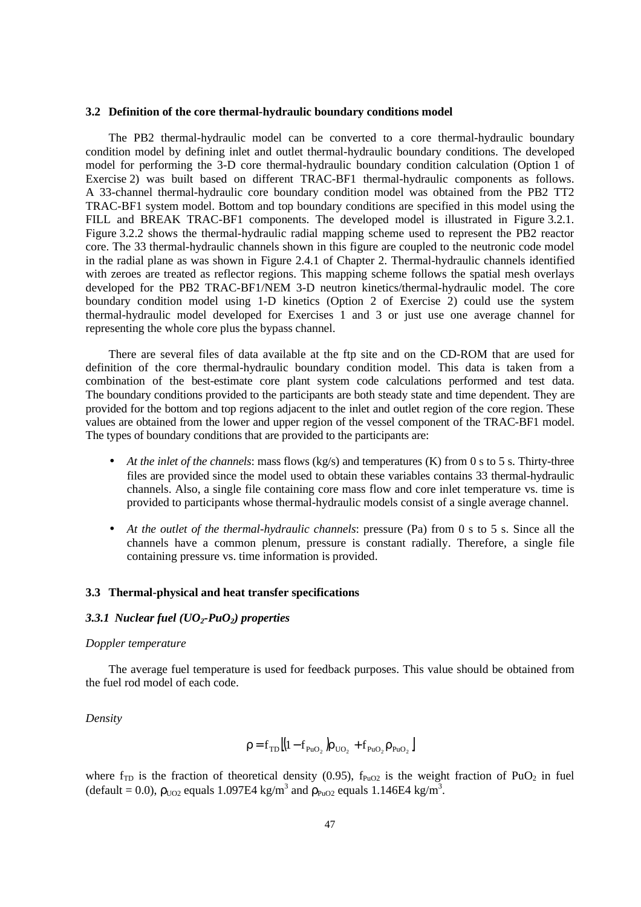### 3.2 Definition of the core thermal-hydraulic boundary conditions model

The PB2 thermal-hydraulic model can be converted to a core thermal-hydraulic boundary condition model by defining inlet and outlet thermal-hydraulic boundary conditions. The developed model for performing the 3-D core thermal-hydraulic boundary condition calculation (Option 1 of Exercise 2) was built based on different TRAC-BF1 thermal-hydraulic components as follows. A 33-channel thermal-hydraulic core boundary condition model was obtained from the PB2 TT2 TRAC-BF1 system model. Bottom and top boundary conditions are specified in this model using the FILL and BREAK TRAC-BF1 components. The developed model is illustrated in Figure 3.2.1. Figure 3.2.2 shows the thermal-hydraulic radial mapping scheme used to represent the PB2 reactor core. The 33 thermal-hydraulic channels shown in this figure are coupled to the neutronic code model in the radial plane as was shown in Figure 2.4.1 of Chapter 2. Thermal-hydraulic channels identified with zeroes are treated as reflector regions. This mapping scheme follows the spatial mesh overlays developed for the PB2 TRAC-BF1/NEM 3-D neutron kinetics/thermal-hydraulic model. The core boundary condition model using 1-D kinetics (Option 2 of Exercise 2) could use the system thermal-hydraulic model developed for Exercises 1 and 3 or just use one average channel for representing the whole core plus the bypass channel.

There are several files of data available at the ftp site and on the CD-ROM that are used for definition of the core thermal-hydraulic boundary condition model. This data is taken from a combination of the best-estimate core plant system code calculations performed and test data. The boundary conditions provided to the participants are both steady state and time dependent. They are provided for the bottom and top regions adjacent to the inlet and outlet region of the core region. These values are obtained from the lower and upper region of the vessel component of the TRAC-BF1 model. The types of boundary conditions that are provided to the participants are:

- *At the inlet of the channels*: mass flows (kg/s) and temperatures (K) from 0 s to 5 s. Thirty-three files are provided since the model used to obtain these variables contains 33 thermal-hydraulic channels. Also, a single file containing core mass flow and core inlet temperature vs. time is provided to participants whose thermal-hydraulic models consist of a single average channel.
- *At the outlet of the thermal-hydraulic channels*: pressure (Pa) from 0 s to 5 s. Since all the channels have a common plenum, pressure is constant radially. Therefore, a single file containing pressure vs. time information is provided.

### 3.3 Thermal-physical and heat transfer specifications

#### *3.3.1 Nuclear fuel ($UO_2$-$PuO_2$) properties*

*Doppler temperature*

The average fuel temperature is used for feedback purposes. This value should be obtained from the fuel rod model of each code.

*Density*

$$\rho = f_{TD}\left[\left(1 - f_{PuO_2}\right)\rho_{UO_2} + f_{PuO_2}\rho_{PuO_2}\right]$$

where $f_{TD}$ is the fraction of theoretical density (0.95), $f_{PuO2}$ is the weight fraction of $PuO_2$ in fuel (default = 0.0), $\rho_{UO2}$ equals 1.097E4 kg/m$^3$ and $\rho_{PuO2}$ equals 1.146E4 kg/m$^3$.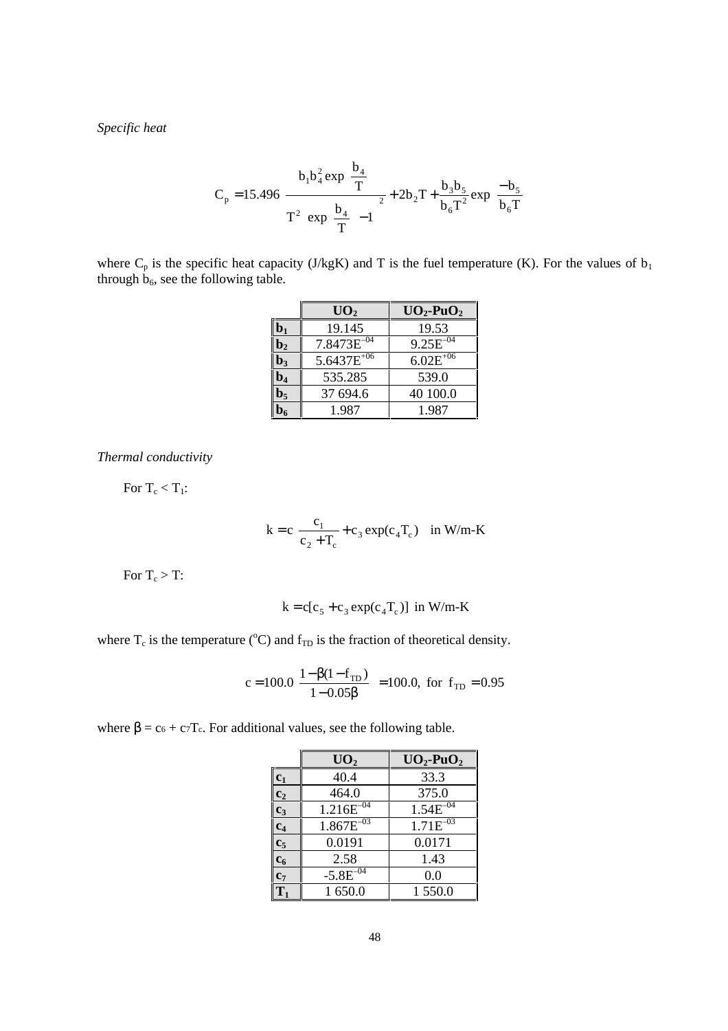*Specific heat*

$$C_p = 15.496\left[\frac{b_1 b_4^2 \exp\left(\frac{b_4}{T}\right)}{T^2\left[\exp\left(\frac{b_4}{T}\right)-1\right]^2} + 2b_2 T + \frac{b_3 b_5}{b_6 T^2}\exp\left(\frac{-b_5}{b_6 T}\right)\right]$$

where $C_p$ is the specific heat capacity (J/kgK) and T is the fuel temperature (K). For the values of $b_1$ through $b_6$, see the following table.

| | $UO_2$ | $UO_2$-$PuO_2$ |
|---|---|---|
| $b_1$ | 19.145 | 19.53 |
| $b_2$ | $7.8473E^{-04}$ | $9.25E^{-04}$ |
| $b_3$ | $5.6437E^{+06}$ | $6.02E^{+06}$ |
| $b_4$ | 535.285 | 539.0 |
| $b_5$ | 37 694.6 | 40 100.0 |
| $b_6$ | 1.987 | 1.987 |

*Thermal conductivity*

For $T_c < T_1$:

$$k = c\left[\frac{c_1}{c_2 + T_c} + c_3 \exp(c_4 T_c)\right] \quad \text{in W/m-K}$$

For $T_c > T$:

$$k = c[c_5 + c_3 \exp(c_4 T_c)] \ \text{ in W/m-K}$$

where $T_c$ is the temperature (°C) and $f_{TD}$ is the fraction of theoretical density.

$$c = 100.0\left[\frac{1-\beta(1-f_{TD})}{1-0.05\beta}\right] = 100.0, \text{ for } f_{TD} = 0.95$$

where $\beta = c_6 + c_7 T_c$. For additional values, see the following table.

| | $UO_2$ | $UO_2$-$PuO_2$ |
|---|---|---|
| $c_1$ | 40.4 | 33.3 |
| $c_2$ | 464.0 | 375.0 |
| $c_3$ | $1.216E^{-04}$ | $1.54E^{-04}$ |
| $c_4$ | $1.867E^{-03}$ | $1.71E^{-03}$ |
| $c_5$ | 0.0191 | 0.0171 |
| $c_6$ | 2.58 | 1.43 |
| $c_7$ | $-5.8E^{-04}$ | 0.0 |
| $T_1$ | 1 650.0 | 1 550.0 |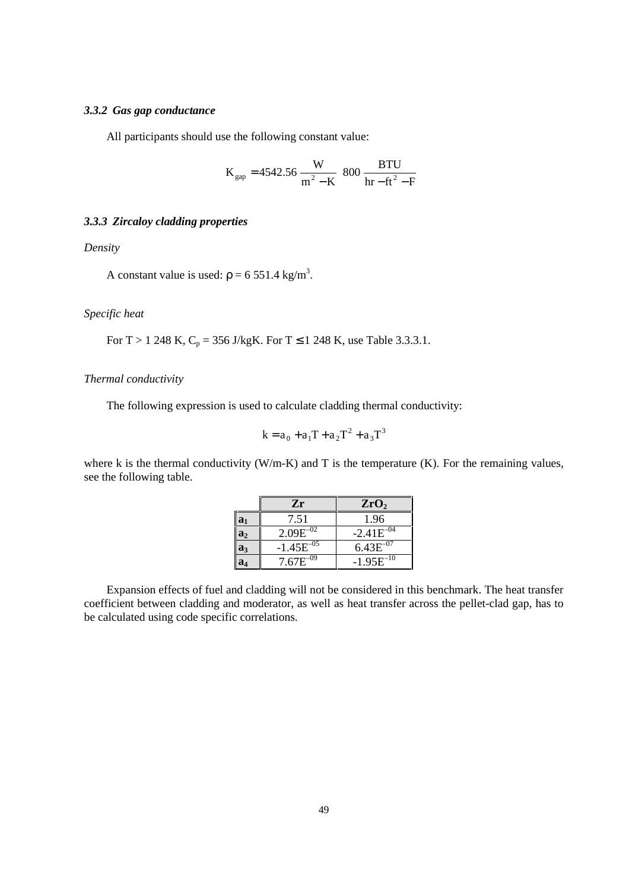### 3.3.2 Gas gap conductance

All participants should use the following constant value:

$$K_{gap} = 4542.56 \frac{W}{m^2 - K} \;\; 800 \frac{BTU}{hr - ft^2 - F}$$

### 3.3.3 Zircaloy cladding properties

*Density*

A constant value is used: $\rho = 6\,551.4$ kg/m$^3$.

*Specific heat*

For T > 1 248 K, $C_p = 356$ J/kgK. For T $\leq$ 1 248 K, use Table 3.3.3.1.

*Thermal conductivity*

The following expression is used to calculate cladding thermal conductivity:

$$k = a_0 + a_1T + a_2T^2 + a_3T^3$$

where k is the thermal conductivity (W/m-K) and T is the temperature (K). For the remaining values, see the following table.

| | Zr | $ZrO_2$ |
|---|---|---|
| $a_1$ | 7.51 | 1.96 |
| $a_2$ | $2.09E^{-02}$ | $-2.41E^{-04}$ |
| $a_3$ | $-1.45E^{-05}$ | $6.43E^{-07}$ |
| $a_4$ | $7.67E^{-09}$ | $-1.95E^{-10}$ |

Expansion effects of fuel and cladding will not be considered in this benchmark. The heat transfer coefficient between cladding and moderator, as well as heat transfer across the pellet-clad gap, has to be calculated using code specific correlations.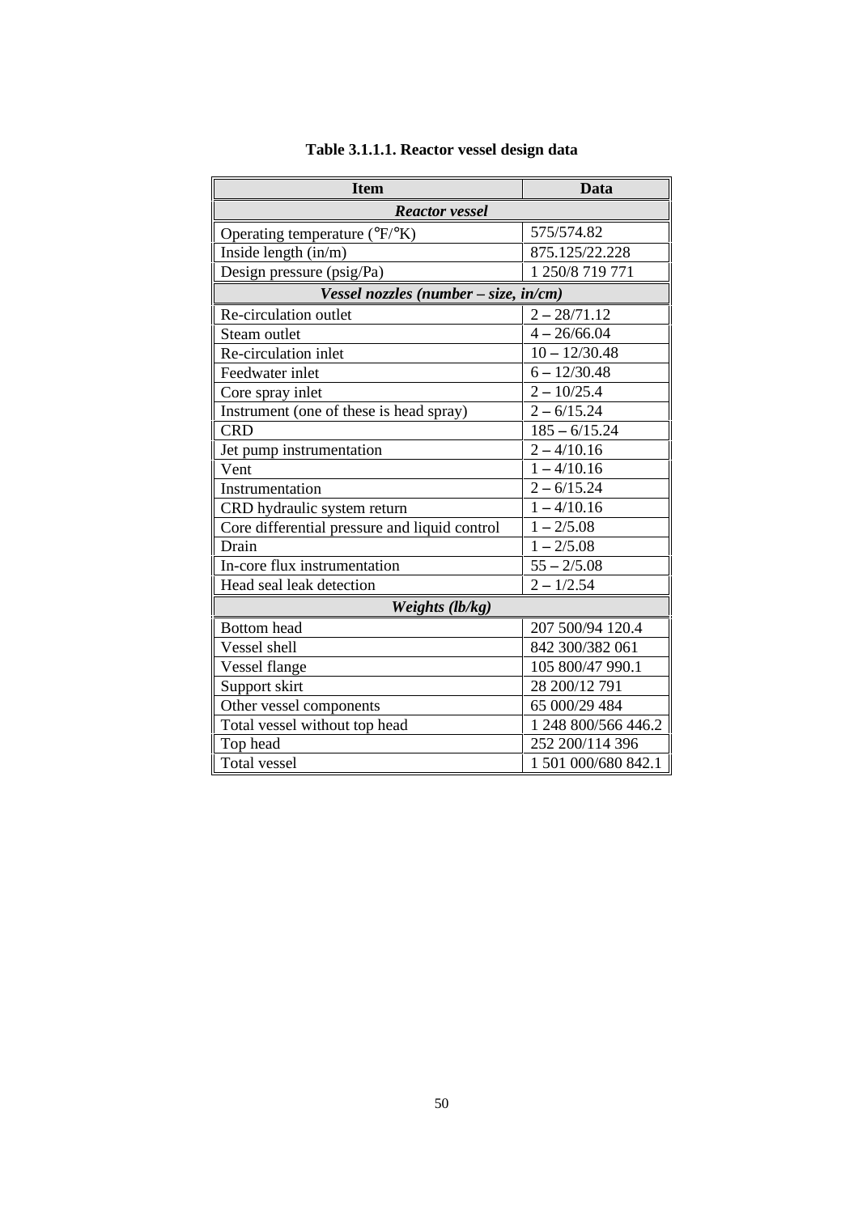**Table 3.1.1.1. Reactor vessel design data**

| Item | Data |
|---|---|
| ***Reactor vessel*** | |
| Operating temperature (°F/°K) | 575/574.82 |
| Inside length (in/m) | 875.125/22.228 |
| Design pressure (psig/Pa) | 1 250/8 719 771 |
| ***Vessel nozzles (number – size, in/cm)*** | |
| Re-circulation outlet | 2 – 28/71.12 |
| Steam outlet | 4 – 26/66.04 |
| Re-circulation inlet | 10 – 12/30.48 |
| Feedwater inlet | 6 – 12/30.48 |
| Core spray inlet | 2 – 10/25.4 |
| Instrument (one of these is head spray) | 2 – 6/15.24 |
| CRD | 185 – 6/15.24 |
| Jet pump instrumentation | 2 – 4/10.16 |
| Vent | 1 – 4/10.16 |
| Instrumentation | 2 – 6/15.24 |
| CRD hydraulic system return | 1 – 4/10.16 |
| Core differential pressure and liquid control | 1 – 2/5.08 |
| Drain | 1 – 2/5.08 |
| In-core flux instrumentation | 55 – 2/5.08 |
| Head seal leak detection | 2 – 1/2.54 |
| ***Weights (lb/kg)*** | |
| Bottom head | 207 500/94 120.4 |
| Vessel shell | 842 300/382 061 |
| Vessel flange | 105 800/47 990.1 |
| Support skirt | 28 200/12 791 |
| Other vessel components | 65 000/29 484 |
| Total vessel without top head | 1 248 800/566 446.2 |
| Top head | 252 200/114 396 |
| Total vessel | 1 501 000/680 842.1 |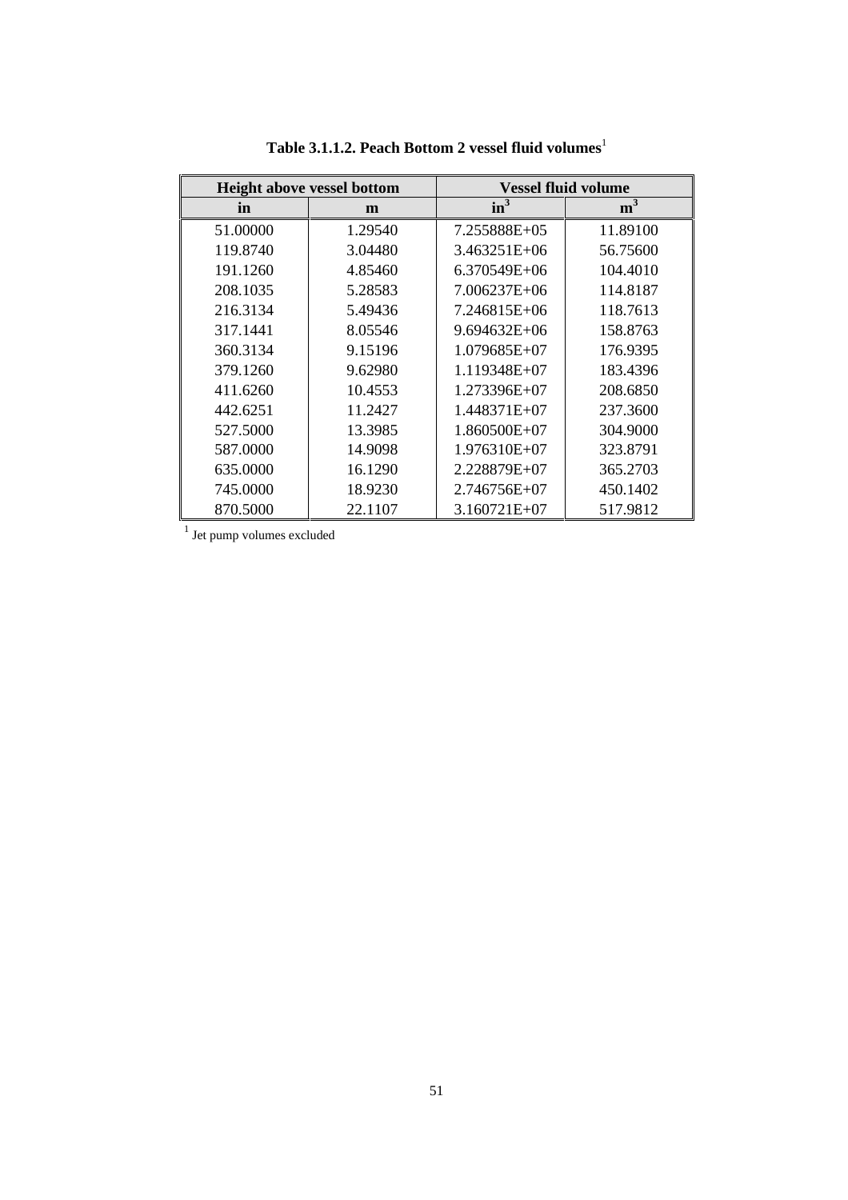**Table 3.1.1.2. Peach Bottom 2 vessel fluid volumes**[1]

| Height above vessel bottom | | Vessel fluid volume | |
|---|---|---|---|
| in | m | $in^3$ | $m^3$ |
| 51.00000 | 1.29540 | 7.255888E+05 | 11.89100 |
| 119.8740 | 3.04480 | 3.463251E+06 | 56.75600 |
| 191.1260 | 4.85460 | 6.370549E+06 | 104.4010 |
| 208.1035 | 5.28583 | 7.006237E+06 | 114.8187 |
| 216.3134 | 5.49436 | 7.246815E+06 | 118.7613 |
| 317.1441 | 8.05546 | 9.694632E+06 | 158.8763 |
| 360.3134 | 9.15196 | 1.079685E+07 | 176.9395 |
| 379.1260 | 9.62980 | 1.119348E+07 | 183.4396 |
| 411.6260 | 10.4553 | 1.273396E+07 | 208.6850 |
| 442.6251 | 11.2427 | 1.448371E+07 | 237.3600 |
| 527.5000 | 13.3985 | 1.860500E+07 | 304.9000 |
| 587.0000 | 14.9098 | 1.976310E+07 | 323.8791 |
| 635.0000 | 16.1290 | 2.228879E+07 | 365.2703 |
| 745.0000 | 18.9230 | 2.746756E+07 | 450.1402 |
| 870.5000 | 22.1107 | 3.160721E+07 | 517.9812 |

[1] Jet pump volumes excluded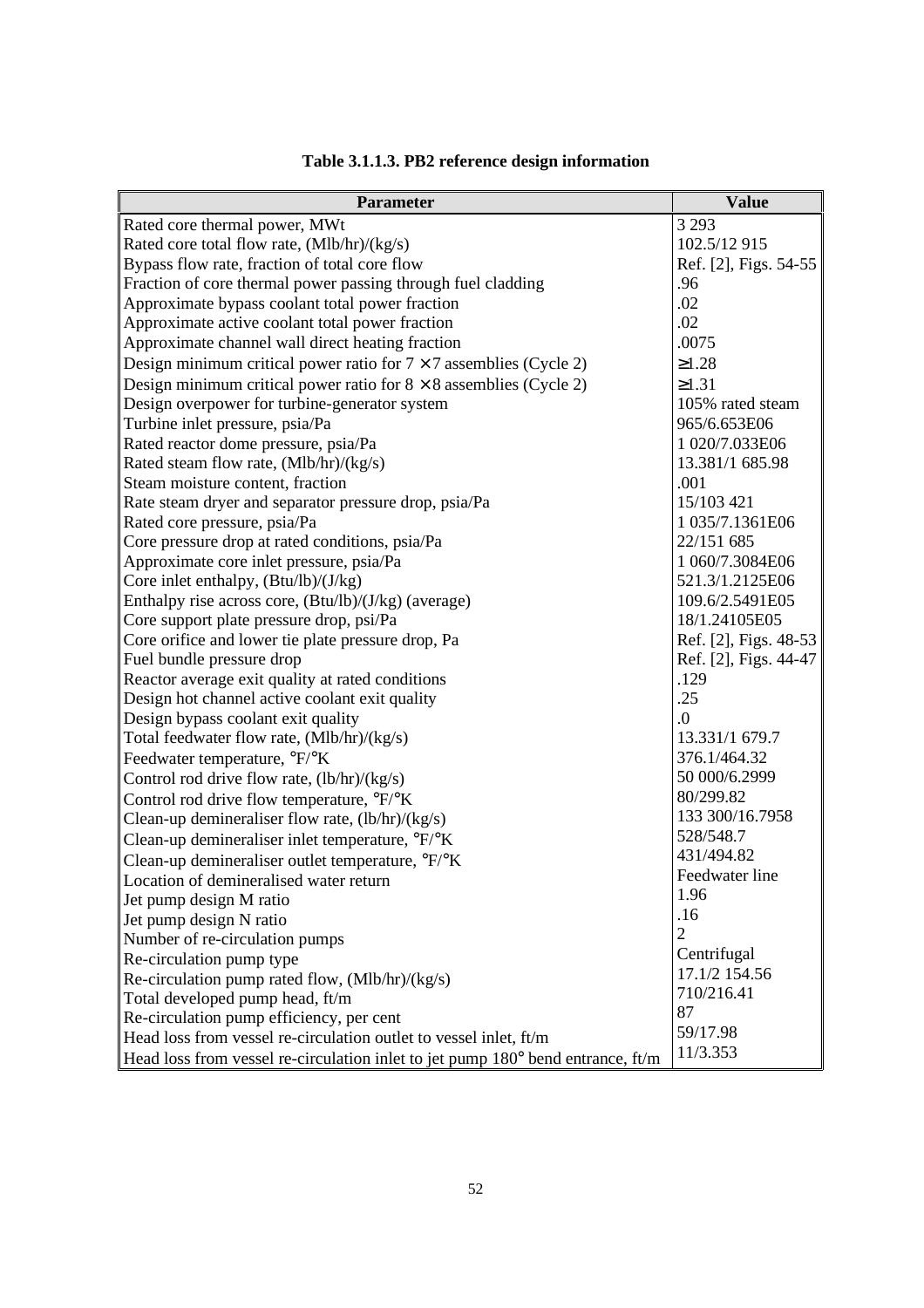**Table 3.1.1.3. PB2 reference design information**

| Parameter | Value |
|---|---|
| Rated core thermal power, MWt | 3 293 |
| Rated core total flow rate, (Mlb/hr)/(kg/s) | 102.5/12 915 |
| Bypass flow rate, fraction of total core flow | Ref. [2], Figs. 54-55 |
| Fraction of core thermal power passing through fuel cladding | .96 |
| Approximate bypass coolant total power fraction | .02 |
| Approximate active coolant total power fraction | .02 |
| Approximate channel wall direct heating fraction | .0075 |
| Design minimum critical power ratio for 7 × 7 assemblies (Cycle 2) | ≥1.28 |
| Design minimum critical power ratio for 8 × 8 assemblies (Cycle 2) | ≥1.31 |
| Design overpower for turbine-generator system | 105% rated steam |
| Turbine inlet pressure, psia/Pa | 965/6.653E06 |
| Rated reactor dome pressure, psia/Pa | 1 020/7.033E06 |
| Rated steam flow rate, (Mlb/hr)/(kg/s) | 13.381/1 685.98 |
| Steam moisture content, fraction | .001 |
| Rate steam dryer and separator pressure drop, psia/Pa | 15/103 421 |
| Rated core pressure, psia/Pa | 1 035/7.1361E06 |
| Core pressure drop at rated conditions, psia/Pa | 22/151 685 |
| Approximate core inlet pressure, psia/Pa | 1 060/7.3084E06 |
| Core inlet enthalpy, (Btu/lb)/(J/kg) | 521.3/1.2125E06 |
| Enthalpy rise across core, (Btu/lb)/(J/kg) (average) | 109.6/2.5491E05 |
| Core support plate pressure drop, psi/Pa | 18/1.24105E05 |
| Core orifice and lower tie plate pressure drop, Pa | Ref. [2], Figs. 48-53 |
| Fuel bundle pressure drop | Ref. [2], Figs. 44-47 |
| Reactor average exit quality at rated conditions | .129 |
| Design hot channel active coolant exit quality | .25 |
| Design bypass coolant exit quality | .0 |
| Total feedwater flow rate, (Mlb/hr)/(kg/s) | 13.331/1 679.7 |
| Feedwater temperature, °F/°K | 376.1/464.32 |
| Control rod drive flow rate, (lb/hr)/(kg/s) | 50 000/6.2999 |
| Control rod drive flow temperature, °F/°K | 80/299.82 |
| Clean-up demineraliser flow rate, (lb/hr)/(kg/s) | 133 300/16.7958 |
| Clean-up demineraliser inlet temperature, °F/°K | 528/548.7 |
| Clean-up demineraliser outlet temperature, °F/°K | 431/494.82 |
| Location of demineralised water return | Feedwater line |
| Jet pump design M ratio | 1.96 |
| Jet pump design N ratio | .16 |
| Number of re-circulation pumps | 2 |
| Re-circulation pump type | Centrifugal |
| Re-circulation pump rated flow, (Mlb/hr)/(kg/s) | 17.1/2 154.56 |
| Total developed pump head, ft/m | 710/216.41 |
| Re-circulation pump efficiency, per cent | 87 |
| Head loss from vessel re-circulation outlet to vessel inlet, ft/m | 59/17.98 |
| Head loss from vessel re-circulation inlet to jet pump 180° bend entrance, ft/m | 11/3.353 |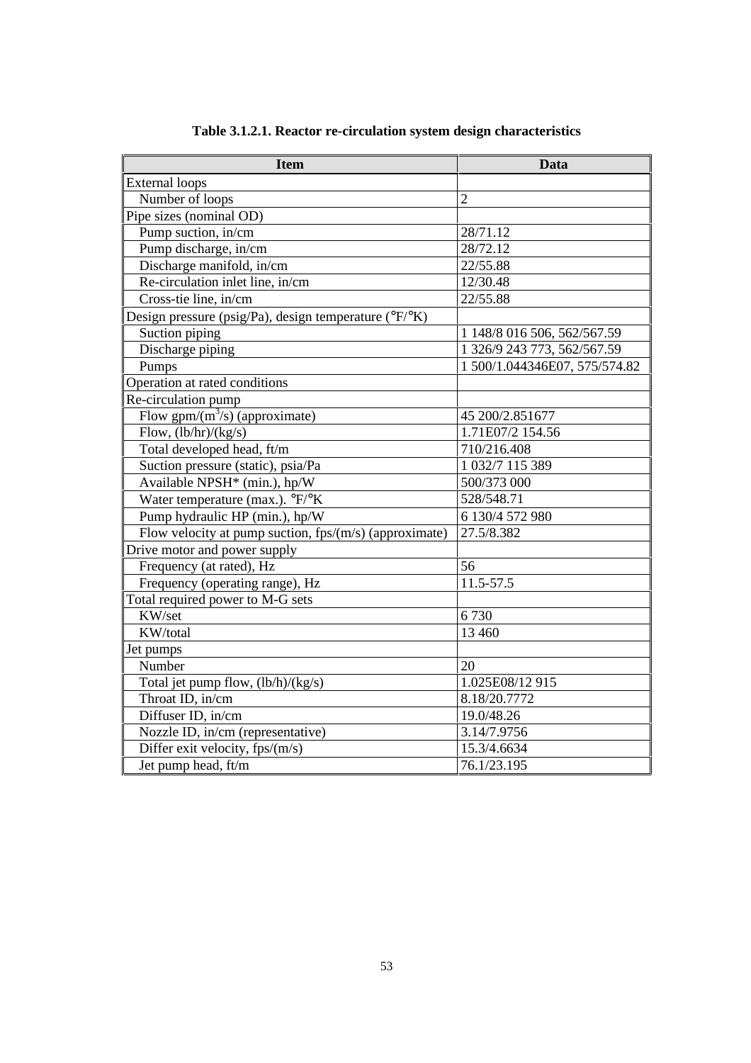**Table 3.1.2.1. Reactor re-circulation system design characteristics**

| Item | Data |
|---|---|
| External loops | |
| Number of loops | 2 |
| Pipe sizes (nominal OD) | |
| Pump suction, in/cm | 28/71.12 |
| Pump discharge, in/cm | 28/72.12 |
| Discharge manifold, in/cm | 22/55.88 |
| Re-circulation inlet line, in/cm | 12/30.48 |
| Cross-tie line, in/cm | 22/55.88 |
| Design pressure (psig/Pa), design temperature (°F/°K) | |
| Suction piping | 1 148/8 016 506, 562/567.59 |
| Discharge piping | 1 326/9 243 773, 562/567.59 |
| Pumps | 1 500/1.044346E07, 575/574.82 |
| Operation at rated conditions | |
| Re-circulation pump | |
| Flow gpm/($m^3$/s) (approximate) | 45 200/2.851677 |
| Flow, (lb/hr)/(kg/s) | 1.71E07/2 154.56 |
| Total developed head, ft/m | 710/216.408 |
| Suction pressure (static), psia/Pa | 1 032/7 115 389 |
| Available NPSH* (min.), hp/W | 500/373 000 |
| Water temperature (max.). °F/°K | 528/548.71 |
| Pump hydraulic HP (min.), hp/W | 6 130/4 572 980 |
| Flow velocity at pump suction, fps/(m/s) (approximate) | 27.5/8.382 |
| Drive motor and power supply | |
| Frequency (at rated), Hz | 56 |
| Frequency (operating range), Hz | 11.5-57.5 |
| Total required power to M-G sets | |
| KW/set | 6 730 |
| KW/total | 13 460 |
| Jet pumps | |
| Number | 20 |
| Total jet pump flow, (lb/h)/(kg/s) | 1.025E08/12 915 |
| Throat ID, in/cm | 8.18/20.7772 |
| Diffuser ID, in/cm | 19.0/48.26 |
| Nozzle ID, in/cm (representative) | 3.14/7.9756 |
| Differ exit velocity, fps/(m/s) | 15.3/4.6634 |
| Jet pump head, ft/m | 76.1/23.195 |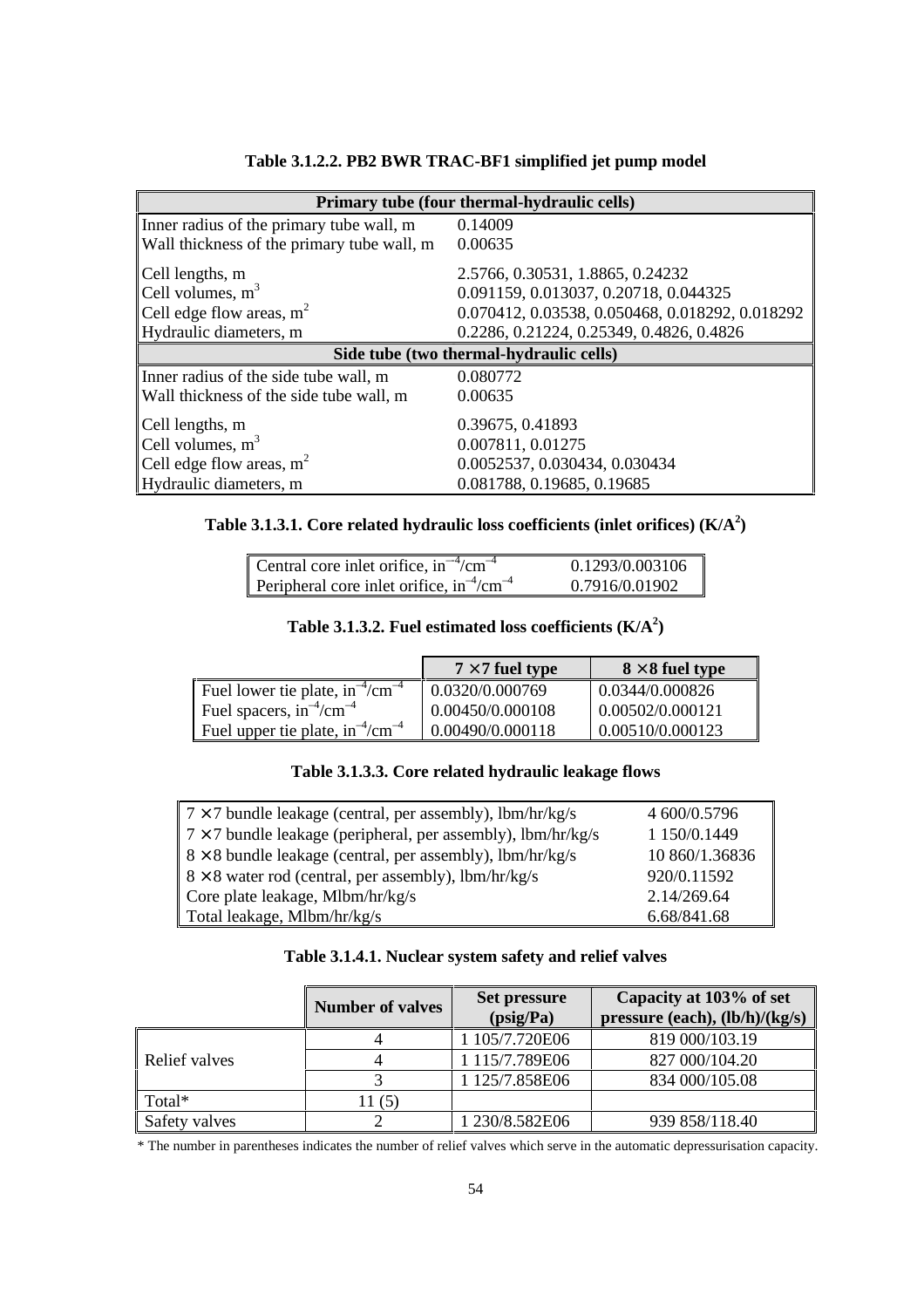**Table 3.1.2.2. PB2 BWR TRAC-BF1 simplified jet pump model**

| Primary tube (four thermal-hydraulic cells) | |
|---|---|
| Inner radius of the primary tube wall, m | 0.14009 |
| Wall thickness of the primary tube wall, m | 0.00635 |
| Cell lengths, m | 2.5766, 0.30531, 1.8865, 0.24232 |
| Cell volumes, $m^3$ | 0.091159, 0.013037, 0.20718, 0.044325 |
| Cell edge flow areas, $m^2$ | 0.070412, 0.03538, 0.050468, 0.018292, 0.018292 |
| Hydraulic diameters, m | 0.2286, 0.21224, 0.25349, 0.4826, 0.4826 |
| **Side tube (two thermal-hydraulic cells)** | |
| Inner radius of the side tube wall, m | 0.080772 |
| Wall thickness of the side tube wall, m | 0.00635 |
| Cell lengths, m | 0.39675, 0.41893 |
| Cell volumes, $m^3$ | 0.007811, 0.01275 |
| Cell edge flow areas, $m^2$ | 0.0052537, 0.030434, 0.030434 |
| Hydraulic diameters, m | 0.081788, 0.19685, 0.19685 |

**Table 3.1.3.1. Core related hydraulic loss coefficients (inlet orifices) ($K/A^2$)**

| | |
|---|---|
| Central core inlet orifice, $in^{-4}/cm^{-4}$ | 0.1293/0.003106 |
| Peripheral core inlet orifice, $in^{-4}/cm^{-4}$ | 0.7916/0.01902 |

**Table 3.1.3.2. Fuel estimated loss coefficients ($K/A^2$)**

| | 7 × 7 fuel type | 8 × 8 fuel type |
|---|---|---|
| Fuel lower tie plate, $in^{-4}/cm^{-4}$ | 0.0320/0.000769 | 0.0344/0.000826 |
| Fuel spacers, $in^{-4}/cm^{-4}$ | 0.00450/0.000108 | 0.00502/0.000121 |
| Fuel upper tie plate, $in^{-4}/cm^{-4}$ | 0.00490/0.000118 | 0.00510/0.000123 |

**Table 3.1.3.3. Core related hydraulic leakage flows**

| | |
|---|---|
| 7 × 7 bundle leakage (central, per assembly), lbm/hr/kg/s | 4 600/0.5796 |
| 7 × 7 bundle leakage (peripheral, per assembly), lbm/hr/kg/s | 1 150/0.1449 |
| 8 × 8 bundle leakage (central, per assembly), lbm/hr/kg/s | 10 860/1.36836 |
| 8 × 8 water rod (central, per assembly), lbm/hr/kg/s | 920/0.11592 |
| Core plate leakage, Mlbm/hr/kg/s | 2.14/269.64 |
| Total leakage, Mlbm/hr/kg/s | 6.68/841.68 |

**Table 3.1.4.1. Nuclear system safety and relief valves**

| | Number of valves | Set pressure (psig/Pa) | Capacity at 103% of set pressure (each), (lb/h)/(kg/s) |
|---|---|---|---|
| Relief valves | 4 | 1 105/7.720E06 | 819 000/103.19 |
| | 4 | 1 115/7.789E06 | 827 000/104.20 |
| | 3 | 1 125/7.858E06 | 834 000/105.08 |
| Total* | 11 (5) | | |
| Safety valves | 2 | 1 230/8.582E06 | 939 858/118.40 |

\* The number in parentheses indicates the number of relief valves which serve in the automatic depressurisation capacity.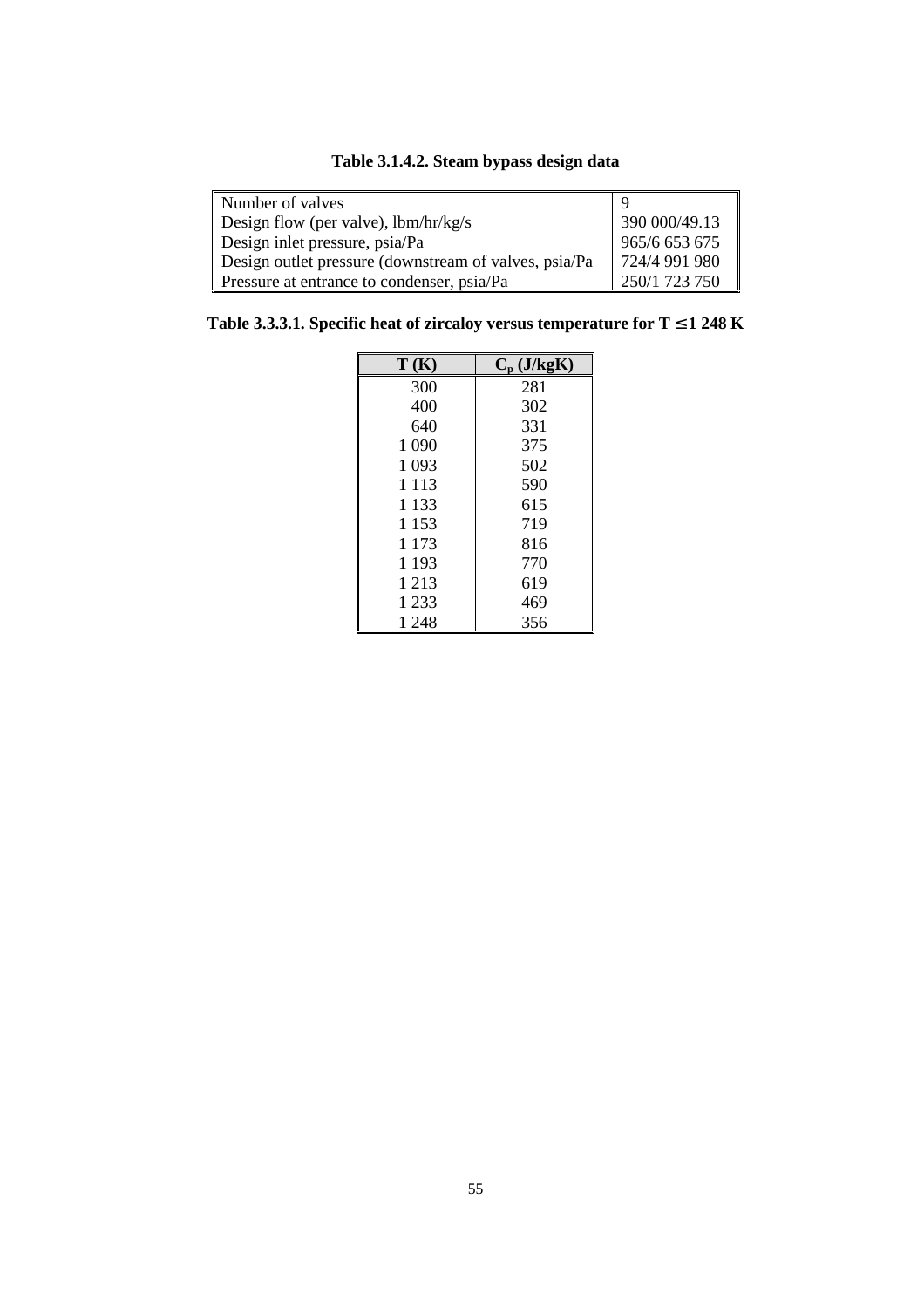**Table 3.1.4.2. Steam bypass design data**

| | |
|---|---|
| Number of valves | 9 |
| Design flow (per valve), lbm/hr/kg/s | 390 000/49.13 |
| Design inlet pressure, psia/Pa | 965/6 653 675 |
| Design outlet pressure (downstream of valves, psia/Pa | 724/4 991 980 |
| Pressure at entrance to condenser, psia/Pa | 250/1 723 750 |

**Table 3.3.3.1. Specific heat of zircaloy versus temperature for T ≤ 1 248 K**

| T (K) | $C_p$ (J/kgK) |
|---|---|
| 300 | 281 |
| 400 | 302 |
| 640 | 331 |
| 1 090 | 375 |
| 1 093 | 502 |
| 1 113 | 590 |
| 1 133 | 615 |
| 1 153 | 719 |
| 1 173 | 816 |
| 1 193 | 770 |
| 1 213 | 619 |
| 1 233 | 469 |
| 1 248 | 356 |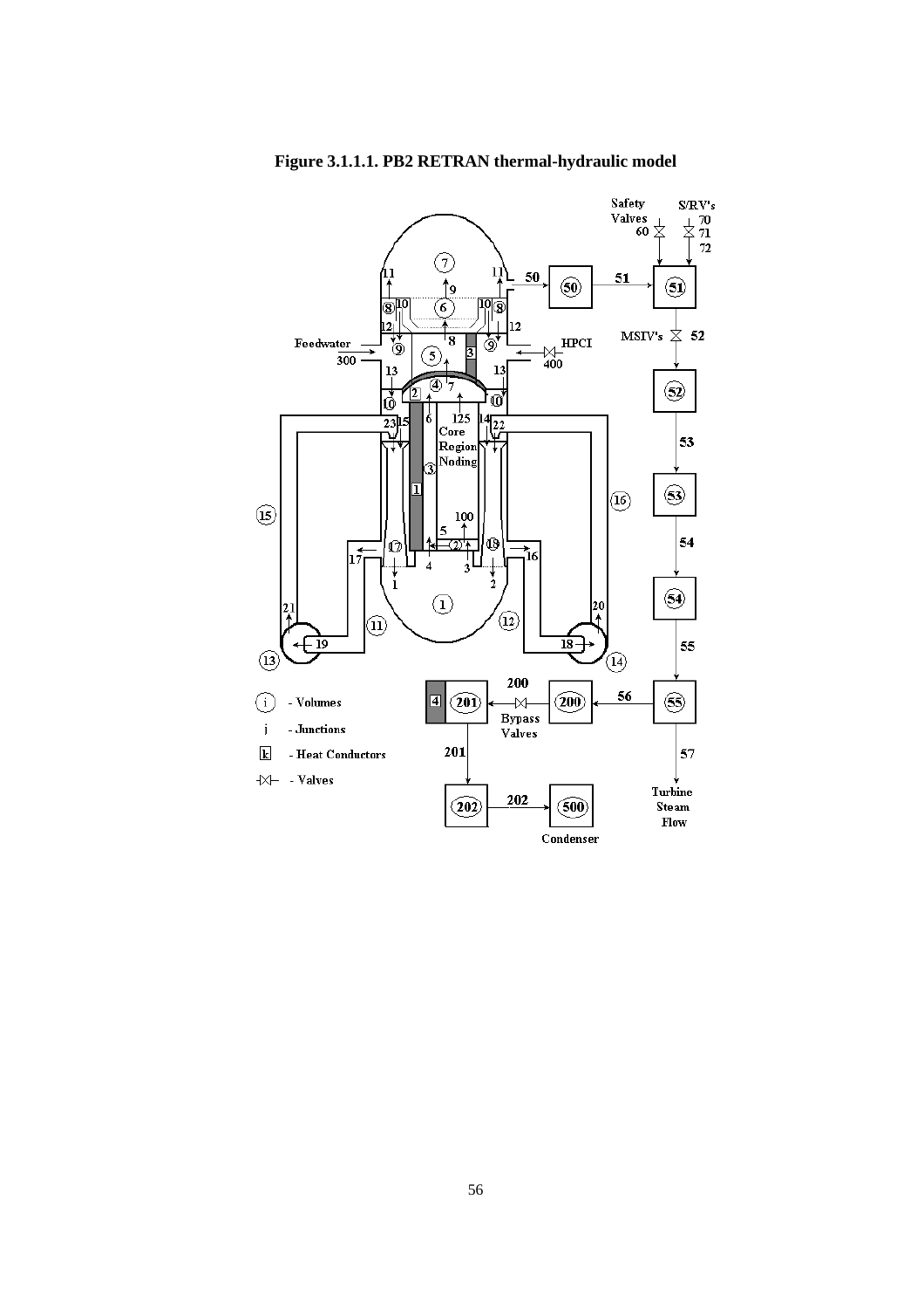**Figure 3.1.1.1. PB2 RETRAN thermal-hydraulic model**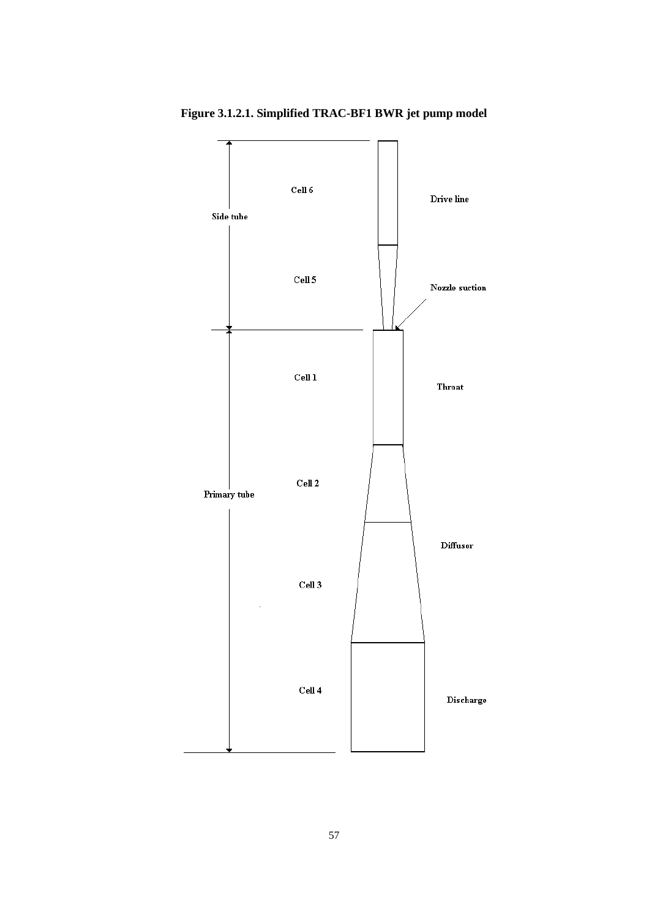**Figure 3.1.2.1. Simplified TRAC-BF1 BWR jet pump model**

Side tube

Cell 6 — Drive line

Cell 5 — Nozzle suction

Primary tube

Cell 1 — Throat

Cell 2

Cell 3 — Diffuser

Cell 4 — Discharge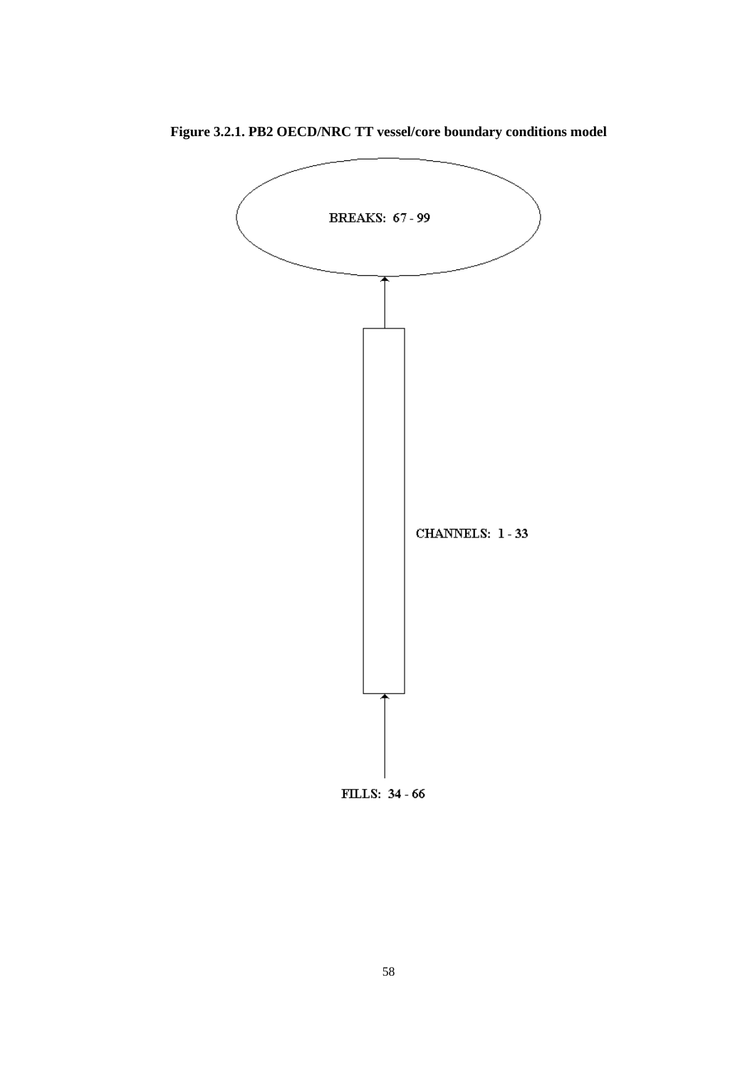**Figure 3.2.1. PB2 OECD/NRC TT vessel/core boundary conditions model**

BREAKS: 67 - 99

CHANNELS: 1 - 33

FILLS: 34 - 66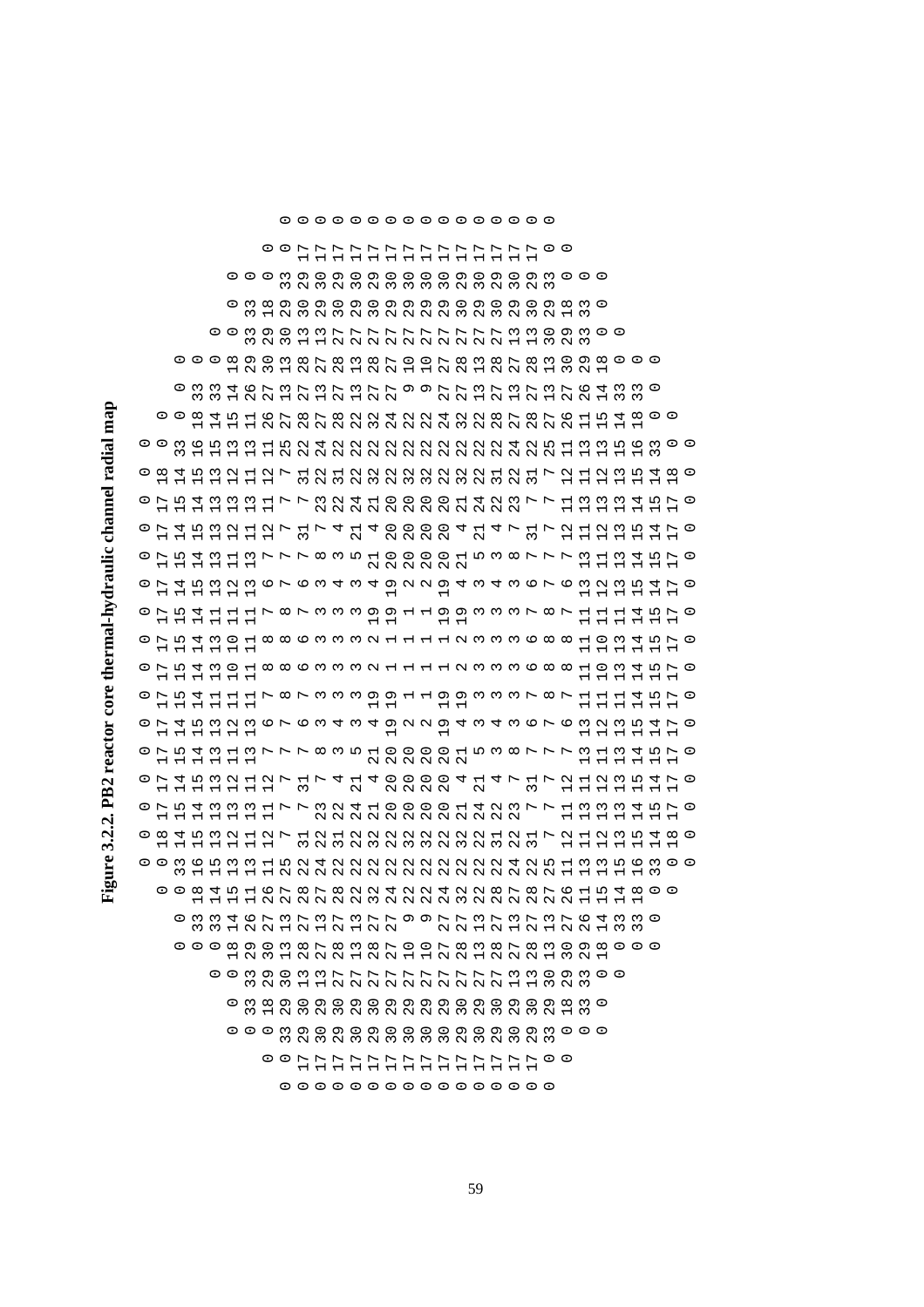**Figure 3.2.2. PB2 reactor core thermal-hydraulic channel radial map**

```
                              0  0  0  0  0  0  0  0  0  0  0  0  0  0  0  0  0  0
                           0  0 33 29 30 29 30 29 30 30 30 30 29 30 29 30 29 33  0  0
                        0 33 18 29 30 29 30 29 30 29 29 29 29 30 29 30 29 30 29 18 33  0
                     0  0 33 29 30 13 13 27 27 27 27 27 27 27 27 27 27 13 13 30 29 33  0  0
                  0  0 18 29 30 13 28 27 28 13 28 27 10 10 27 28 13 28 27 28 13 30 29 18  0  0
               0 33 33 14 26 27 13 27 13 27 13 27 27  9  9 27 27 13 27 13 27 13 27 26 14 33 33  0
            0  0 18 14 15 11 26 27 28 27 28 22 32 24 22 22 24 32 22 28 27 28 27 26 11 15 14 18  0  0
         0  0 33 16 15 13 13 11 25 22 24 22 22 22 22 22 22 22 22 22 22 24 22 25 11 13 13 15 16 33  0  0
         0 18 14 15 13 12 11 12  7 31 22 31 22 32 22 32 32 22 32 22 31 22 31  7 12 11 12 13 15 14 18  0
         0 17 15 14 13 13 13 13 11  7  7 23 22 24 21 20 20 21 24 22 23  7  7 11 13 13 13 13 14 15 17  0
         0 17 14 15 13 12 11 12  7 31  7  4 21  4 20 20 20 20  4 21  4  7 31  7 12 11 12 13 15 14 17  0
         0 17 15 14 13 11 13  7  7  8  3  5 21 20 20 20 20 20 20 21  5  3  8  7  7 13 11 13 14 15 17  0
         0 17 14 15 13 12 13  6  7  6  3  4  3  4 19  2  2 19  4  3  4  3  6  7  6 13 12 13 15 14 17  0
         0 17 15 14 11 11 11  7  8  7  3  3  3 19 19  1  1 19 19  3  3  3  7  8  7 11 11 11 14 15 17  0
         0 17 15 14 13 10 11  8  8  6  3  3  3  2  1  1  1  1  2  3  3  3  6  8  8 11 10 13 14 15 17  0
         0 17 15 14 13 10 11  8  8  6  3  3  3  2  1  1  1  1  2  3  3  3  6  8  8 11 10 13 14 15 17  0
         0 17 15 14 11 11 11  7  8  7  3  3  3 19 19  1  1 19 19  3  3  3  7  8  7 11 11 11 14 15 17  0
         0 17 14 15 13 12 13  6  7  6  3  4  3  4 19  2  2 19  4  3  4  3  6  7  6 13 12 13 15 14 17  0
         0 17 15 14 13 11 13  7  7  8  3  5 21 20 20 20 20 20 20 21  5  3  8  7  7 13 11 13 14 15 17  0
         0 17 14 15 13 12 11 12  7 31  7  4 21  4 20 20 20 20  4 21  4  7 31  7 12 11 12 13 15 14 17  0
         0 17 15 14 13 13 13 13 11  7  7 23 22 24 21 20 20 21 24 22 23  7  7 11 13 13 13 13 14 15 17  0
         0 18 14 15 13 12 11 12  7 31 22 31 22 32 22 32 32 22 32 22 31 22 31  7 12 11 12 13 15 14 18  0
         0  0 33 16 15 13 13 11 25 22 24 22 22 22 22 22 22 22 22 22 22 24 22 25 11 13 13 15 16 33  0  0
            0  0 18 14 15 11 26 27 28 27 28 22 32 24 22 22 24 32 22 28 27 28 27 26 11 15 14 18  0  0
               0 33 33 14 26 27 13 27 13 27 13 27 27  9  9 27 27 13 27 13 27 13 27 26 14 33 33  0
                  0  0 18 29 30 13 28 27 28 13 28 27 10 10 27 28 13 28 27 28 13 30 29 18  0  0
                     0  0 33 29 30 13 13 27 27 27 27 27 27 27 27 27 27 13 13 30 29 33  0  0
                        0 33 18 29 30 29 30 29 30 29 29 29 29 30 29 30 29 30 29 18 33  0
                           0  0 33 29 30 29 30 29 30 30 30 30 29 30 29 30 29 33  0  0
                              0  0  0  0  0  0  0  0  0  0  0  0  0  0  0  0  0  0
```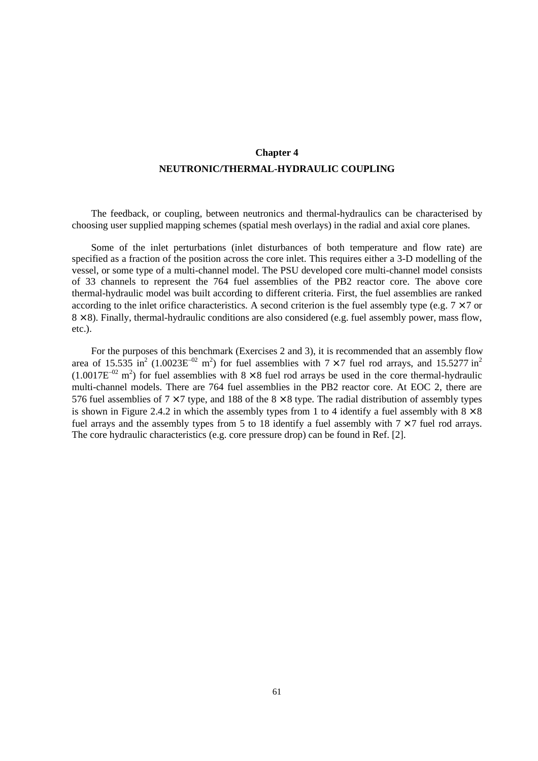# Chapter 4

## NEUTRONIC/THERMAL-HYDRAULIC COUPLING

The feedback, or coupling, between neutronics and thermal-hydraulics can be characterised by choosing user supplied mapping schemes (spatial mesh overlays) in the radial and axial core planes.

Some of the inlet perturbations (inlet disturbances of both temperature and flow rate) are specified as a fraction of the position across the core inlet. This requires either a 3-D modelling of the vessel, or some type of a multi-channel model. The PSU developed core multi-channel model consists of 33 channels to represent the 764 fuel assemblies of the PB2 reactor core. The above core thermal-hydraulic model was built according to different criteria. First, the fuel assemblies are ranked according to the inlet orifice characteristics. A second criterion is the fuel assembly type (e.g. $7 \times 7$ or $8 \times 8$). Finally, thermal-hydraulic conditions are also considered (e.g. fuel assembly power, mass flow, etc.).

For the purposes of this benchmark (Exercises 2 and 3), it is recommended that an assembly flow area of 15.535 in$^2$ (1.0023E$^{-02}$ m$^2$) for fuel assemblies with $7 \times 7$ fuel rod arrays, and 15.5277 in$^2$ (1.0017E$^{-02}$ m$^2$) for fuel assemblies with $8 \times 8$ fuel rod arrays be used in the core thermal-hydraulic multi-channel models. There are 764 fuel assemblies in the PB2 reactor core. At EOC 2, there are 576 fuel assemblies of $7 \times 7$ type, and 188 of the $8 \times 8$ type. The radial distribution of assembly types is shown in Figure 2.4.2 in which the assembly types from 1 to 4 identify a fuel assembly with $8 \times 8$ fuel arrays and the assembly types from 5 to 18 identify a fuel assembly with $7 \times 7$ fuel rod arrays. The core hydraulic characteristics (e.g. core pressure drop) can be found in Ref. [2].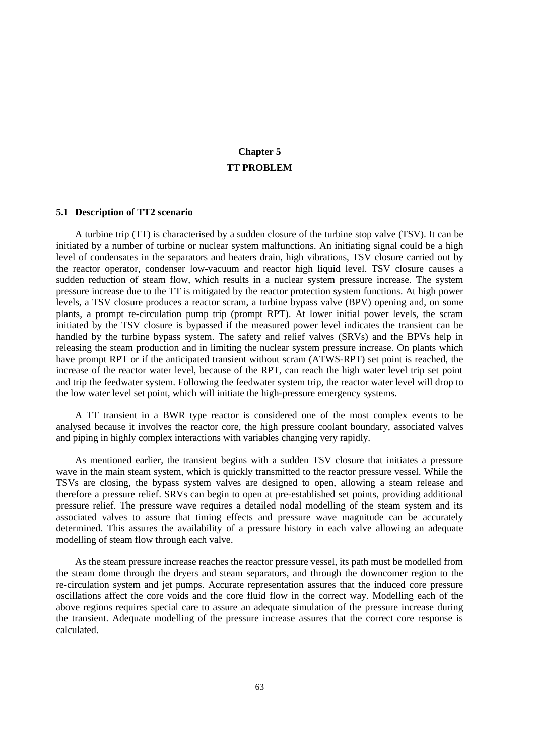# Chapter 5
# TT PROBLEM

## 5.1 Description of TT2 scenario

A turbine trip (TT) is characterised by a sudden closure of the turbine stop valve (TSV). It can be initiated by a number of turbine or nuclear system malfunctions. An initiating signal could be a high level of condensates in the separators and heaters drain, high vibrations, TSV closure carried out by the reactor operator, condenser low-vacuum and reactor high liquid level. TSV closure causes a sudden reduction of steam flow, which results in a nuclear system pressure increase. The system pressure increase due to the TT is mitigated by the reactor protection system functions. At high power levels, a TSV closure produces a reactor scram, a turbine bypass valve (BPV) opening and, on some plants, a prompt re-circulation pump trip (prompt RPT). At lower initial power levels, the scram initiated by the TSV closure is bypassed if the measured power level indicates the transient can be handled by the turbine bypass system. The safety and relief valves (SRVs) and the BPVs help in releasing the steam production and in limiting the nuclear system pressure increase. On plants which have prompt RPT or if the anticipated transient without scram (ATWS-RPT) set point is reached, the increase of the reactor water level, because of the RPT, can reach the high water level trip set point and trip the feedwater system. Following the feedwater system trip, the reactor water level will drop to the low water level set point, which will initiate the high-pressure emergency systems.

A TT transient in a BWR type reactor is considered one of the most complex events to be analysed because it involves the reactor core, the high pressure coolant boundary, associated valves and piping in highly complex interactions with variables changing very rapidly.

As mentioned earlier, the transient begins with a sudden TSV closure that initiates a pressure wave in the main steam system, which is quickly transmitted to the reactor pressure vessel. While the TSVs are closing, the bypass system valves are designed to open, allowing a steam release and therefore a pressure relief. SRVs can begin to open at pre-established set points, providing additional pressure relief. The pressure wave requires a detailed nodal modelling of the steam system and its associated valves to assure that timing effects and pressure wave magnitude can be accurately determined. This assures the availability of a pressure history in each valve allowing an adequate modelling of steam flow through each valve.

As the steam pressure increase reaches the reactor pressure vessel, its path must be modelled from the steam dome through the dryers and steam separators, and through the downcomer region to the re-circulation system and jet pumps. Accurate representation assures that the induced core pressure oscillations affect the core voids and the core fluid flow in the correct way. Modelling each of the above regions requires special care to assure an adequate simulation of the pressure increase during the transient. Adequate modelling of the pressure increase assures that the correct core response is calculated.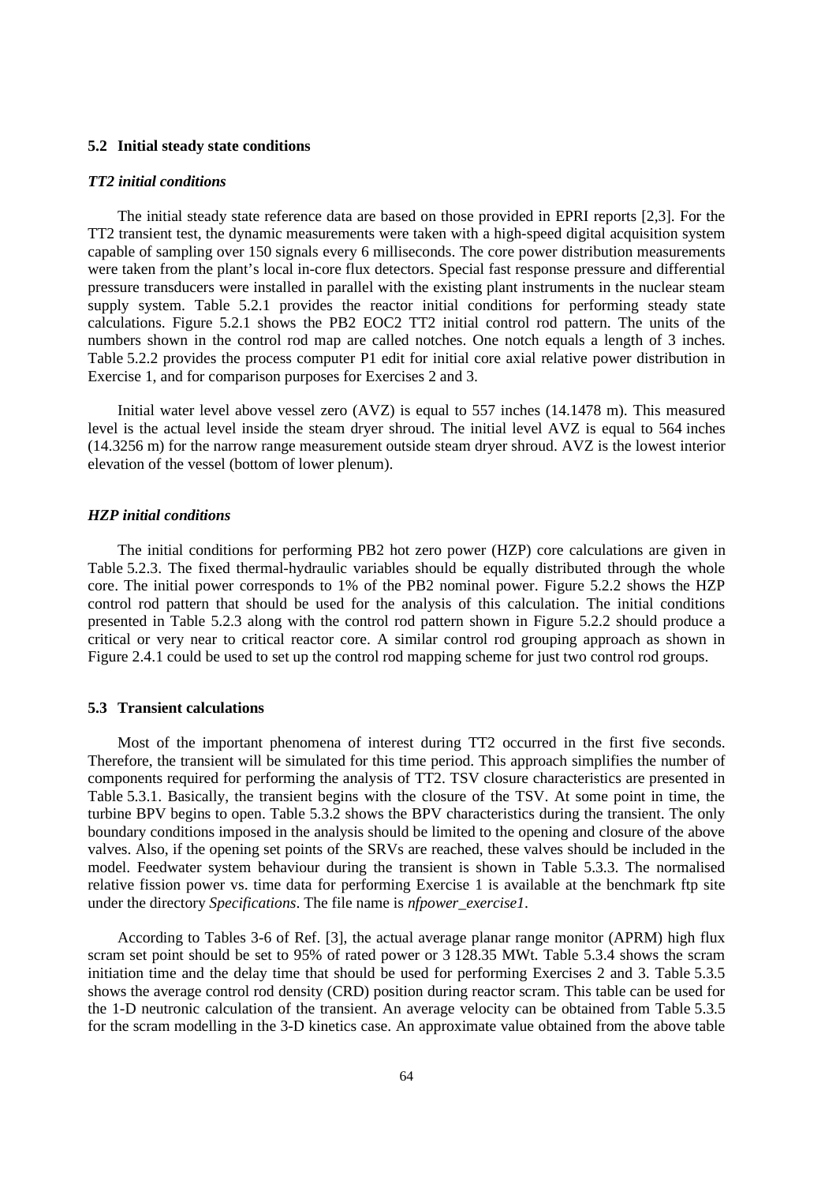## 5.2 Initial steady state conditions

### *TT2 initial conditions*

The initial steady state reference data are based on those provided in EPRI reports [2,3]. For the TT2 transient test, the dynamic measurements were taken with a high-speed digital acquisition system capable of sampling over 150 signals every 6 milliseconds. The core power distribution measurements were taken from the plant's local in-core flux detectors. Special fast response pressure and differential pressure transducers were installed in parallel with the existing plant instruments in the nuclear steam supply system. Table 5.2.1 provides the reactor initial conditions for performing steady state calculations. Figure 5.2.1 shows the PB2 EOC2 TT2 initial control rod pattern. The units of the numbers shown in the control rod map are called notches. One notch equals a length of 3 inches. Table 5.2.2 provides the process computer P1 edit for initial core axial relative power distribution in Exercise 1, and for comparison purposes for Exercises 2 and 3.

Initial water level above vessel zero (AVZ) is equal to 557 inches (14.1478 m). This measured level is the actual level inside the steam dryer shroud. The initial level AVZ is equal to 564 inches (14.3256 m) for the narrow range measurement outside steam dryer shroud. AVZ is the lowest interior elevation of the vessel (bottom of lower plenum).

### *HZP initial conditions*

The initial conditions for performing PB2 hot zero power (HZP) core calculations are given in Table 5.2.3. The fixed thermal-hydraulic variables should be equally distributed through the whole core. The initial power corresponds to 1% of the PB2 nominal power. Figure 5.2.2 shows the HZP control rod pattern that should be used for the analysis of this calculation. The initial conditions presented in Table 5.2.3 along with the control rod pattern shown in Figure 5.2.2 should produce a critical or very near to critical reactor core. A similar control rod grouping approach as shown in Figure 2.4.1 could be used to set up the control rod mapping scheme for just two control rod groups.

## 5.3 Transient calculations

Most of the important phenomena of interest during TT2 occurred in the first five seconds. Therefore, the transient will be simulated for this time period. This approach simplifies the number of components required for performing the analysis of TT2. TSV closure characteristics are presented in Table 5.3.1. Basically, the transient begins with the closure of the TSV. At some point in time, the turbine BPV begins to open. Table 5.3.2 shows the BPV characteristics during the transient. The only boundary conditions imposed in the analysis should be limited to the opening and closure of the above valves. Also, if the opening set points of the SRVs are reached, these valves should be included in the model. Feedwater system behaviour during the transient is shown in Table 5.3.3. The normalised relative fission power vs. time data for performing Exercise 1 is available at the benchmark ftp site under the directory *Specifications*. The file name is *nfpower_exercise1*.

According to Tables 3-6 of Ref. [3], the actual average planar range monitor (APRM) high flux scram set point should be set to 95% of rated power or 3 128.35 MWt. Table 5.3.4 shows the scram initiation time and the delay time that should be used for performing Exercises 2 and 3. Table 5.3.5 shows the average control rod density (CRD) position during reactor scram. This table can be used for the 1-D neutronic calculation of the transient. An average velocity can be obtained from Table 5.3.5 for the scram modelling in the 3-D kinetics case. An approximate value obtained from the above table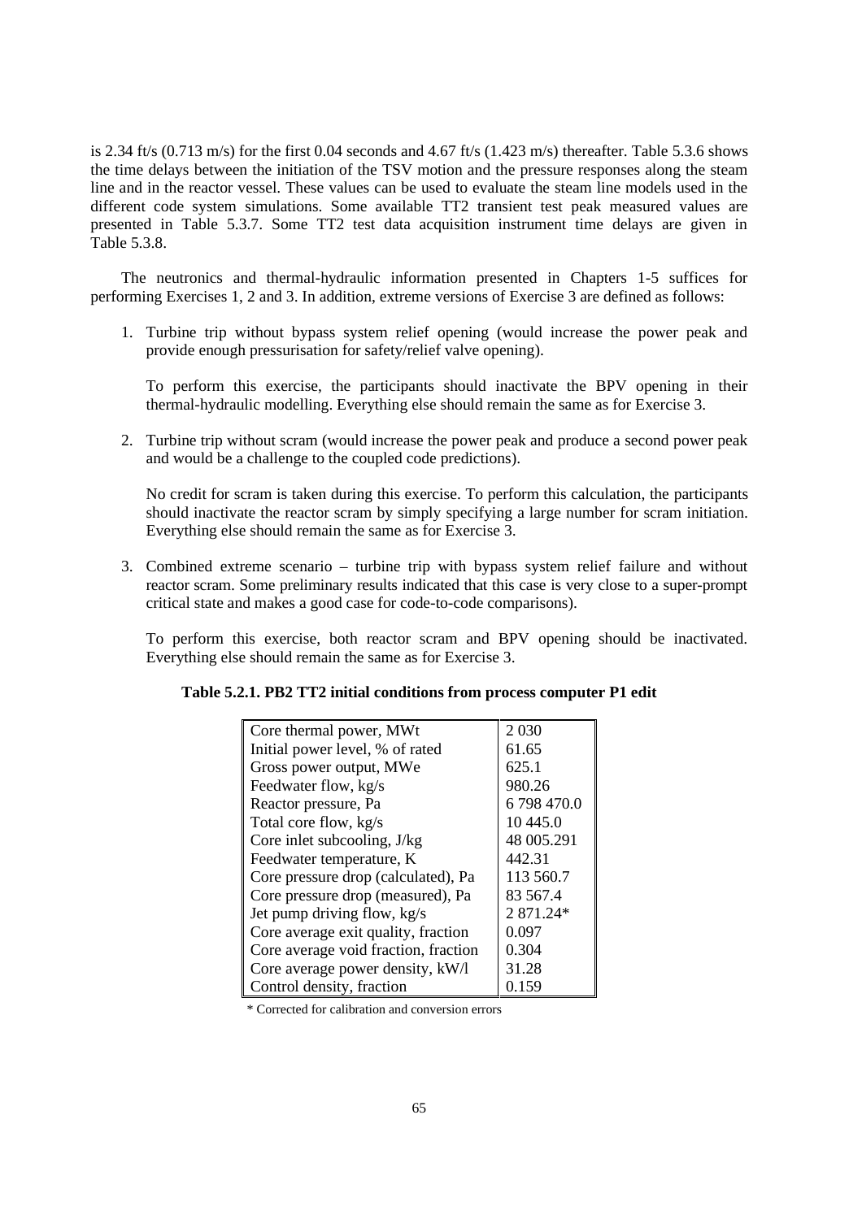is 2.34 ft/s (0.713 m/s) for the first 0.04 seconds and 4.67 ft/s (1.423 m/s) thereafter. Table 5.3.6 shows the time delays between the initiation of the TSV motion and the pressure responses along the steam line and in the reactor vessel. These values can be used to evaluate the steam line models used in the different code system simulations. Some available TT2 transient test peak measured values are presented in Table 5.3.7. Some TT2 test data acquisition instrument time delays are given in Table 5.3.8.

The neutronics and thermal-hydraulic information presented in Chapters 1-5 suffices for performing Exercises 1, 2 and 3. In addition, extreme versions of Exercise 3 are defined as follows:

1. Turbine trip without bypass system relief opening (would increase the power peak and provide enough pressurisation for safety/relief valve opening).

   To perform this exercise, the participants should inactivate the BPV opening in their thermal-hydraulic modelling. Everything else should remain the same as for Exercise 3.

2. Turbine trip without scram (would increase the power peak and produce a second power peak and would be a challenge to the coupled code predictions).

   No credit for scram is taken during this exercise. To perform this calculation, the participants should inactivate the reactor scram by simply specifying a large number for scram initiation. Everything else should remain the same as for Exercise 3.

3. Combined extreme scenario – turbine trip with bypass system relief failure and without reactor scram. Some preliminary results indicated that this case is very close to a super-prompt critical state and makes a good case for code-to-code comparisons).

   To perform this exercise, both reactor scram and BPV opening should be inactivated. Everything else should remain the same as for Exercise 3.

**Table 5.2.1. PB2 TT2 initial conditions from process computer P1 edit**

| Parameter | Value |
|---|---|
| Core thermal power, MWt | 2 030 |
| Initial power level, % of rated | 61.65 |
| Gross power output, MWe | 625.1 |
| Feedwater flow, kg/s | 980.26 |
| Reactor pressure, Pa | 6 798 470.0 |
| Total core flow, kg/s | 10 445.0 |
| Core inlet subcooling, J/kg | 48 005.291 |
| Feedwater temperature, K | 442.31 |
| Core pressure drop (calculated), Pa | 113 560.7 |
| Core pressure drop (measured), Pa | 83 567.4 |
| Jet pump driving flow, kg/s | 2 871.24* |
| Core average exit quality, fraction | 0.097 |
| Core average void fraction, fraction | 0.304 |
| Core average power density, kW/l | 31.28 |
| Control density, fraction | 0.159 |

\* Corrected for calibration and conversion errors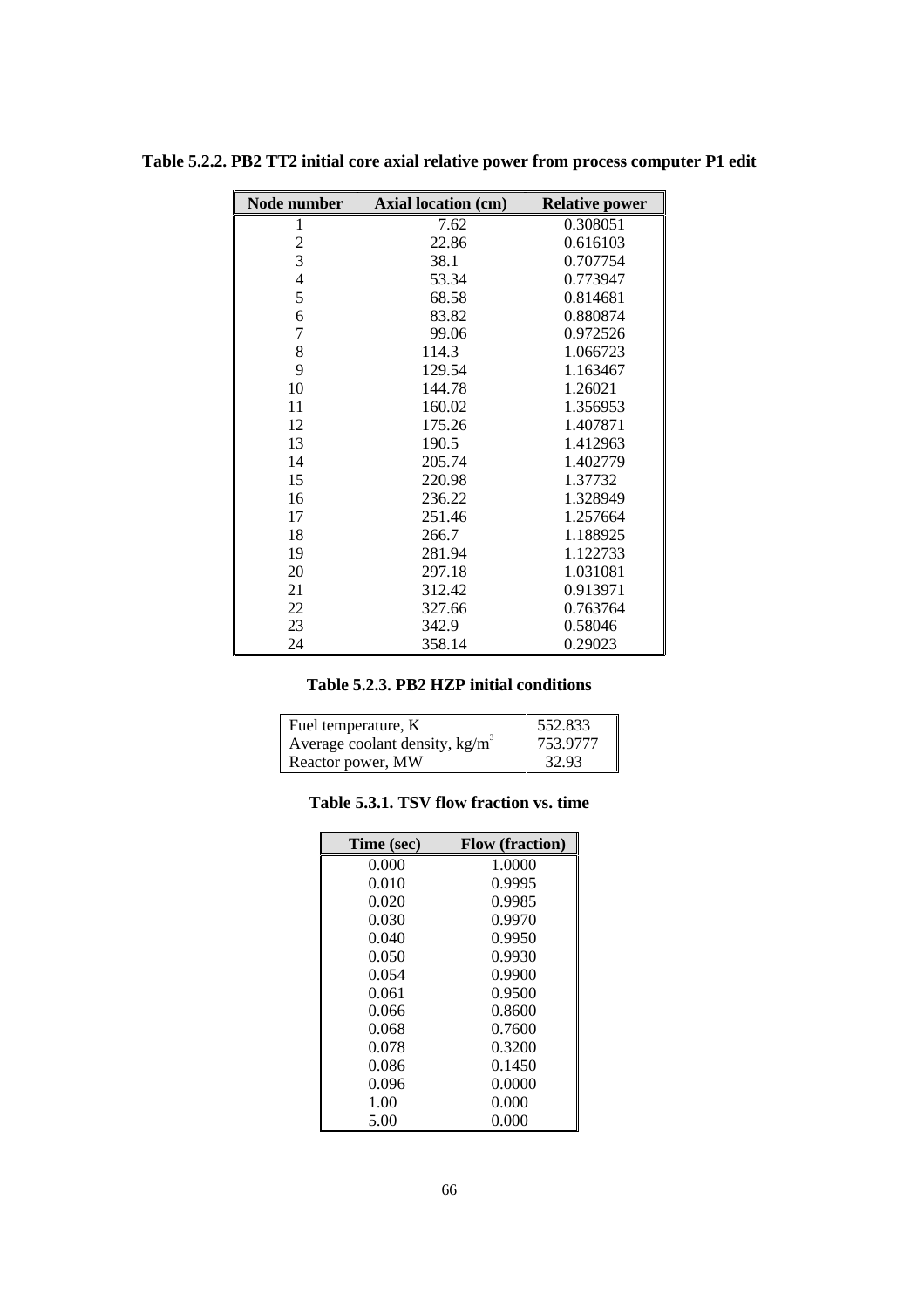**Table 5.2.2. PB2 TT2 initial core axial relative power from process computer P1 edit**

| Node number | Axial location (cm) | Relative power |
|---|---|---|
| 1 | 7.62 | 0.308051 |
| 2 | 22.86 | 0.616103 |
| 3 | 38.1 | 0.707754 |
| 4 | 53.34 | 0.773947 |
| 5 | 68.58 | 0.814681 |
| 6 | 83.82 | 0.880874 |
| 7 | 99.06 | 0.972526 |
| 8 | 114.3 | 1.066723 |
| 9 | 129.54 | 1.163467 |
| 10 | 144.78 | 1.26021 |
| 11 | 160.02 | 1.356953 |
| 12 | 175.26 | 1.407871 |
| 13 | 190.5 | 1.412963 |
| 14 | 205.74 | 1.402779 |
| 15 | 220.98 | 1.37732 |
| 16 | 236.22 | 1.328949 |
| 17 | 251.46 | 1.257664 |
| 18 | 266.7 | 1.188925 |
| 19 | 281.94 | 1.122733 |
| 20 | 297.18 | 1.031081 |
| 21 | 312.42 | 0.913971 |
| 22 | 327.66 | 0.763764 |
| 23 | 342.9 | 0.58046 |
| 24 | 358.14 | 0.29023 |

**Table 5.2.3. PB2 HZP initial conditions**

| | |
|---|---|
| Fuel temperature, K | 552.833 |
| Average coolant density, kg/m$^3$ | 753.9777 |
| Reactor power, MW | 32.93 |

**Table 5.3.1. TSV flow fraction vs. time**

| Time (sec) | Flow (fraction) |
|---|---|
| 0.000 | 1.0000 |
| 0.010 | 0.9995 |
| 0.020 | 0.9985 |
| 0.030 | 0.9970 |
| 0.040 | 0.9950 |
| 0.050 | 0.9930 |
| 0.054 | 0.9900 |
| 0.061 | 0.9500 |
| 0.066 | 0.8600 |
| 0.068 | 0.7600 |
| 0.078 | 0.3200 |
| 0.086 | 0.1450 |
| 0.096 | 0.0000 |
| 1.00 | 0.000 |
| 5.00 | 0.000 |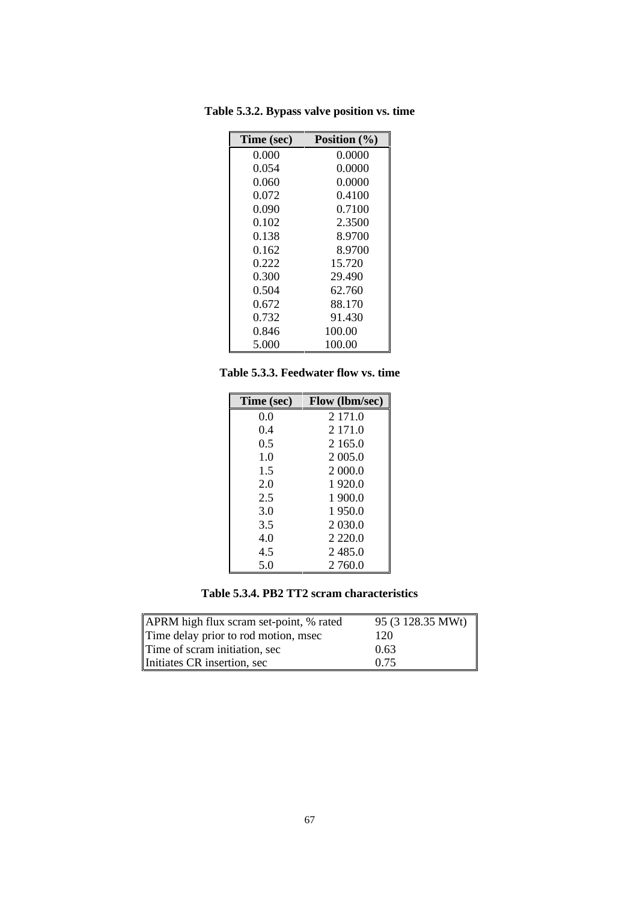**Table 5.3.2. Bypass valve position vs. time**

| Time (sec) | Position (%) |
|---|---|
| 0.000 | 0.0000 |
| 0.054 | 0.0000 |
| 0.060 | 0.0000 |
| 0.072 | 0.4100 |
| 0.090 | 0.7100 |
| 0.102 | 2.3500 |
| 0.138 | 8.9700 |
| 0.162 | 8.9700 |
| 0.222 | 15.720 |
| 0.300 | 29.490 |
| 0.504 | 62.760 |
| 0.672 | 88.170 |
| 0.732 | 91.430 |
| 0.846 | 100.00 |
| 5.000 | 100.00 |

**Table 5.3.3. Feedwater flow vs. time**

| Time (sec) | Flow (lbm/sec) |
|---|---|
| 0.0 | 2 171.0 |
| 0.4 | 2 171.0 |
| 0.5 | 2 165.0 |
| 1.0 | 2 005.0 |
| 1.5 | 2 000.0 |
| 2.0 | 1 920.0 |
| 2.5 | 1 900.0 |
| 3.0 | 1 950.0 |
| 3.5 | 2 030.0 |
| 4.0 | 2 220.0 |
| 4.5 | 2 485.0 |
| 5.0 | 2 760.0 |

**Table 5.3.4. PB2 TT2 scram characteristics**

| | |
|---|---|
| APRM high flux scram set-point, % rated | 95 (3 128.35 MWt) |
| Time delay prior to rod motion, msec | 120 |
| Time of scram initiation, sec | 0.63 |
| Initiates CR insertion, sec | 0.75 |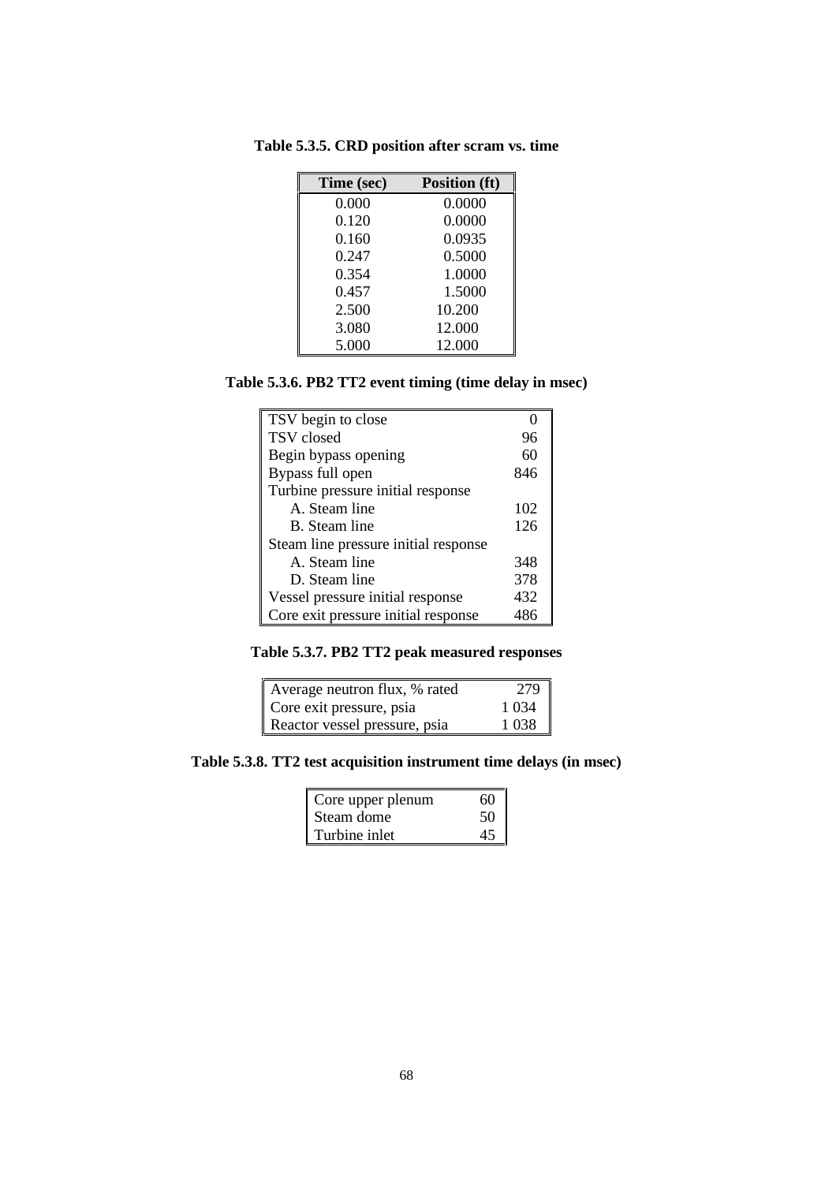**Table 5.3.5. CRD position after scram vs. time**

| Time (sec) | Position (ft) |
|---|---|
| 0.000 | 0.0000 |
| 0.120 | 0.0000 |
| 0.160 | 0.0935 |
| 0.247 | 0.5000 |
| 0.354 | 1.0000 |
| 0.457 | 1.5000 |
| 2.500 | 10.200 |
| 3.080 | 12.000 |
| 5.000 | 12.000 |

**Table 5.3.6. PB2 TT2 event timing (time delay in msec)**

| Event | Time delay (msec) |
|---|---|
| TSV begin to close | 0 |
| TSV closed | 96 |
| Begin bypass opening | 60 |
| Bypass full open | 846 |
| Turbine pressure initial response | |
| A. Steam line | 102 |
| B. Steam line | 126 |
| Steam line pressure initial response | |
| A. Steam line | 348 |
| D. Steam line | 378 |
| Vessel pressure initial response | 432 |
| Core exit pressure initial response | 486 |

**Table 5.3.7. PB2 TT2 peak measured responses**

| Response | Value |
|---|---|
| Average neutron flux, % rated | 279 |
| Core exit pressure, psia | 1 034 |
| Reactor vessel pressure, psia | 1 038 |

**Table 5.3.8. TT2 test acquisition instrument time delays (in msec)**

| Location | Delay |
|---|---|
| Core upper plenum | 60 |
| Steam dome | 50 |
| Turbine inlet | 45 |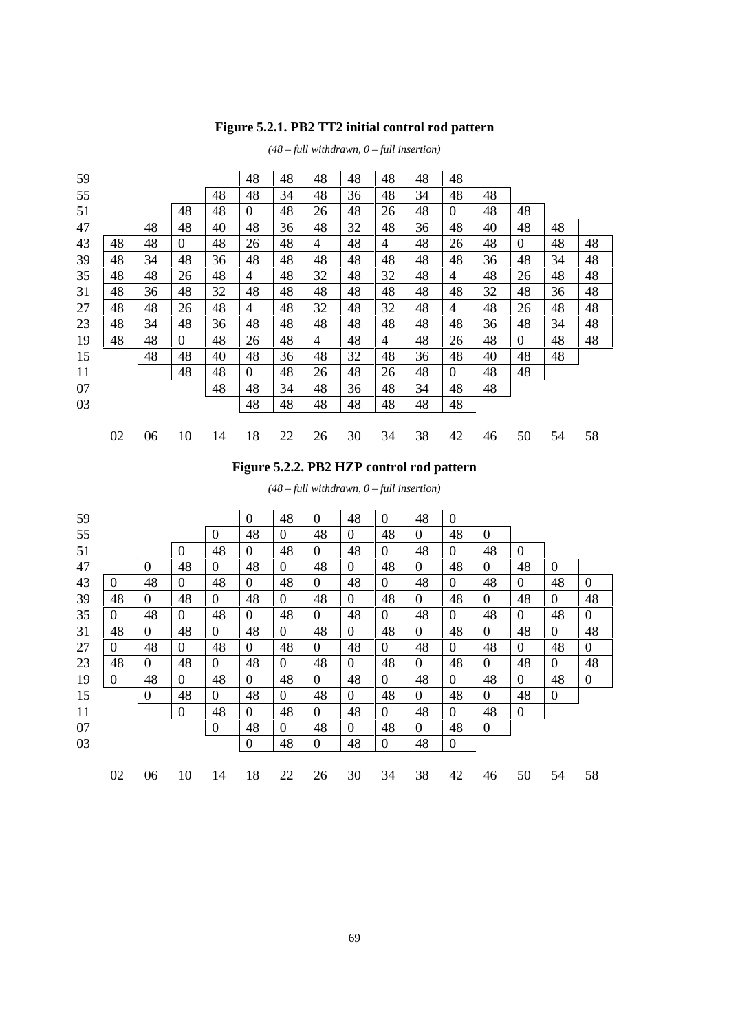**Figure 5.2.1. PB2 TT2 initial control rod pattern**

*(48 – full withdrawn, 0 – full insertion)*

| | 02 | 06 | 10 | 14 | 18 | 22 | 26 | 30 | 34 | 38 | 42 | 46 | 50 | 54 | 58 |
|---|---|---|---|---|---|---|---|---|---|---|---|---|---|---|---|
| 59 | | | | | 48 | 48 | 48 | 48 | 48 | 48 | 48 | | | | |
| 55 | | | | 48 | 48 | 34 | 48 | 36 | 48 | 34 | 48 | 48 | | | |
| 51 | | | 48 | 48 | 0 | 48 | 26 | 48 | 26 | 48 | 0 | 48 | 48 | | |
| 47 | | 48 | 48 | 40 | 48 | 36 | 48 | 32 | 48 | 36 | 48 | 40 | 48 | 48 | |
| 43 | 48 | 48 | 0 | 48 | 26 | 48 | 4 | 48 | 4 | 48 | 26 | 48 | 0 | 48 | 48 |
| 39 | 48 | 34 | 48 | 36 | 48 | 48 | 48 | 48 | 48 | 48 | 48 | 36 | 48 | 34 | 48 |
| 35 | 48 | 48 | 26 | 48 | 4 | 48 | 32 | 48 | 32 | 48 | 4 | 48 | 26 | 48 | 48 |
| 31 | 48 | 36 | 48 | 32 | 48 | 48 | 48 | 48 | 48 | 48 | 48 | 32 | 48 | 36 | 48 |
| 27 | 48 | 48 | 26 | 48 | 4 | 48 | 32 | 48 | 32 | 48 | 4 | 48 | 26 | 48 | 48 |
| 23 | 48 | 34 | 48 | 36 | 48 | 48 | 48 | 48 | 48 | 48 | 48 | 36 | 48 | 34 | 48 |
| 19 | 48 | 48 | 0 | 48 | 26 | 48 | 4 | 48 | 4 | 48 | 26 | 48 | 0 | 48 | 48 |
| 15 | | 48 | 48 | 40 | 48 | 36 | 48 | 32 | 48 | 36 | 48 | 40 | 48 | 48 | |
| 11 | | | 48 | 48 | 0 | 48 | 26 | 48 | 26 | 48 | 0 | 48 | 48 | | |
| 07 | | | | 48 | 48 | 34 | 48 | 36 | 48 | 34 | 48 | 48 | | | |
| 03 | | | | | 48 | 48 | 48 | 48 | 48 | 48 | 48 | | | | |

**Figure 5.2.2. PB2 HZP control rod pattern**

*(48 – full withdrawn, 0 – full insertion)*

| | 02 | 06 | 10 | 14 | 18 | 22 | 26 | 30 | 34 | 38 | 42 | 46 | 50 | 54 | 58 |
|---|---|---|---|---|---|---|---|---|---|---|---|---|---|---|---|
| 59 | | | | | 0 | 48 | 0 | 48 | 0 | 48 | 0 | | | | |
| 55 | | | | 0 | 48 | 0 | 48 | 0 | 48 | 0 | 48 | 0 | | | |
| 51 | | | 0 | 48 | 0 | 48 | 0 | 48 | 0 | 48 | 0 | 48 | 0 | | |
| 47 | | 0 | 48 | 0 | 48 | 0 | 48 | 0 | 48 | 0 | 48 | 0 | 48 | 0 | |
| 43 | 0 | 48 | 0 | 48 | 0 | 48 | 0 | 48 | 0 | 48 | 0 | 48 | 0 | 48 | 0 |
| 39 | 48 | 0 | 48 | 0 | 48 | 0 | 48 | 0 | 48 | 0 | 48 | 0 | 48 | 0 | 48 |
| 35 | 0 | 48 | 0 | 48 | 0 | 48 | 0 | 48 | 0 | 48 | 0 | 48 | 0 | 48 | 0 |
| 31 | 48 | 0 | 48 | 0 | 48 | 0 | 48 | 0 | 48 | 0 | 48 | 0 | 48 | 0 | 48 |
| 27 | 0 | 48 | 0 | 48 | 0 | 48 | 0 | 48 | 0 | 48 | 0 | 48 | 0 | 48 | 0 |
| 23 | 48 | 0 | 48 | 0 | 48 | 0 | 48 | 0 | 48 | 0 | 48 | 0 | 48 | 0 | 48 |
| 19 | 0 | 48 | 0 | 48 | 0 | 48 | 0 | 48 | 0 | 48 | 0 | 48 | 0 | 48 | 0 |
| 15 | | 0 | 48 | 0 | 48 | 0 | 48 | 0 | 48 | 0 | 48 | 0 | 48 | 0 | |
| 11 | | | 0 | 48 | 0 | 48 | 0 | 48 | 0 | 48 | 0 | 48 | 0 | | |
| 07 | | | | 0 | 48 | 0 | 48 | 0 | 48 | 0 | 48 | 0 | | | |
| 03 | | | | | 0 | 48 | 0 | 48 | 0 | 48 | 0 | | | | |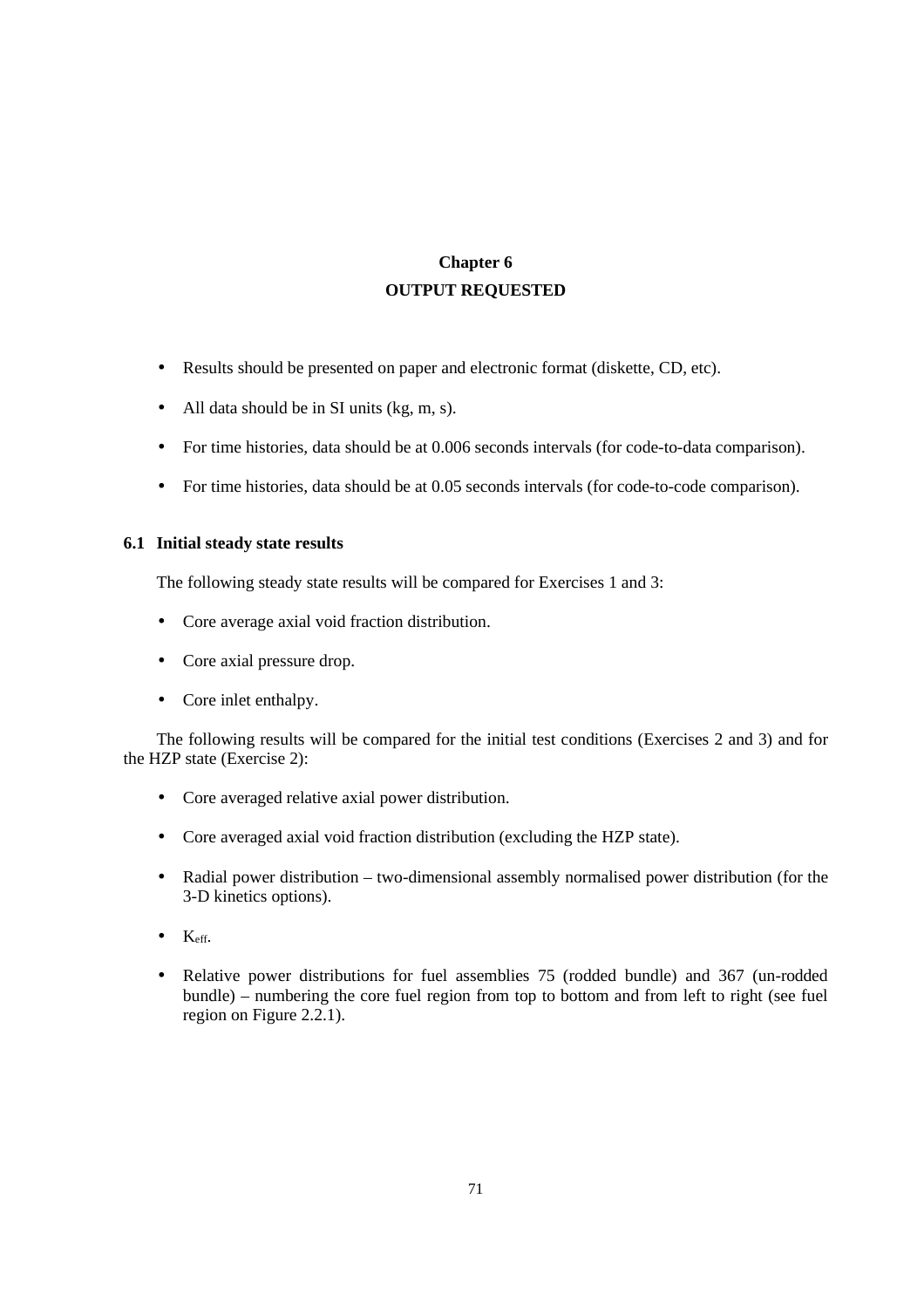# Chapter 6
# OUTPUT REQUESTED

- Results should be presented on paper and electronic format (diskette, CD, etc).
- All data should be in SI units (kg, m, s).
- For time histories, data should be at 0.006 seconds intervals (for code-to-data comparison).
- For time histories, data should be at 0.05 seconds intervals (for code-to-code comparison).

## 6.1 Initial steady state results

The following steady state results will be compared for Exercises 1 and 3:

- Core average axial void fraction distribution.
- Core axial pressure drop.
- Core inlet enthalpy.

The following results will be compared for the initial test conditions (Exercises 2 and 3) and for the HZP state (Exercise 2):

- Core averaged relative axial power distribution.
- Core averaged axial void fraction distribution (excluding the HZP state).
- Radial power distribution – two-dimensional assembly normalised power distribution (for the 3-D kinetics options).
- $K_{eff}$.
- Relative power distributions for fuel assemblies 75 (rodded bundle) and 367 (un-rodded bundle) – numbering the core fuel region from top to bottom and from left to right (see fuel region on Figure 2.2.1).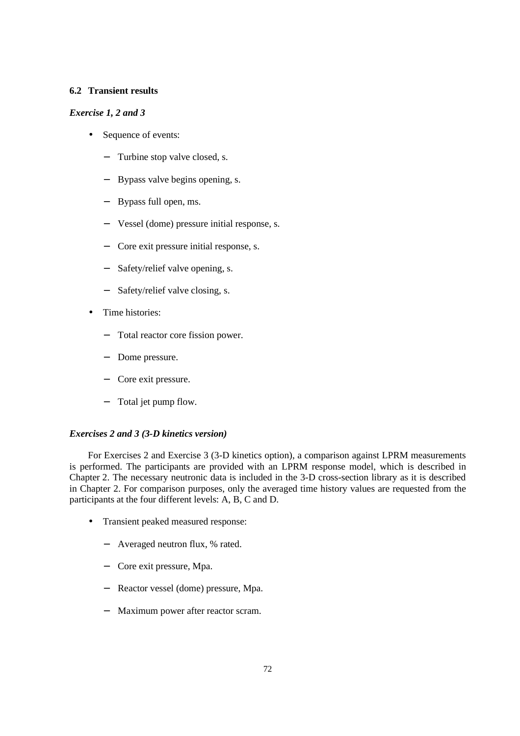### 6.2 Transient results

*Exercise 1, 2 and 3*

- Sequence of events:
  - Turbine stop valve closed, s.
  - Bypass valve begins opening, s.
  - Bypass full open, ms.
  - Vessel (dome) pressure initial response, s.
  - Core exit pressure initial response, s.
  - Safety/relief valve opening, s.
  - Safety/relief valve closing, s.
- Time histories:
  - Total reactor core fission power.
  - Dome pressure.
  - Core exit pressure.
  - Total jet pump flow.

*Exercises 2 and 3 (3-D kinetics version)*

For Exercises 2 and Exercise 3 (3-D kinetics option), a comparison against LPRM measurements is performed. The participants are provided with an LPRM response model, which is described in Chapter 2. The necessary neutronic data is included in the 3-D cross-section library as it is described in Chapter 2. For comparison purposes, only the averaged time history values are requested from the participants at the four different levels: A, B, C and D.

- Transient peaked measured response:
  - Averaged neutron flux, % rated.
  - Core exit pressure, Mpa.
  - Reactor vessel (dome) pressure, Mpa.
  - Maximum power after reactor scram.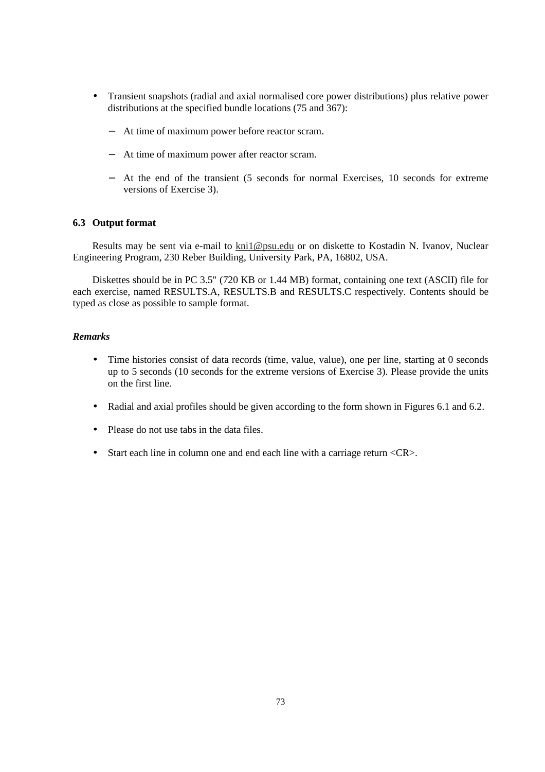- Transient snapshots (radial and axial normalised core power distributions) plus relative power distributions at the specified bundle locations (75 and 367):
  - At time of maximum power before reactor scram.
  - At time of maximum power after reactor scram.
  - At the end of the transient (5 seconds for normal Exercises, 10 seconds for extreme versions of Exercise 3).

### 6.3 Output format

Results may be sent via e-mail to kni1@psu.edu or on diskette to Kostadin N. Ivanov, Nuclear Engineering Program, 230 Reber Building, University Park, PA, 16802, USA.

Diskettes should be in PC 3.5" (720 KB or 1.44 MB) format, containing one text (ASCII) file for each exercise, named RESULTS.A, RESULTS.B and RESULTS.C respectively. Contents should be typed as close as possible to sample format.

***Remarks***

- Time histories consist of data records (time, value, value), one per line, starting at 0 seconds up to 5 seconds (10 seconds for the extreme versions of Exercise 3). Please provide the units on the first line.
- Radial and axial profiles should be given according to the form shown in Figures 6.1 and 6.2.
- Please do not use tabs in the data files.
- Start each line in column one and end each line with a carriage return <CR>.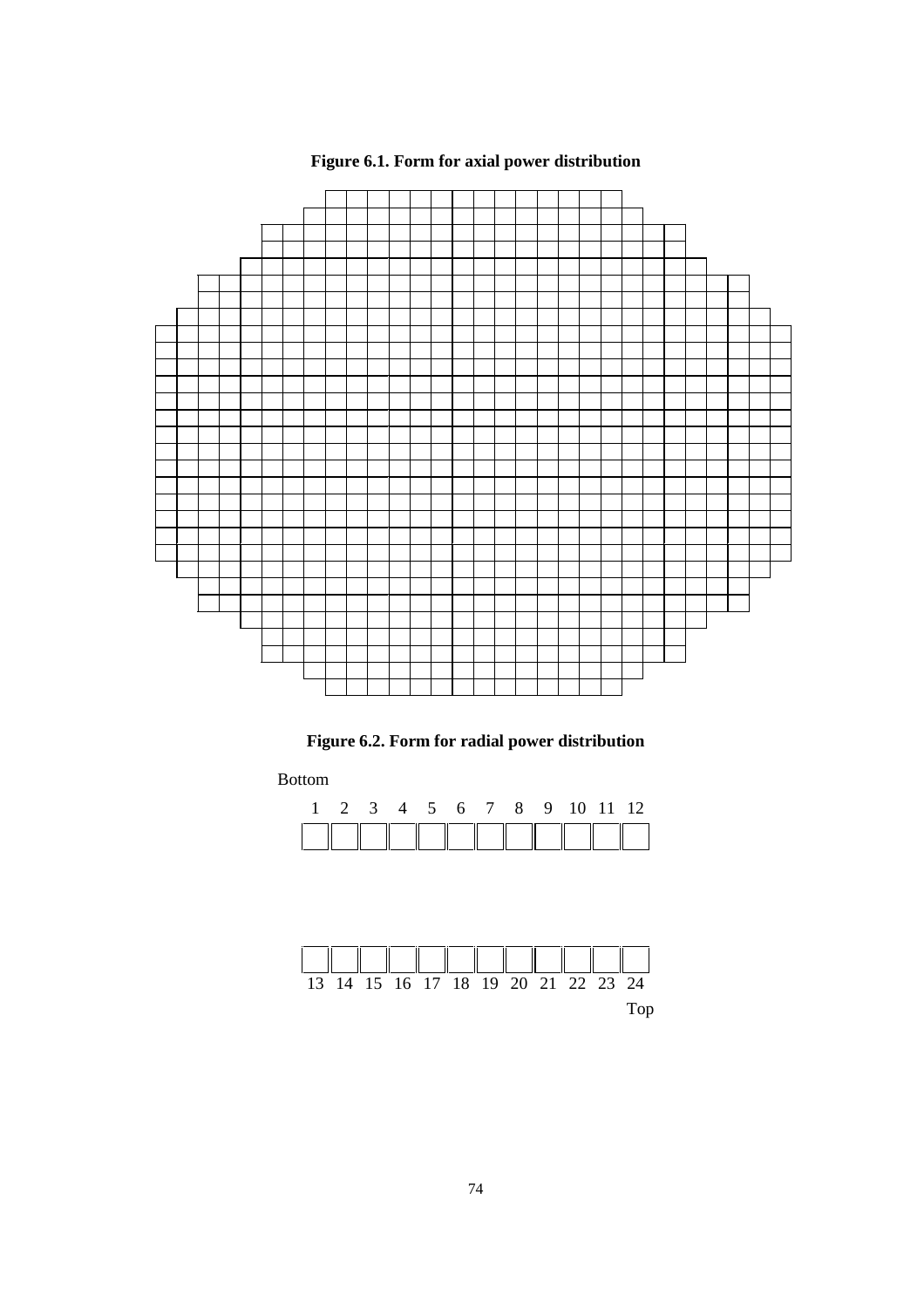**Figure 6.1. Form for axial power distribution**

**Figure 6.2. Form for radial power distribution**

Bottom

| 1 | 2 | 3 | 4 | 5 | 6 | 7 | 8 | 9 | 10 | 11 | 12 |
|---|---|---|---|---|---|---|---|---|---|---|---|
| | | | | | | | | | | | |

| | | | | | | | | | | | |
|---|---|---|---|---|---|---|---|---|---|---|---|
| 13 | 14 | 15 | 16 | 17 | 18 | 19 | 20 | 21 | 22 | 23 | 24 |

Top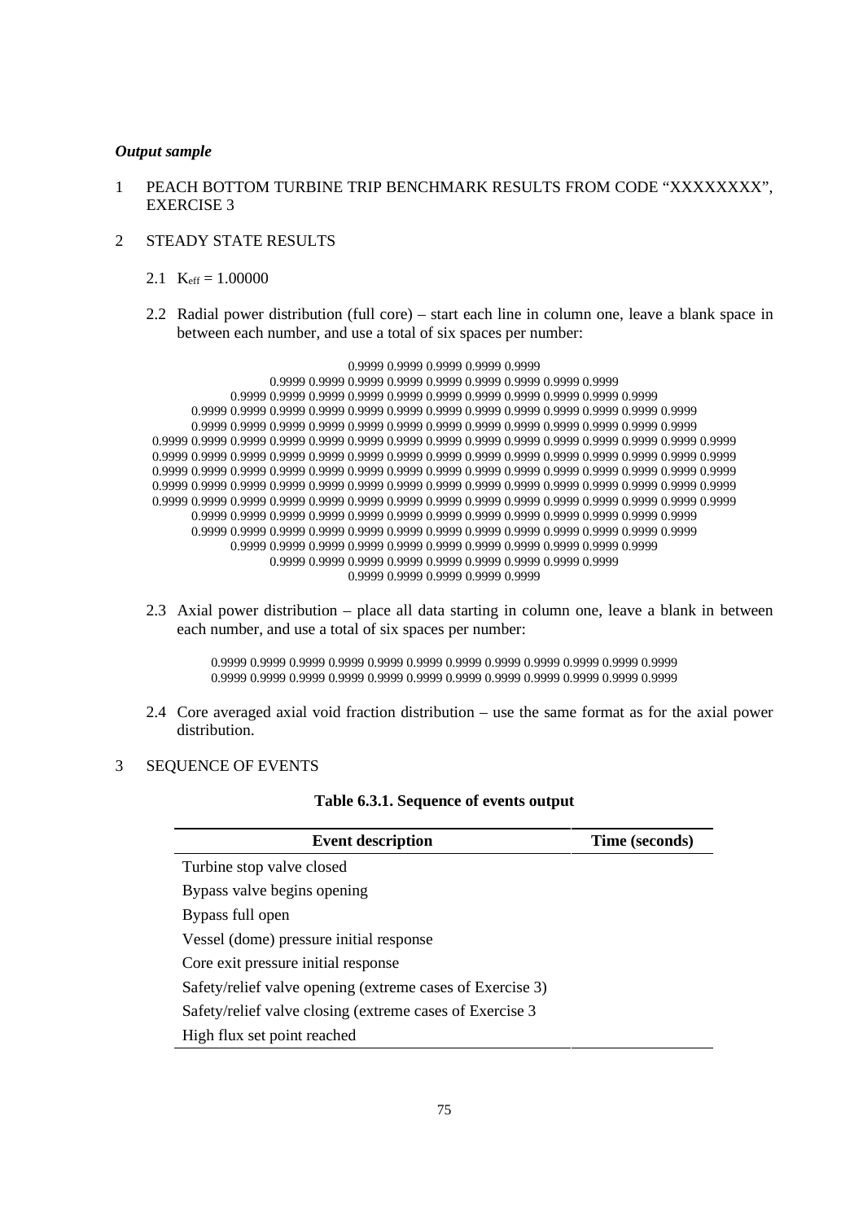***Output sample***

1 PEACH BOTTOM TURBINE TRIP BENCHMARK RESULTS FROM CODE "XXXXXXXX", EXERCISE 3

2 STEADY STATE RESULTS

2.1 $K_{eff}$ = 1.00000

2.2 Radial power distribution (full core) – start each line in column one, leave a blank space in between each number, and use a total of six spaces per number:

```
0.9999 0.9999 0.9999 0.9999 0.9999
0.9999 0.9999 0.9999 0.9999 0.9999 0.9999 0.9999 0.9999 0.9999
0.9999 0.9999 0.9999 0.9999 0.9999 0.9999 0.9999 0.9999 0.9999 0.9999 0.9999
0.9999 0.9999 0.9999 0.9999 0.9999 0.9999 0.9999 0.9999 0.9999 0.9999 0.9999 0.9999 0.9999
0.9999 0.9999 0.9999 0.9999 0.9999 0.9999 0.9999 0.9999 0.9999 0.9999 0.9999 0.9999 0.9999
0.9999 0.9999 0.9999 0.9999 0.9999 0.9999 0.9999 0.9999 0.9999 0.9999 0.9999 0.9999 0.9999 0.9999 0.9999
0.9999 0.9999 0.9999 0.9999 0.9999 0.9999 0.9999 0.9999 0.9999 0.9999 0.9999 0.9999 0.9999 0.9999 0.9999
0.9999 0.9999 0.9999 0.9999 0.9999 0.9999 0.9999 0.9999 0.9999 0.9999 0.9999 0.9999 0.9999 0.9999 0.9999
0.9999 0.9999 0.9999 0.9999 0.9999 0.9999 0.9999 0.9999 0.9999 0.9999 0.9999 0.9999 0.9999 0.9999 0.9999
0.9999 0.9999 0.9999 0.9999 0.9999 0.9999 0.9999 0.9999 0.9999 0.9999 0.9999 0.9999 0.9999 0.9999 0.9999
0.9999 0.9999 0.9999 0.9999 0.9999 0.9999 0.9999 0.9999 0.9999 0.9999 0.9999 0.9999 0.9999
0.9999 0.9999 0.9999 0.9999 0.9999 0.9999 0.9999 0.9999 0.9999 0.9999 0.9999 0.9999 0.9999
0.9999 0.9999 0.9999 0.9999 0.9999 0.9999 0.9999 0.9999 0.9999 0.9999 0.9999
0.9999 0.9999 0.9999 0.9999 0.9999 0.9999 0.9999 0.9999 0.9999
0.9999 0.9999 0.9999 0.9999 0.9999
```

2.3 Axial power distribution – place all data starting in column one, leave a blank in between each number, and use a total of six spaces per number:

```
0.9999 0.9999 0.9999 0.9999 0.9999 0.9999 0.9999 0.9999 0.9999 0.9999 0.9999 0.9999
0.9999 0.9999 0.9999 0.9999 0.9999 0.9999 0.9999 0.9999 0.9999 0.9999 0.9999 0.9999
```

2.4 Core averaged axial void fraction distribution – use the same format as for the axial power distribution.

3 SEQUENCE OF EVENTS

**Table 6.3.1. Sequence of events output**

| Event description | Time (seconds) |
|---|---|
| Turbine stop valve closed | |
| Bypass valve begins opening | |
| Bypass full open | |
| Vessel (dome) pressure initial response | |
| Core exit pressure initial response | |
| Safety/relief valve opening (extreme cases of Exercise 3) | |
| Safety/relief valve closing (extreme cases of Exercise 3 | |
| High flux set point reached | |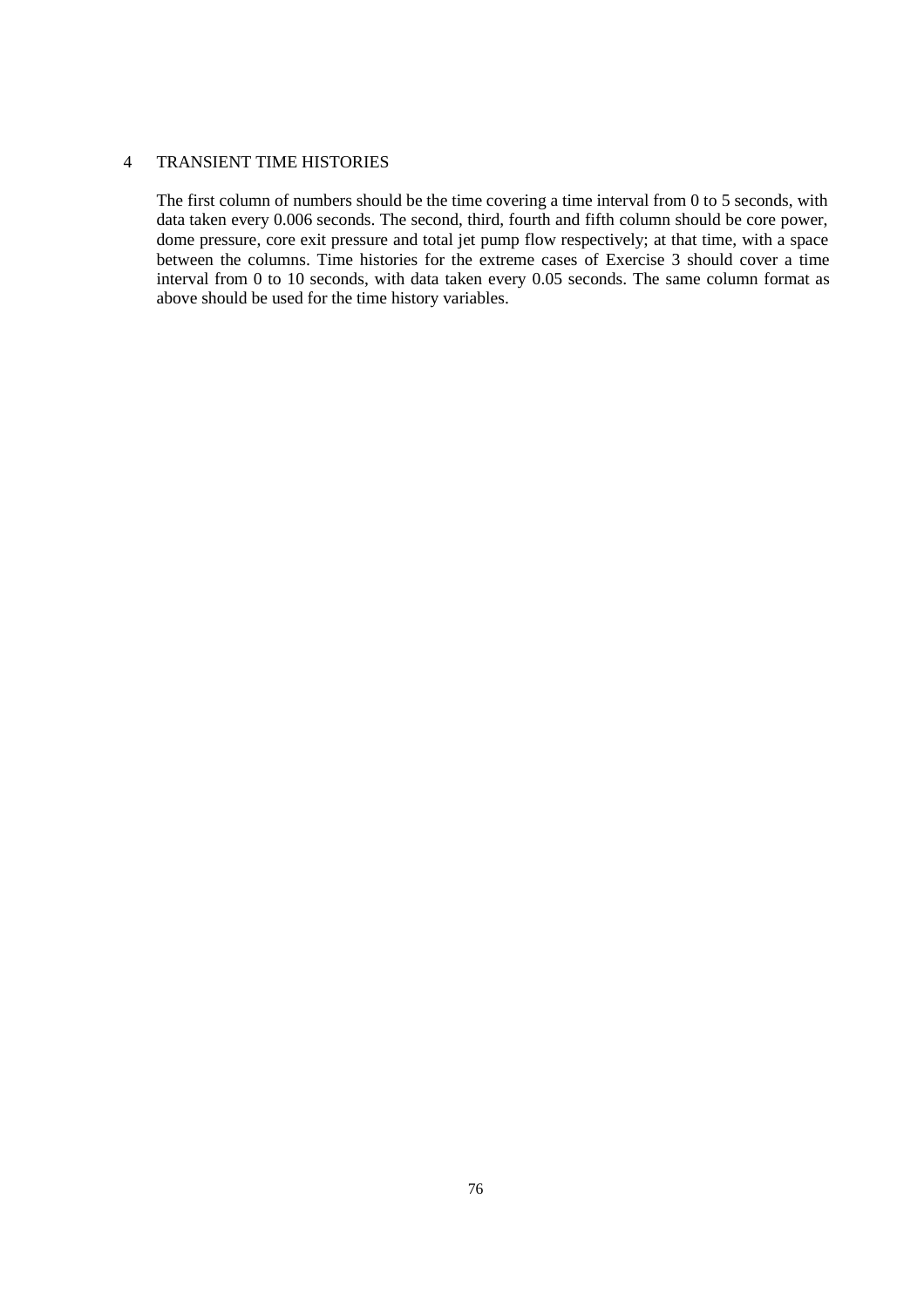## 4 TRANSIENT TIME HISTORIES

The first column of numbers should be the time covering a time interval from 0 to 5 seconds, with data taken every 0.006 seconds. The second, third, fourth and fifth column should be core power, dome pressure, core exit pressure and total jet pump flow respectively; at that time, with a space between the columns. Time histories for the extreme cases of Exercise 3 should cover a time interval from 0 to 10 seconds, with data taken every 0.05 seconds. The same column format as above should be used for the time history variables.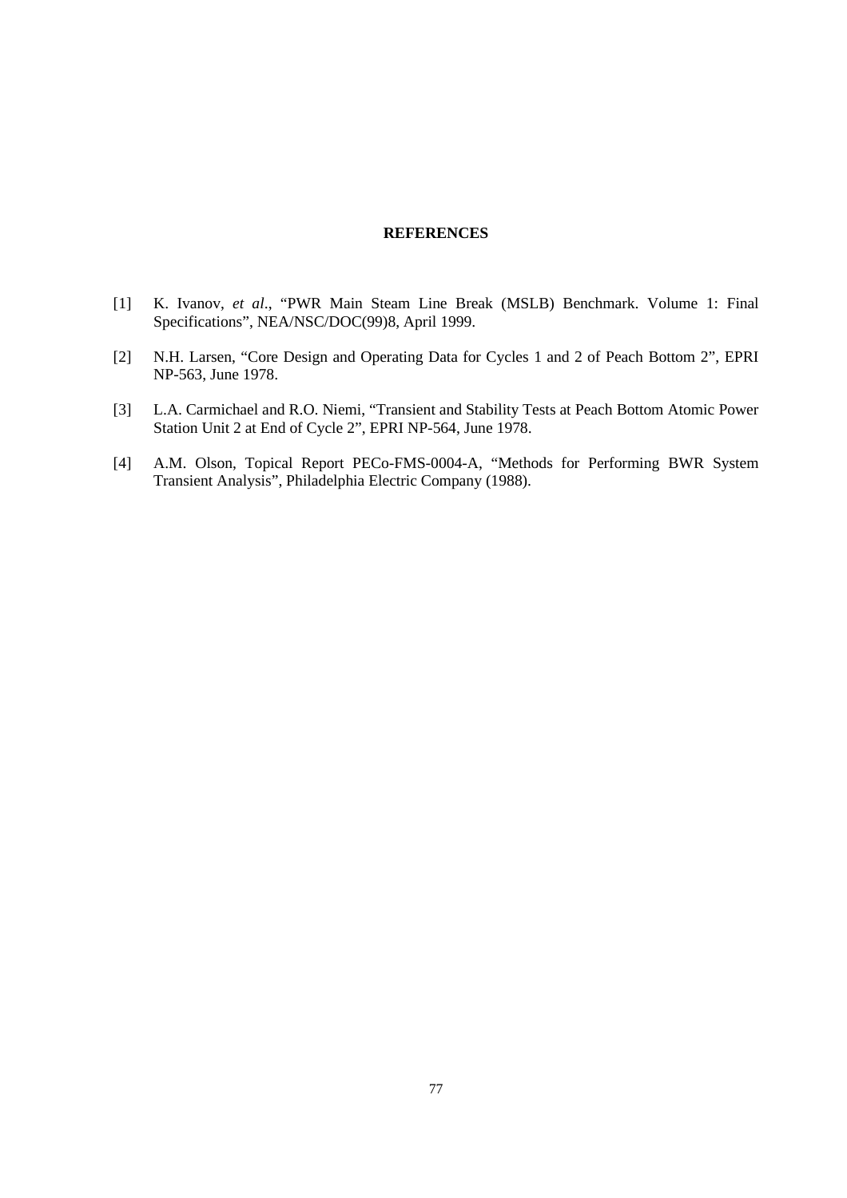# REFERENCES

[1] K. Ivanov, *et al*., "PWR Main Steam Line Break (MSLB) Benchmark. Volume 1: Final Specifications", NEA/NSC/DOC(99)8, April 1999.

[2] N.H. Larsen, "Core Design and Operating Data for Cycles 1 and 2 of Peach Bottom 2", EPRI NP-563, June 1978.

[3] L.A. Carmichael and R.O. Niemi, "Transient and Stability Tests at Peach Bottom Atomic Power Station Unit 2 at End of Cycle 2", EPRI NP-564, June 1978.

[4] A.M. Olson, Topical Report PECo-FMS-0004-A, "Methods for Performing BWR System Transient Analysis", Philadelphia Electric Company (1988).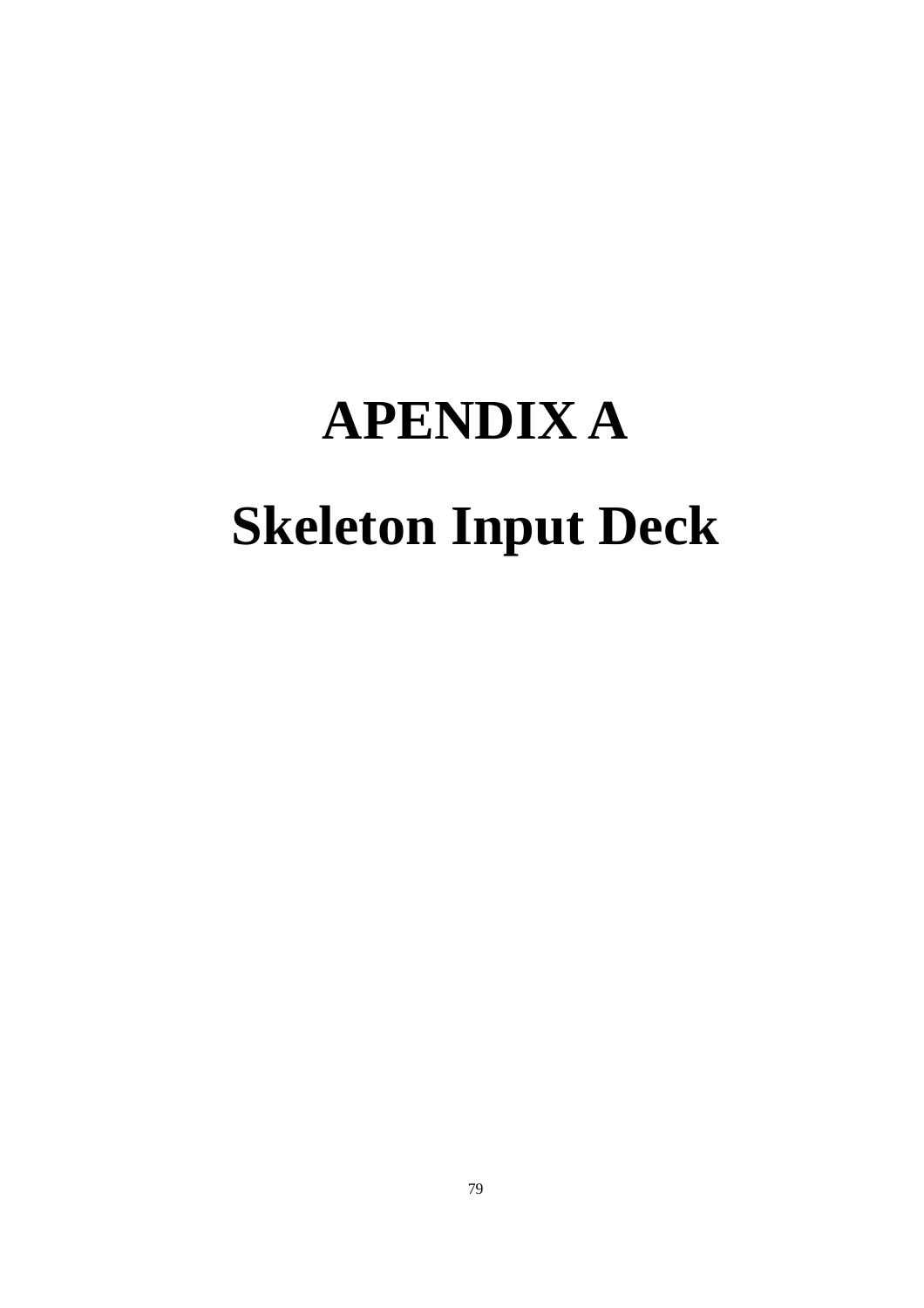# APENDIX A

# Skeleton Input Deck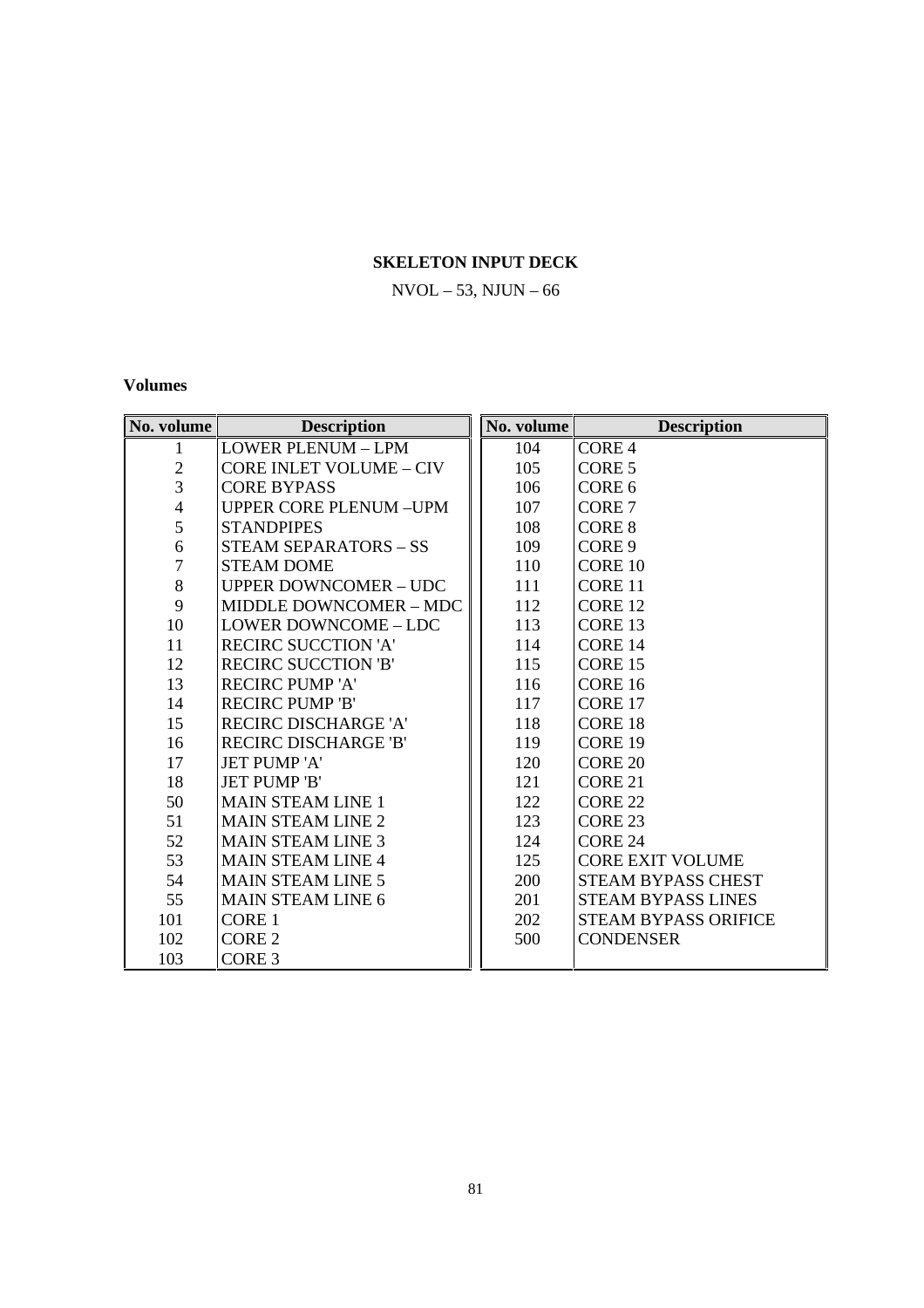**SKELETON INPUT DECK**

NVOL – 53, NJUN – 66

**Volumes**

| No. volume | Description | No. volume | Description |
|---|---|---|---|
| 1 | LOWER PLENUM – LPM | 104 | CORE 4 |
| 2 | CORE INLET VOLUME – CIV | 105 | CORE 5 |
| 3 | CORE BYPASS | 106 | CORE 6 |
| 4 | UPPER CORE PLENUM –UPM | 107 | CORE 7 |
| 5 | STANDPIPES | 108 | CORE 8 |
| 6 | STEAM SEPARATORS – SS | 109 | CORE 9 |
| 7 | STEAM DOME | 110 | CORE 10 |
| 8 | UPPER DOWNCOMER – UDC | 111 | CORE 11 |
| 9 | MIDDLE DOWNCOMER – MDC | 112 | CORE 12 |
| 10 | LOWER DOWNCOME – LDC | 113 | CORE 13 |
| 11 | RECIRC SUCCTION 'A' | 114 | CORE 14 |
| 12 | RECIRC SUCCTION 'B' | 115 | CORE 15 |
| 13 | RECIRC PUMP 'A' | 116 | CORE 16 |
| 14 | RECIRC PUMP 'B' | 117 | CORE 17 |
| 15 | RECIRC DISCHARGE 'A' | 118 | CORE 18 |
| 16 | RECIRC DISCHARGE 'B' | 119 | CORE 19 |
| 17 | JET PUMP 'A' | 120 | CORE 20 |
| 18 | JET PUMP 'B' | 121 | CORE 21 |
| 50 | MAIN STEAM LINE 1 | 122 | CORE 22 |
| 51 | MAIN STEAM LINE 2 | 123 | CORE 23 |
| 52 | MAIN STEAM LINE 3 | 124 | CORE 24 |
| 53 | MAIN STEAM LINE 4 | 125 | CORE EXIT VOLUME |
| 54 | MAIN STEAM LINE 5 | 200 | STEAM BYPASS CHEST |
| 55 | MAIN STEAM LINE 6 | 201 | STEAM BYPASS LINES |
| 101 | CORE 1 | 202 | STEAM BYPASS ORIFICE |
| 102 | CORE 2 | 500 | CONDENSER |
| 103 | CORE 3 | | |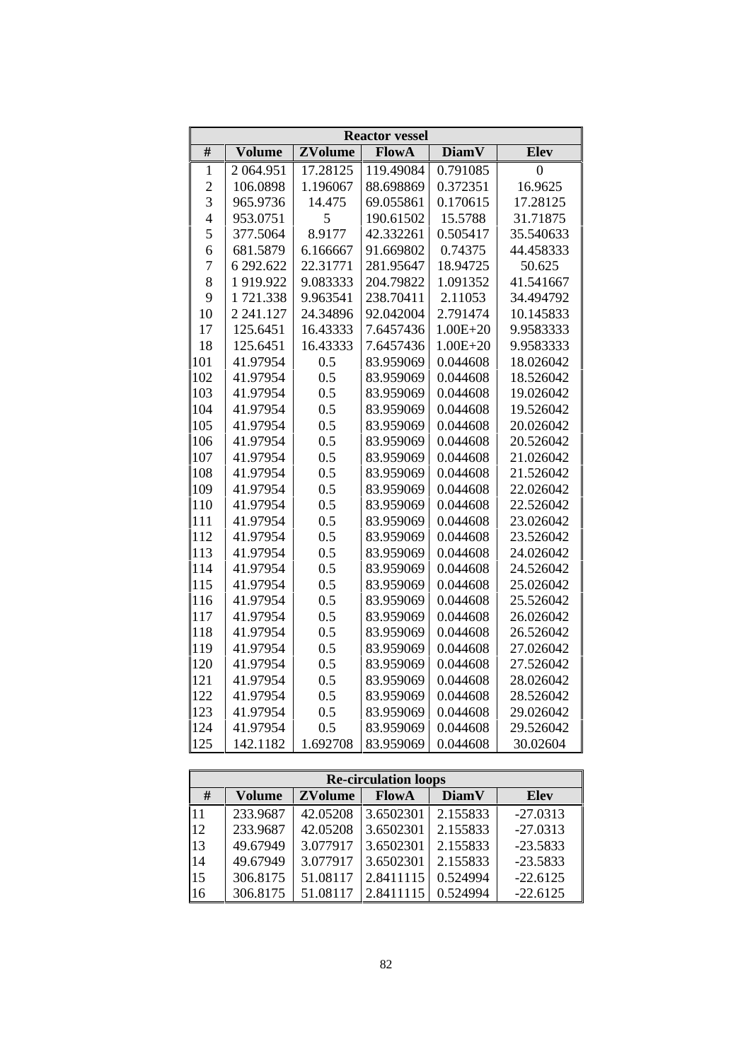| Reactor vessel | | | | | |
|---|---|---|---|---|---|
| # | Volume | ZVolume | FlowA | DiamV | Elev |
| 1 | 2 064.951 | 17.28125 | 119.49084 | 0.791085 | 0 |
| 2 | 106.0898 | 1.196067 | 88.698869 | 0.372351 | 16.9625 |
| 3 | 965.9736 | 14.475 | 69.055861 | 0.170615 | 17.28125 |
| 4 | 953.0751 | 5 | 190.61502 | 15.5788 | 31.71875 |
| 5 | 377.5064 | 8.9177 | 42.332261 | 0.505417 | 35.540633 |
| 6 | 681.5879 | 6.166667 | 91.669802 | 0.74375 | 44.458333 |
| 7 | 6 292.622 | 22.31771 | 281.95647 | 18.94725 | 50.625 |
| 8 | 1 919.922 | 9.083333 | 204.79822 | 1.091352 | 41.541667 |
| 9 | 1 721.338 | 9.963541 | 238.70411 | 2.11053 | 34.494792 |
| 10 | 2 241.127 | 24.34896 | 92.042004 | 2.791474 | 10.145833 |
| 17 | 125.6451 | 16.43333 | 7.6457436 | 1.00E+20 | 9.9583333 |
| 18 | 125.6451 | 16.43333 | 7.6457436 | 1.00E+20 | 9.9583333 |
| 101 | 41.97954 | 0.5 | 83.959069 | 0.044608 | 18.026042 |
| 102 | 41.97954 | 0.5 | 83.959069 | 0.044608 | 18.526042 |
| 103 | 41.97954 | 0.5 | 83.959069 | 0.044608 | 19.026042 |
| 104 | 41.97954 | 0.5 | 83.959069 | 0.044608 | 19.526042 |
| 105 | 41.97954 | 0.5 | 83.959069 | 0.044608 | 20.026042 |
| 106 | 41.97954 | 0.5 | 83.959069 | 0.044608 | 20.526042 |
| 107 | 41.97954 | 0.5 | 83.959069 | 0.044608 | 21.026042 |
| 108 | 41.97954 | 0.5 | 83.959069 | 0.044608 | 21.526042 |
| 109 | 41.97954 | 0.5 | 83.959069 | 0.044608 | 22.026042 |
| 110 | 41.97954 | 0.5 | 83.959069 | 0.044608 | 22.526042 |
| 111 | 41.97954 | 0.5 | 83.959069 | 0.044608 | 23.026042 |
| 112 | 41.97954 | 0.5 | 83.959069 | 0.044608 | 23.526042 |
| 113 | 41.97954 | 0.5 | 83.959069 | 0.044608 | 24.026042 |
| 114 | 41.97954 | 0.5 | 83.959069 | 0.044608 | 24.526042 |
| 115 | 41.97954 | 0.5 | 83.959069 | 0.044608 | 25.026042 |
| 116 | 41.97954 | 0.5 | 83.959069 | 0.044608 | 25.526042 |
| 117 | 41.97954 | 0.5 | 83.959069 | 0.044608 | 26.026042 |
| 118 | 41.97954 | 0.5 | 83.959069 | 0.044608 | 26.526042 |
| 119 | 41.97954 | 0.5 | 83.959069 | 0.044608 | 27.026042 |
| 120 | 41.97954 | 0.5 | 83.959069 | 0.044608 | 27.526042 |
| 121 | 41.97954 | 0.5 | 83.959069 | 0.044608 | 28.026042 |
| 122 | 41.97954 | 0.5 | 83.959069 | 0.044608 | 28.526042 |
| 123 | 41.97954 | 0.5 | 83.959069 | 0.044608 | 29.026042 |
| 124 | 41.97954 | 0.5 | 83.959069 | 0.044608 | 29.526042 |
| 125 | 142.1182 | 1.692708 | 83.959069 | 0.044608 | 30.02604 |

| Re-circulation loops | | | | | |
|---|---|---|---|---|---|
| # | Volume | ZVolume | FlowA | DiamV | Elev |
| 11 | 233.9687 | 42.05208 | 3.6502301 | 2.155833 | -27.0313 |
| 12 | 233.9687 | 42.05208 | 3.6502301 | 2.155833 | -27.0313 |
| 13 | 49.67949 | 3.077917 | 3.6502301 | 2.155833 | -23.5833 |
| 14 | 49.67949 | 3.077917 | 3.6502301 | 2.155833 | -23.5833 |
| 15 | 306.8175 | 51.08117 | 2.8411115 | 0.524994 | -22.6125 |
| 16 | 306.8175 | 51.08117 | 2.8411115 | 0.524994 | -22.6125 |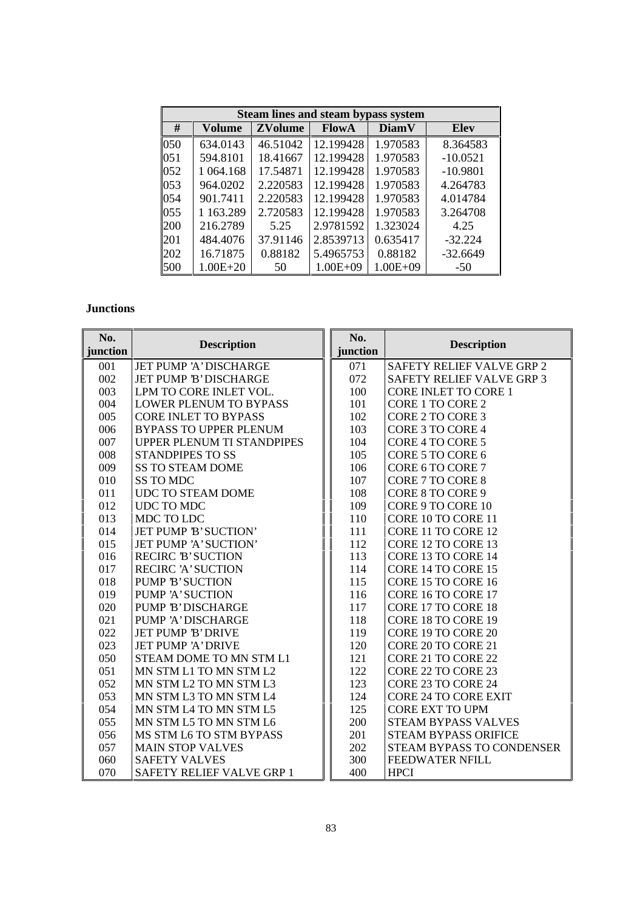| Steam lines and steam bypass system | | | | | |
|---|---|---|---|---|---|
| # | Volume | ZVolume | FlowA | DiamV | Elev |
| 050 | 634.0143 | 46.51042 | 12.199428 | 1.970583 | 8.364583 |
| 051 | 594.8101 | 18.41667 | 12.199428 | 1.970583 | -10.0521 |
| 052 | 1 064.168 | 17.54871 | 12.199428 | 1.970583 | -10.9801 |
| 053 | 964.0202 | 2.220583 | 12.199428 | 1.970583 | 4.264783 |
| 054 | 901.7411 | 2.220583 | 12.199428 | 1.970583 | 4.014784 |
| 055 | 1 163.289 | 2.720583 | 12.199428 | 1.970583 | 3.264708 |
| 200 | 216.2789 | 5.25 | 2.9781592 | 1.323024 | 4.25 |
| 201 | 484.4076 | 37.91146 | 2.8539713 | 0.635417 | -32.224 |
| 202 | 16.71875 | 0.88182 | 5.4965753 | 0.88182 | -32.6649 |
| 500 | 1.00E+20 | 50 | 1.00E+09 | 1.00E+09 | -50 |

**Junctions**

| No. junction | Description | No. junction | Description |
|---|---|---|---|
| 001 | JET PUMP 'A' DISCHARGE | 071 | SAFETY RELIEF VALVE GRP 2 |
| 002 | JET PUMP 'B' DISCHARGE | 072 | SAFETY RELIEF VALVE GRP 3 |
| 003 | LPM TO CORE INLET VOL. | 100 | CORE INLET TO CORE 1 |
| 004 | LOWER PLENUM TO BYPASS | 101 | CORE 1 TO CORE 2 |
| 005 | CORE INLET TO BYPASS | 102 | CORE 2 TO CORE 3 |
| 006 | BYPASS TO UPPER PLENUM | 103 | CORE 3 TO CORE 4 |
| 007 | UPPER PLENUM TI STANDPIPES | 104 | CORE 4 TO CORE 5 |
| 008 | STANDPIPES TO SS | 105 | CORE 5 TO CORE 6 |
| 009 | SS TO STEAM DOME | 106 | CORE 6 TO CORE 7 |
| 010 | SS TO MDC | 107 | CORE 7 TO CORE 8 |
| 011 | UDC TO STEAM DOME | 108 | CORE 8 TO CORE 9 |
| 012 | UDC TO MDC | 109 | CORE 9 TO CORE 10 |
| 013 | MDC TO LDC | 110 | CORE 10 TO CORE 11 |
| 014 | JET PUMP 'B' SUCTION' | 111 | CORE 11 TO CORE 12 |
| 015 | JET PUMP 'A' SUCTION' | 112 | CORE 12 TO CORE 13 |
| 016 | RECIRC 'B' SUCTION | 113 | CORE 13 TO CORE 14 |
| 017 | RECIRC 'A' SUCTION | 114 | CORE 14 TO CORE 15 |
| 018 | PUMP 'B' SUCTION | 115 | CORE 15 TO CORE 16 |
| 019 | PUMP 'A' SUCTION | 116 | CORE 16 TO CORE 17 |
| 020 | PUMP 'B' DISCHARGE | 117 | CORE 17 TO CORE 18 |
| 021 | PUMP 'A' DISCHARGE | 118 | CORE 18 TO CORE 19 |
| 022 | JET PUMP 'B' DRIVE | 119 | CORE 19 TO CORE 20 |
| 023 | JET PUMP 'A' DRIVE | 120 | CORE 20 TO CORE 21 |
| 050 | STEAM DOME TO MN STM L1 | 121 | CORE 21 TO CORE 22 |
| 051 | MN STM L1 TO MN STM L2 | 122 | CORE 22 TO CORE 23 |
| 052 | MN STM L2 TO MN STM L3 | 123 | CORE 23 TO CORE 24 |
| 053 | MN STM L3 TO MN STM L4 | 124 | CORE 24 TO CORE EXIT |
| 054 | MN STM L4 TO MN STM L5 | 125 | CORE EXT TO UPM |
| 055 | MN STM L5 TO MN STM L6 | 200 | STEAM BYPASS VALVES |
| 056 | MS STM L6 TO STM BYPASS | 201 | STEAM BYPASS ORIFICE |
| 057 | MAIN STOP VALVES | 202 | STEAM BYPASS TO CONDENSER |
| 060 | SAFETY VALVES | 300 | FEEDWATER NFILL |
| 070 | SAFETY RELIEF VALVE GRP 1 | 400 | HPCI |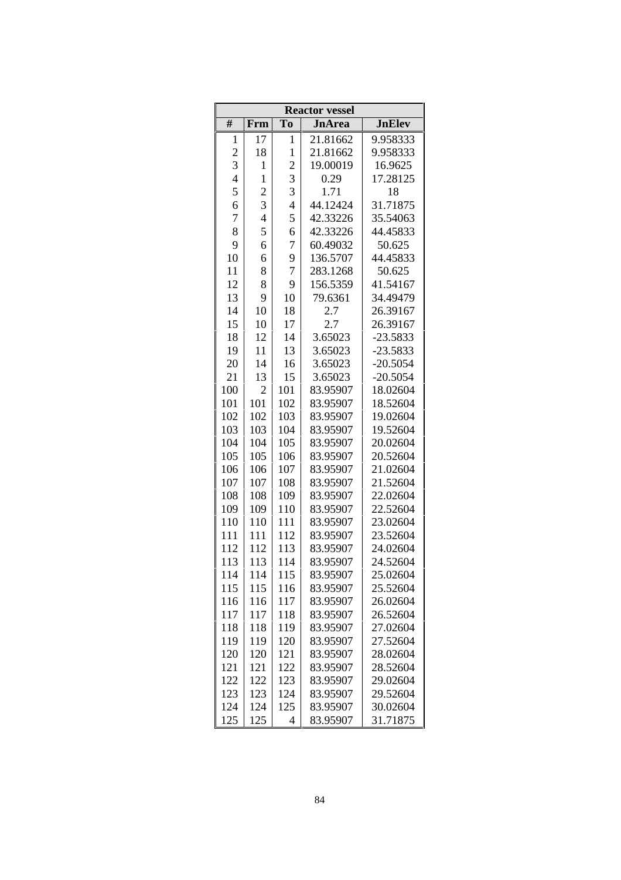| Reactor vessel | | | | |
|---|---|---|---|---|
| # | Frm | To | JnArea | JnElev |
| 1 | 17 | 1 | 21.81662 | 9.958333 |
| 2 | 18 | 1 | 21.81662 | 9.958333 |
| 3 | 1 | 2 | 19.00019 | 16.9625 |
| 4 | 1 | 3 | 0.29 | 17.28125 |
| 5 | 2 | 3 | 1.71 | 18 |
| 6 | 3 | 4 | 44.12424 | 31.71875 |
| 7 | 4 | 5 | 42.33226 | 35.54063 |
| 8 | 5 | 6 | 42.33226 | 44.45833 |
| 9 | 6 | 7 | 60.49032 | 50.625 |
| 10 | 6 | 9 | 136.5707 | 44.45833 |
| 11 | 8 | 7 | 283.1268 | 50.625 |
| 12 | 8 | 9 | 156.5359 | 41.54167 |
| 13 | 9 | 10 | 79.6361 | 34.49479 |
| 14 | 10 | 18 | 2.7 | 26.39167 |
| 15 | 10 | 17 | 2.7 | 26.39167 |
| 18 | 12 | 14 | 3.65023 | -23.5833 |
| 19 | 11 | 13 | 3.65023 | -23.5833 |
| 20 | 14 | 16 | 3.65023 | -20.5054 |
| 21 | 13 | 15 | 3.65023 | -20.5054 |
| 100 | 2 | 101 | 83.95907 | 18.02604 |
| 101 | 101 | 102 | 83.95907 | 18.52604 |
| 102 | 102 | 103 | 83.95907 | 19.02604 |
| 103 | 103 | 104 | 83.95907 | 19.52604 |
| 104 | 104 | 105 | 83.95907 | 20.02604 |
| 105 | 105 | 106 | 83.95907 | 20.52604 |
| 106 | 106 | 107 | 83.95907 | 21.02604 |
| 107 | 107 | 108 | 83.95907 | 21.52604 |
| 108 | 108 | 109 | 83.95907 | 22.02604 |
| 109 | 109 | 110 | 83.95907 | 22.52604 |
| 110 | 110 | 111 | 83.95907 | 23.02604 |
| 111 | 111 | 112 | 83.95907 | 23.52604 |
| 112 | 112 | 113 | 83.95907 | 24.02604 |
| 113 | 113 | 114 | 83.95907 | 24.52604 |
| 114 | 114 | 115 | 83.95907 | 25.02604 |
| 115 | 115 | 116 | 83.95907 | 25.52604 |
| 116 | 116 | 117 | 83.95907 | 26.02604 |
| 117 | 117 | 118 | 83.95907 | 26.52604 |
| 118 | 118 | 119 | 83.95907 | 27.02604 |
| 119 | 119 | 120 | 83.95907 | 27.52604 |
| 120 | 120 | 121 | 83.95907 | 28.02604 |
| 121 | 121 | 122 | 83.95907 | 28.52604 |
| 122 | 122 | 123 | 83.95907 | 29.02604 |
| 123 | 123 | 124 | 83.95907 | 29.52604 |
| 124 | 124 | 125 | 83.95907 | 30.02604 |
| 125 | 125 | 4 | 83.95907 | 31.71875 |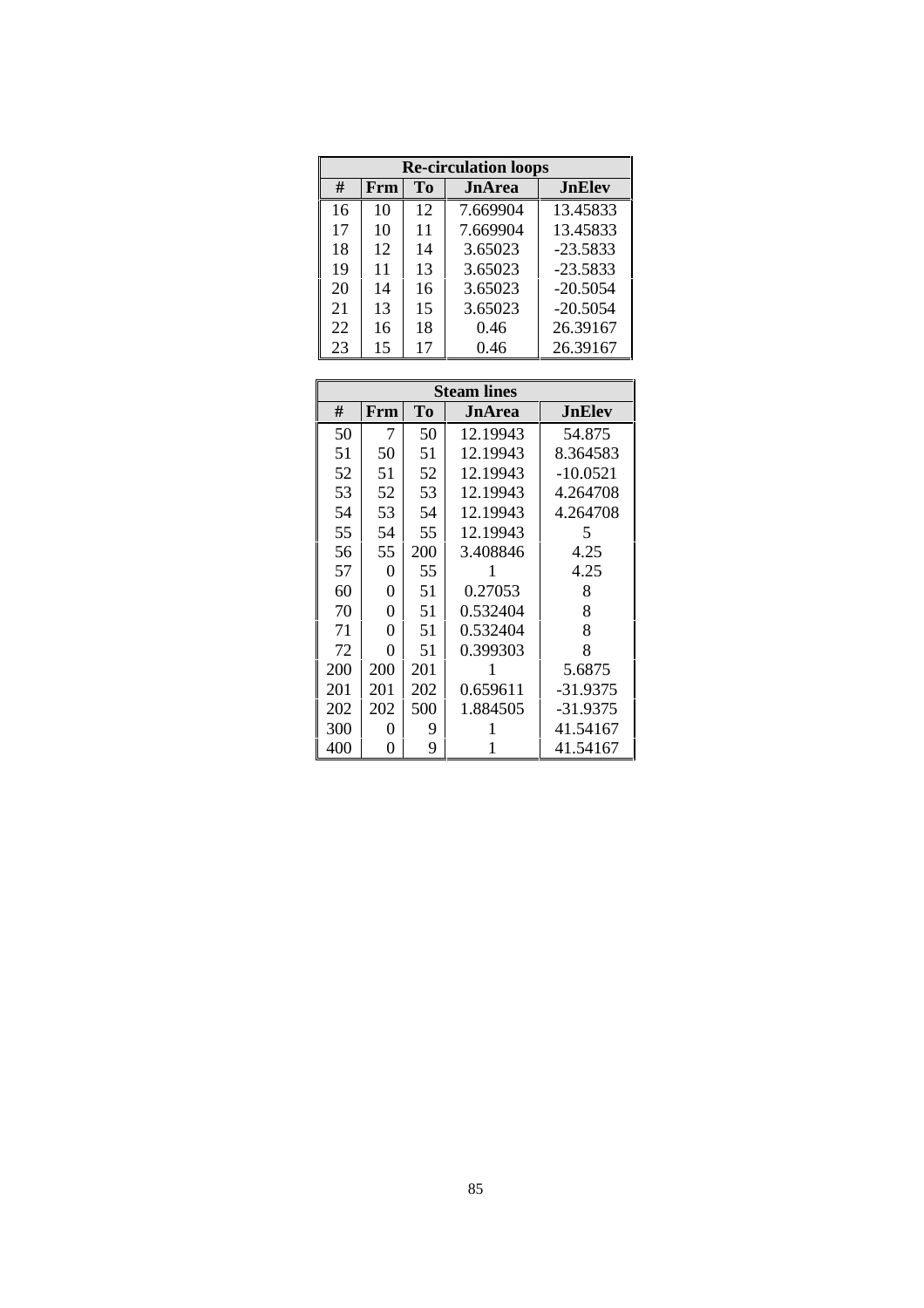| Re-circulation loops | | | | |
| --- | --- | --- | --- | --- |
| # | Frm | To | JnArea | JnElev |
| 16 | 10 | 12 | 7.669904 | 13.45833 |
| 17 | 10 | 11 | 7.669904 | 13.45833 |
| 18 | 12 | 14 | 3.65023 | -23.5833 |
| 19 | 11 | 13 | 3.65023 | -23.5833 |
| 20 | 14 | 16 | 3.65023 | -20.5054 |
| 21 | 13 | 15 | 3.65023 | -20.5054 |
| 22 | 16 | 18 | 0.46 | 26.39167 |
| 23 | 15 | 17 | 0.46 | 26.39167 |

| Steam lines | | | | |
| --- | --- | --- | --- | --- |
| # | Frm | To | JnArea | JnElev |
| 50 | 7 | 50 | 12.19943 | 54.875 |
| 51 | 50 | 51 | 12.19943 | 8.364583 |
| 52 | 51 | 52 | 12.19943 | -10.0521 |
| 53 | 52 | 53 | 12.19943 | 4.264708 |
| 54 | 53 | 54 | 12.19943 | 4.264708 |
| 55 | 54 | 55 | 12.19943 | 5 |
| 56 | 55 | 200 | 3.408846 | 4.25 |
| 57 | 0 | 55 | 1 | 4.25 |
| 60 | 0 | 51 | 0.27053 | 8 |
| 70 | 0 | 51 | 0.532404 | 8 |
| 71 | 0 | 51 | 0.532404 | 8 |
| 72 | 0 | 51 | 0.399303 | 8 |
| 200 | 200 | 201 | 1 | 5.6875 |
| 201 | 201 | 202 | 0.659611 | -31.9375 |
| 202 | 202 | 500 | 1.884505 | -31.9375 |
| 300 | 0 | 9 | 1 | 41.54167 |
| 400 | 0 | 9 | 1 | 41.54167 |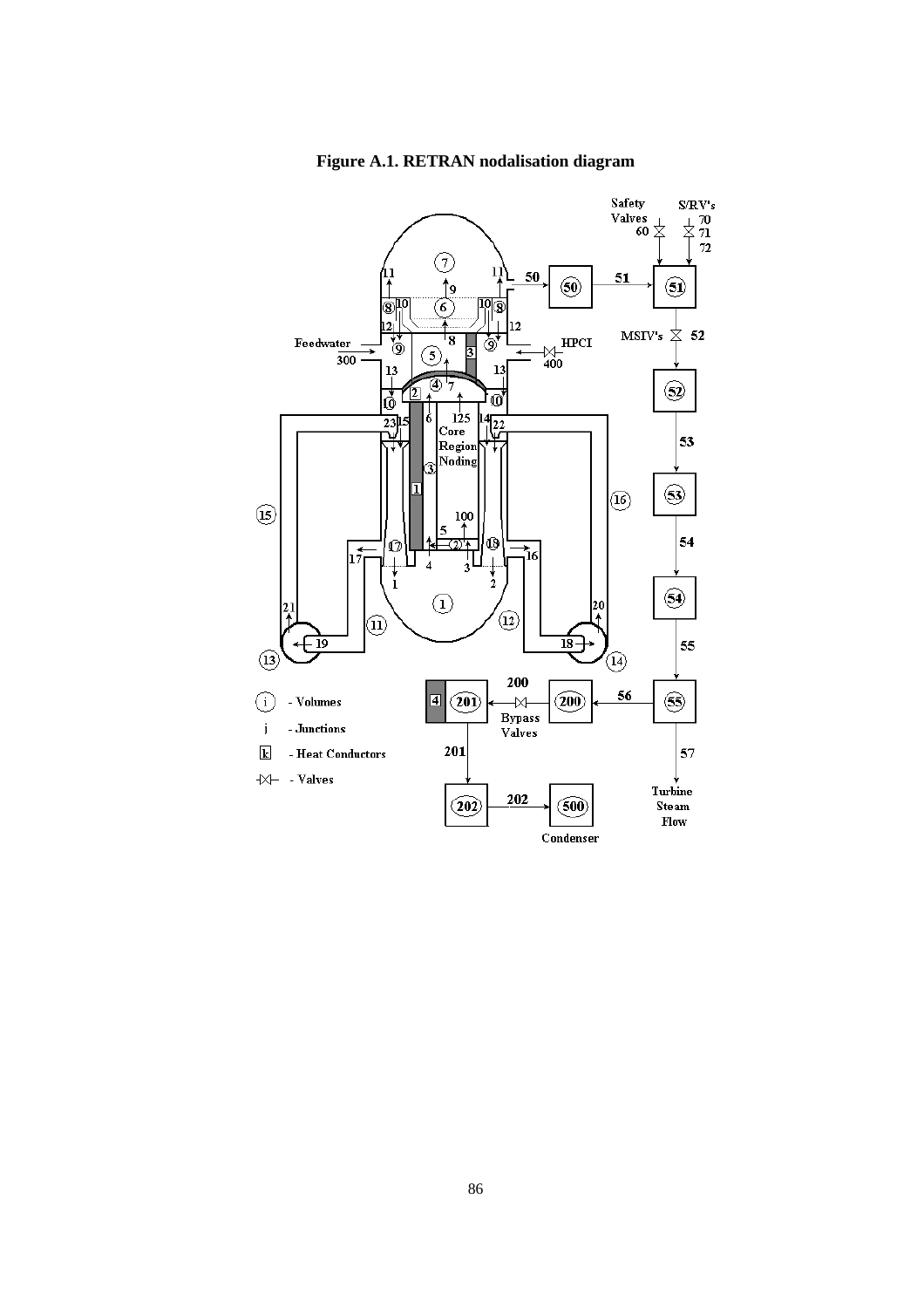**Figure A.1. RETRAN nodalisation diagram**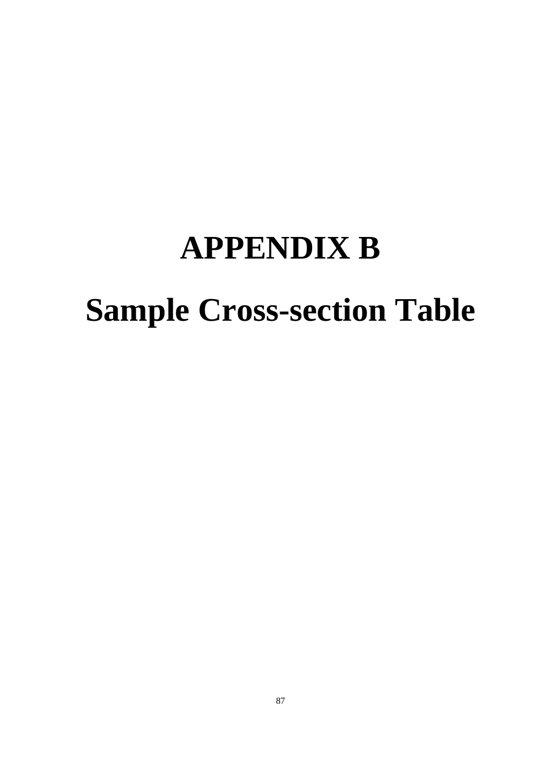# APPENDIX B

# Sample Cross-section Table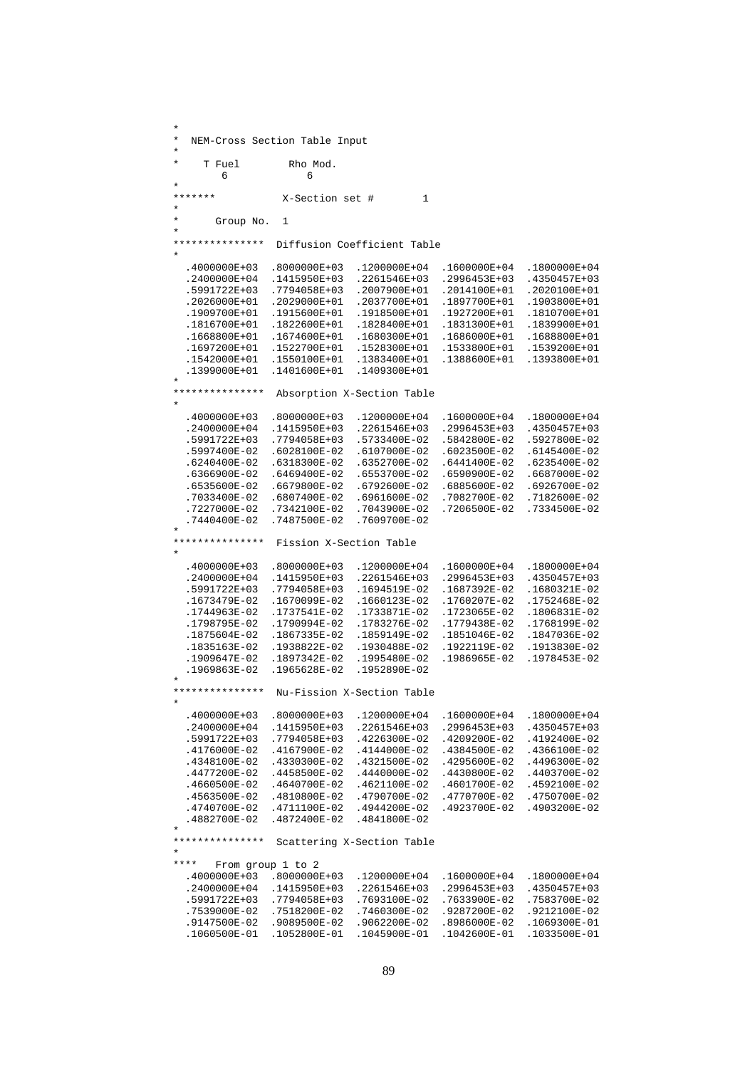```
*
*  NEM-Cross Section Table Input
*
*    T Fuel        Rho Mod.
       6            6
*
*******           X-Section set #        1
*
*      Group No.  1
*
***************  Diffusion Coefficient Table
*
  .4000000E+03  .8000000E+03  .1200000E+04  .1600000E+04  .1800000E+04
  .2400000E+04  .1415950E+03  .2261546E+03  .2996453E+03  .4350457E+03
  .5991722E+03  .7794058E+03  .2007900E+01  .2014100E+01  .2020100E+01
  .2026000E+01  .2029000E+01  .2037700E+01  .1897700E+01  .1903800E+01
  .1909700E+01  .1915600E+01  .1918500E+01  .1927200E+01  .1810700E+01
  .1816700E+01  .1822600E+01  .1828400E+01  .1831300E+01  .1839900E+01
  .1668800E+01  .1674600E+01  .1680300E+01  .1686000E+01  .1688800E+01
  .1697200E+01  .1522700E+01  .1528300E+01  .1533800E+01  .1539200E+01
  .1542000E+01  .1550100E+01  .1383400E+01  .1388600E+01  .1393800E+01
  .1399000E+01  .1401600E+01  .1409300E+01
*
***************  Absorption X-Section Table
*
  .4000000E+03  .8000000E+03  .1200000E+04  .1600000E+04  .1800000E+04
  .2400000E+04  .1415950E+03  .2261546E+03  .2996453E+03  .4350457E+03
  .5991722E+03  .7794058E+03  .5733400E-02  .5842800E-02  .5927800E-02
  .5997400E-02  .6028100E-02  .6107000E-02  .6023500E-02  .6145400E-02
  .6240400E-02  .6318300E-02  .6352700E-02  .6441400E-02  .6235400E-02
  .6366900E-02  .6469400E-02  .6553700E-02  .6590900E-02  .6687000E-02
  .6535600E-02  .6679800E-02  .6792600E-02  .6885600E-02  .6926700E-02
  .7033400E-02  .6807400E-02  .6961600E-02  .7082700E-02  .7182600E-02
  .7227000E-02  .7342100E-02  .7043900E-02  .7206500E-02  .7334500E-02
  .7440400E-02  .7487500E-02  .7609700E-02
*
***************  Fission X-Section Table
*
  .4000000E+03  .8000000E+03  .1200000E+04  .1600000E+04  .1800000E+04
  .2400000E+04  .1415950E+03  .2261546E+03  .2996453E+03  .4350457E+03
  .5991722E+03  .7794058E+03  .1694519E-02  .1687392E-02  .1680321E-02
  .1673479E-02  .1670099E-02  .1660123E-02  .1760207E-02  .1752468E-02
  .1744963E-02  .1737541E-02  .1733871E-02  .1723065E-02  .1806831E-02
  .1798795E-02  .1790994E-02  .1783276E-02  .1779438E-02  .1768199E-02
  .1875604E-02  .1867335E-02  .1859149E-02  .1851046E-02  .1847036E-02
  .1835163E-02  .1938822E-02  .1930488E-02  .1922119E-02  .1913830E-02
  .1909647E-02  .1897342E-02  .1995480E-02  .1986965E-02  .1978453E-02
  .1969863E-02  .1965628E-02  .1952890E-02
*
***************  Nu-Fission X-Section Table
*
  .4000000E+03  .8000000E+03  .1200000E+04  .1600000E+04  .1800000E+04
  .2400000E+04  .1415950E+03  .2261546E+03  .2996453E+03  .4350457E+03
  .5991722E+03  .7794058E+03  .4226300E-02  .4209200E-02  .4192400E-02
  .4176000E-02  .4167900E-02  .4144000E-02  .4384500E-02  .4366100E-02
  .4348100E-02  .4330300E-02  .4321500E-02  .4295600E-02  .4496300E-02
  .4477200E-02  .4458500E-02  .4440000E-02  .4430800E-02  .4403700E-02
  .4660500E-02  .4640700E-02  .4621100E-02  .4601700E-02  .4592100E-02
  .4563500E-02  .4810800E-02  .4790700E-02  .4770700E-02  .4750700E-02
  .4740700E-02  .4711100E-02  .4944200E-02  .4923700E-02  .4903200E-02
  .4882700E-02  .4872400E-02  .4841800E-02
*
***************  Scattering X-Section Table
*
****   From group 1 to 2
  .4000000E+03  .8000000E+03  .1200000E+04  .1600000E+04  .1800000E+04
  .2400000E+04  .1415950E+03  .2261546E+03  .2996453E+03  .4350457E+03
  .5991722E+03  .7794058E+03  .7693100E-02  .7633900E-02  .7583700E-02
  .7539000E-02  .7518200E-02  .7460300E-02  .9287200E-02  .9212100E-02
  .9147500E-02  .9089500E-02  .9062200E-02  .8986000E-02  .1069300E-01
  .1060500E-01  .1052800E-01  .1045900E-01  .1042600E-01  .1033500E-01
```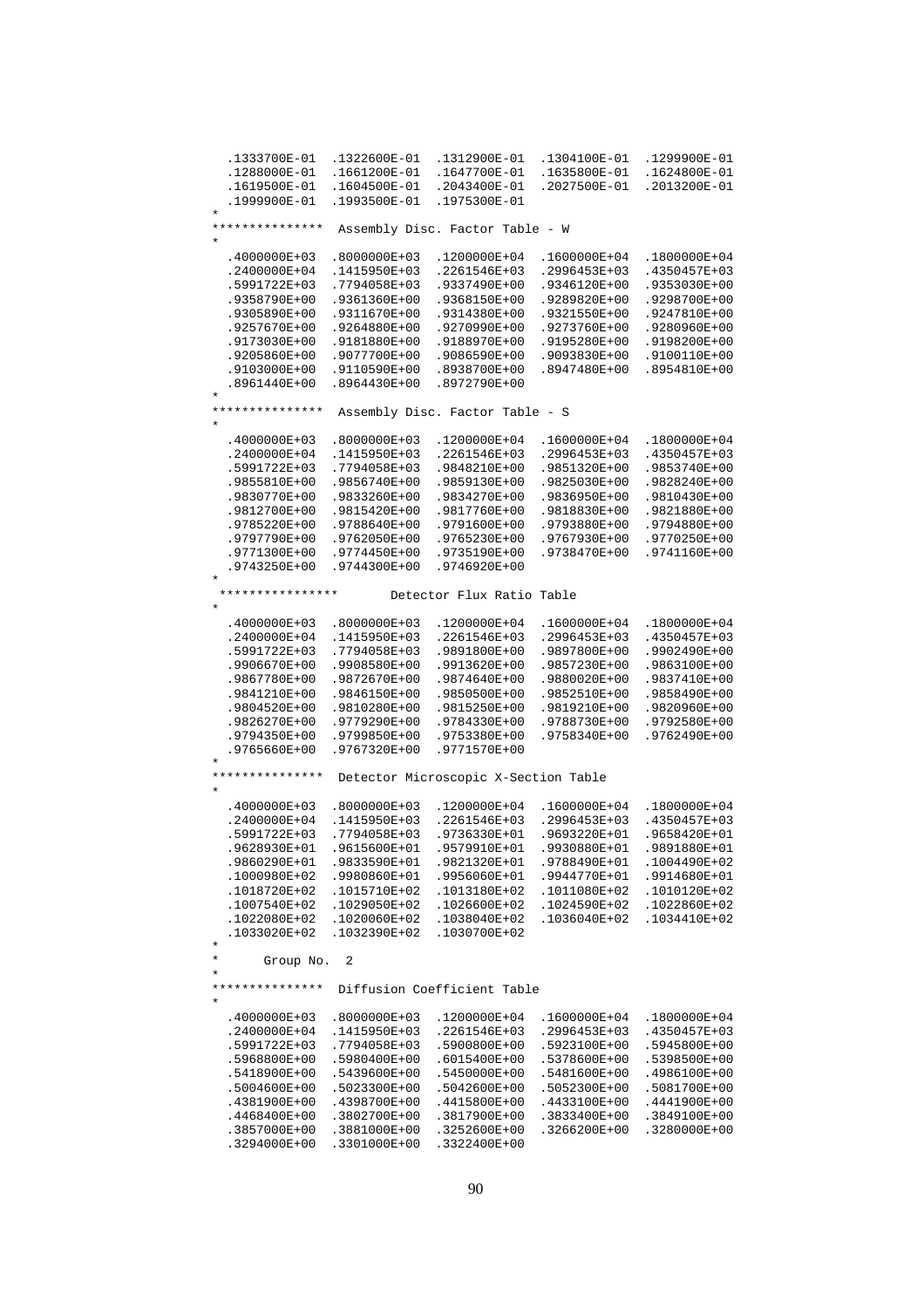```
  .1333700E-01  .1322600E-01  .1312900E-01  .1304100E-01  .1299900E-01
  .1288000E-01  .1661200E-01  .1647700E-01  .1635800E-01  .1624800E-01
  .1619500E-01  .1604500E-01  .2043400E-01  .2027500E-01  .2013200E-01
  .1999900E-01  .1993500E-01  .1975300E-01
*
***************  Assembly Disc. Factor Table - W
*
  .4000000E+03  .8000000E+03  .1200000E+04  .1600000E+04  .1800000E+04
  .2400000E+04  .1415950E+03  .2261546E+03  .2996453E+03  .4350457E+03
  .5991722E+03  .7794058E+03  .9337490E+00  .9346120E+00  .9353030E+00
  .9358790E+00  .9361360E+00  .9368150E+00  .9289820E+00  .9298700E+00
  .9305890E+00  .9311670E+00  .9314380E+00  .9321550E+00  .9247810E+00
  .9257670E+00  .9264880E+00  .9270990E+00  .9273760E+00  .9280960E+00
  .9173030E+00  .9181880E+00  .9188970E+00  .9195280E+00  .9198200E+00
  .9205860E+00  .9077700E+00  .9086590E+00  .9093830E+00  .9100110E+00
  .9103000E+00  .9110590E+00  .8938700E+00  .8947480E+00  .8954810E+00
  .8961440E+00  .8964430E+00  .8972790E+00
*
***************  Assembly Disc. Factor Table - S
*
  .4000000E+03  .8000000E+03  .1200000E+04  .1600000E+04  .1800000E+04
  .2400000E+04  .1415950E+03  .2261546E+03  .2996453E+03  .4350457E+03
  .5991722E+03  .7794058E+03  .9848210E+00  .9851320E+00  .9853740E+00
  .9855810E+00  .9856740E+00  .9859130E+00  .9825030E+00  .9828240E+00
  .9830770E+00  .9833260E+00  .9834270E+00  .9836950E+00  .9810430E+00
  .9812700E+00  .9815420E+00  .9817760E+00  .9818830E+00  .9821880E+00
  .9785220E+00  .9788640E+00  .9791600E+00  .9793880E+00  .9794880E+00
  .9797790E+00  .9762050E+00  .9765230E+00  .9767930E+00  .9770250E+00
  .9771300E+00  .9774450E+00  .9735190E+00  .9738470E+00  .9741160E+00
  .9743250E+00  .9744300E+00  .9746920E+00
*
 ****************        Detector Flux Ratio Table
*
  .4000000E+03  .8000000E+03  .1200000E+04  .1600000E+04  .1800000E+04
  .2400000E+04  .1415950E+03  .2261546E+03  .2996453E+03  .4350457E+03
  .5991722E+03  .7794058E+03  .9891800E+00  .9897800E+00  .9902490E+00
  .9906670E+00  .9908580E+00  .9913620E+00  .9857230E+00  .9863100E+00
  .9867780E+00  .9872670E+00  .9874640E+00  .9880020E+00  .9837410E+00
  .9841210E+00  .9846150E+00  .9850500E+00  .9852510E+00  .9858490E+00
  .9804520E+00  .9810280E+00  .9815250E+00  .9819210E+00  .9820960E+00
  .9826270E+00  .9779290E+00  .9784330E+00  .9788730E+00  .9792580E+00
  .9794350E+00  .9799850E+00  .9753380E+00  .9758340E+00  .9762490E+00
  .9765660E+00  .9767320E+00  .9771570E+00
*
***************  Detector Microscopic X-Section Table
*
  .4000000E+03  .8000000E+03  .1200000E+04  .1600000E+04  .1800000E+04
  .2400000E+04  .1415950E+03  .2261546E+03  .2996453E+03  .4350457E+03
  .5991722E+03  .7794058E+03  .9736330E+01  .9693220E+01  .9658420E+01
  .9628930E+01  .9615600E+01  .9579910E+01  .9930880E+01  .9891880E+01
  .9860290E+01  .9833590E+01  .9821320E+01  .9788490E+01  .1004490E+02
  .1000980E+02  .9980860E+01  .9956060E+01  .9944770E+01  .9914680E+01
  .1018720E+02  .1015710E+02  .1013180E+02  .1011080E+02  .1010120E+02
  .1007540E+02  .1029050E+02  .1026600E+02  .1024590E+02  .1022860E+02
  .1022080E+02  .1020060E+02  .1038040E+02  .1036040E+02  .1034410E+02
  .1033020E+02  .1032390E+02  .1030700E+02
*
*     Group No.  2
*
***************  Diffusion Coefficient Table
*
  .4000000E+03  .8000000E+03  .1200000E+04  .1600000E+04  .1800000E+04
  .2400000E+04  .1415950E+03  .2261546E+03  .2996453E+03  .4350457E+03
  .5991722E+03  .7794058E+03  .5900800E+00  .5923100E+00  .5945800E+00
  .5968800E+00  .5980400E+00  .6015400E+00  .5378600E+00  .5398500E+00
  .5418900E+00  .5439600E+00  .5450000E+00  .5481600E+00  .4986100E+00
  .5004600E+00  .5023300E+00  .5042600E+00  .5052300E+00  .5081700E+00
  .4381900E+00  .4398700E+00  .4415800E+00  .4433100E+00  .4441900E+00
  .4468400E+00  .3802700E+00  .3817900E+00  .3833400E+00  .3849100E+00
  .3857000E+00  .3881000E+00  .3252600E+00  .3266200E+00  .3280000E+00
  .3294000E+00  .3301000E+00  .3322400E+00
```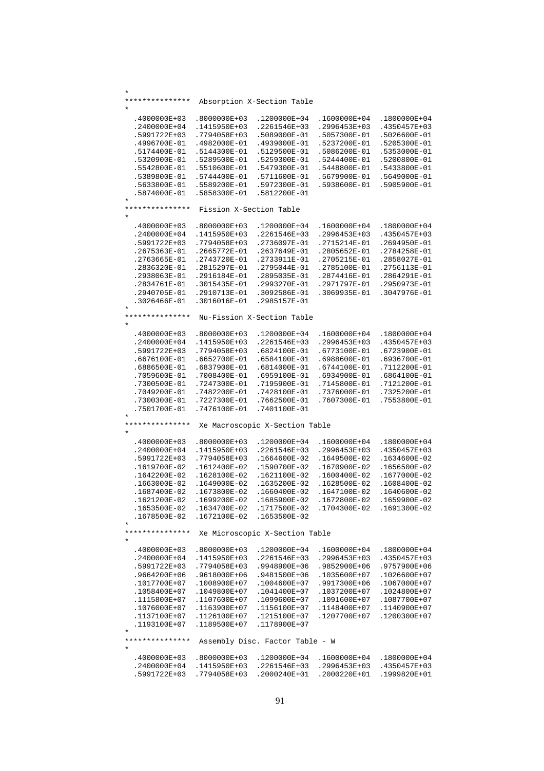```
*
***************  Absorption X-Section Table
*
  .4000000E+03  .8000000E+03  .1200000E+04  .1600000E+04  .1800000E+04
  .2400000E+04  .1415950E+03  .2261546E+03  .2996453E+03  .4350457E+03
  .5991722E+03  .7794058E+03  .5089000E-01  .5057300E-01  .5026600E-01
  .4996700E-01  .4982000E-01  .4939000E-01  .5237200E-01  .5205300E-01
  .5174400E-01  .5144300E-01  .5129500E-01  .5086200E-01  .5353000E-01
  .5320900E-01  .5289500E-01  .5259300E-01  .5244400E-01  .5200800E-01
  .5542800E-01  .5510600E-01  .5479300E-01  .5448800E-01  .5433800E-01
  .5389800E-01  .5744400E-01  .5711600E-01  .5679900E-01  .5649000E-01
  .5633800E-01  .5589200E-01  .5972300E-01  .5938600E-01  .5905900E-01
  .5874000E-01  .5858300E-01  .5812200E-01
*
***************  Fission X-Section Table
*
  .4000000E+03  .8000000E+03  .1200000E+04  .1600000E+04  .1800000E+04
  .2400000E+04  .1415950E+03  .2261546E+03  .2996453E+03  .4350457E+03
  .5991722E+03  .7794058E+03  .2736097E-01  .2715214E-01  .2694950E-01
  .2675363E-01  .2665772E-01  .2637649E-01  .2805652E-01  .2784258E-01
  .2763665E-01  .2743720E-01  .2733911E-01  .2705215E-01  .2858027E-01
  .2836320E-01  .2815297E-01  .2795044E-01  .2785100E-01  .2756113E-01
  .2938063E-01  .2916184E-01  .2895035E-01  .2874416E-01  .2864291E-01
  .2834761E-01  .3015435E-01  .2993270E-01  .2971797E-01  .2950973E-01
  .2940705E-01  .2910713E-01  .3092586E-01  .3069935E-01  .3047976E-01
  .3026466E-01  .3016016E-01  .2985157E-01
*
***************  Nu-Fission X-Section Table
*
  .4000000E+03  .8000000E+03  .1200000E+04  .1600000E+04  .1800000E+04
  .2400000E+04  .1415950E+03  .2261546E+03  .2996453E+03  .4350457E+03
  .5991722E+03  .7794058E+03  .6824100E-01  .6773100E-01  .6723900E-01
  .6676100E-01  .6652700E-01  .6584100E-01  .6988600E-01  .6936700E-01
  .6886500E-01  .6837900E-01  .6814000E-01  .6744100E-01  .7112200E-01
  .7059600E-01  .7008400E-01  .6959100E-01  .6934900E-01  .6864100E-01
  .7300500E-01  .7247300E-01  .7195900E-01  .7145800E-01  .7121200E-01
  .7049200E-01  .7482200E-01  .7428100E-01  .7376000E-01  .7325200E-01
  .7300300E-01  .7227300E-01  .7662500E-01  .7607300E-01  .7553800E-01
  .7501700E-01  .7476100E-01  .7401100E-01
*
***************  Xe Macroscopic X-Section Table
*
  .4000000E+03  .8000000E+03  .1200000E+04  .1600000E+04  .1800000E+04
  .2400000E+04  .1415950E+03  .2261546E+03  .2996453E+03  .4350457E+03
  .5991722E+03  .7794058E+03  .1664600E-02  .1649500E-02  .1634600E-02
  .1619700E-02  .1612400E-02  .1590700E-02  .1670900E-02  .1656500E-02
  .1642200E-02  .1628100E-02  .1621100E-02  .1600400E-02  .1677000E-02
  .1663000E-02  .1649000E-02  .1635200E-02  .1628500E-02  .1608400E-02
  .1687400E-02  .1673800E-02  .1660400E-02  .1647100E-02  .1640600E-02
  .1621200E-02  .1699200E-02  .1685900E-02  .1672800E-02  .1659900E-02
  .1653500E-02  .1634700E-02  .1717500E-02  .1704300E-02  .1691300E-02
  .1678500E-02  .1672100E-02  .1653500E-02
*
***************  Xe Microscopic X-Section Table
*
  .4000000E+03  .8000000E+03  .1200000E+04  .1600000E+04  .1800000E+04
  .2400000E+04  .1415950E+03  .2261546E+03  .2996453E+03  .4350457E+03
  .5991722E+03  .7794058E+03  .9948900E+06  .9852900E+06  .9757900E+06
  .9664200E+06  .9618000E+06  .9481500E+06  .1035600E+07  .1026600E+07
  .1017700E+07  .1008900E+07  .1004600E+07  .9917300E+06  .1067000E+07
  .1058400E+07  .1049800E+07  .1041400E+07  .1037200E+07  .1024800E+07
  .1115800E+07  .1107600E+07  .1099600E+07  .1091600E+07  .1087700E+07
  .1076000E+07  .1163900E+07  .1156100E+07  .1148400E+07  .1140900E+07
  .1137100E+07  .1126100E+07  .1215100E+07  .1207700E+07  .1200300E+07
  .1193100E+07  .1189500E+07  .1178900E+07
*
***************  Assembly Disc. Factor Table - W
*
  .4000000E+03  .8000000E+03  .1200000E+04  .1600000E+04  .1800000E+04
  .2400000E+04  .1415950E+03  .2261546E+03  .2996453E+03  .4350457E+03
  .5991722E+03  .7794058E+03  .2000240E+01  .2000220E+01  .1999820E+01
```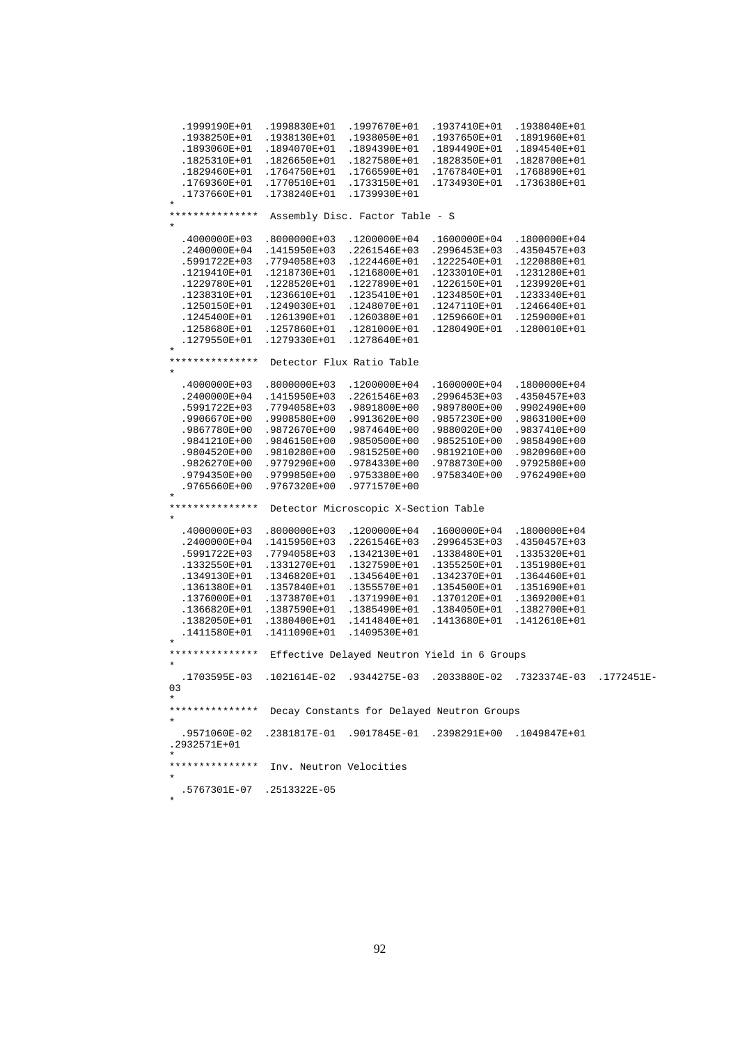```
  .1999190E+01  .1998830E+01  .1997670E+01  .1937410E+01  .1938040E+01
  .1938250E+01  .1938130E+01  .1938050E+01  .1937650E+01  .1891960E+01
  .1893060E+01  .1894070E+01  .1894390E+01  .1894490E+01  .1894540E+01
  .1825310E+01  .1826650E+01  .1827580E+01  .1828350E+01  .1828700E+01
  .1829460E+01  .1764750E+01  .1766590E+01  .1767840E+01  .1768890E+01
  .1769360E+01  .1770510E+01  .1733150E+01  .1734930E+01  .1736380E+01
  .1737660E+01  .1738240E+01  .1739930E+01
*
***************  Assembly Disc. Factor Table - S
*
  .4000000E+03  .8000000E+03  .1200000E+04  .1600000E+04  .1800000E+04
  .2400000E+04  .1415950E+03  .2261546E+03  .2996453E+03  .4350457E+03
  .5991722E+03  .7794058E+03  .1224460E+01  .1222540E+01  .1220880E+01
  .1219410E+01  .1218730E+01  .1216800E+01  .1233010E+01  .1231280E+01
  .1229780E+01  .1228520E+01  .1227890E+01  .1226150E+01  .1239920E+01
  .1238310E+01  .1236610E+01  .1235410E+01  .1234850E+01  .1233340E+01
  .1250150E+01  .1249030E+01  .1248070E+01  .1247110E+01  .1246640E+01
  .1245400E+01  .1261390E+01  .1260380E+01  .1259660E+01  .1259000E+01
  .1258680E+01  .1257860E+01  .1281000E+01  .1280490E+01  .1280010E+01
  .1279550E+01  .1279330E+01  .1278640E+01
*
***************  Detector Flux Ratio Table
*
  .4000000E+03  .8000000E+03  .1200000E+04  .1600000E+04  .1800000E+04
  .2400000E+04  .1415950E+03  .2261546E+03  .2996453E+03  .4350457E+03
  .5991722E+03  .7794058E+03  .9891800E+00  .9897800E+00  .9902490E+00
  .9906670E+00  .9908580E+00  .9913620E+00  .9857230E+00  .9863100E+00
  .9867780E+00  .9872670E+00  .9874640E+00  .9880020E+00  .9837410E+00
  .9841210E+00  .9846150E+00  .9850500E+00  .9852510E+00  .9858490E+00
  .9804520E+00  .9810280E+00  .9815250E+00  .9819210E+00  .9820960E+00
  .9826270E+00  .9779290E+00  .9784330E+00  .9788730E+00  .9792580E+00
  .9794350E+00  .9799850E+00  .9753380E+00  .9758340E+00  .9762490E+00
  .9765660E+00  .9767320E+00  .9771570E+00
*
***************  Detector Microscopic X-Section Table
*
  .4000000E+03  .8000000E+03  .1200000E+04  .1600000E+04  .1800000E+04
  .2400000E+04  .1415950E+03  .2261546E+03  .2996453E+03  .4350457E+03
  .5991722E+03  .7794058E+03  .1342130E+01  .1338480E+01  .1335320E+01
  .1332550E+01  .1331270E+01  .1327590E+01  .1355250E+01  .1351980E+01
  .1349130E+01  .1346820E+01  .1345640E+01  .1342370E+01  .1364460E+01
  .1361380E+01  .1357840E+01  .1355570E+01  .1354500E+01  .1351690E+01
  .1376000E+01  .1373870E+01  .1371990E+01  .1370120E+01  .1369200E+01
  .1366820E+01  .1387590E+01  .1385490E+01  .1384050E+01  .1382700E+01
  .1382050E+01  .1380400E+01  .1414840E+01  .1413680E+01  .1412610E+01
  .1411580E+01  .1411090E+01  .1409530E+01
*
***************  Effective Delayed Neutron Yield in 6 Groups
*
  .1703595E-03  .1021614E-02  .9344275E-03  .2033880E-02  .7323374E-03  .1772451E-
03
*
***************  Decay Constants for Delayed Neutron Groups
*
  .9571060E-02  .2381817E-01  .9017845E-01  .2398291E+00  .1049847E+01
.2932571E+01
*
***************  Inv. Neutron Velocities
*
  .5767301E-07  .2513322E-05
*
```